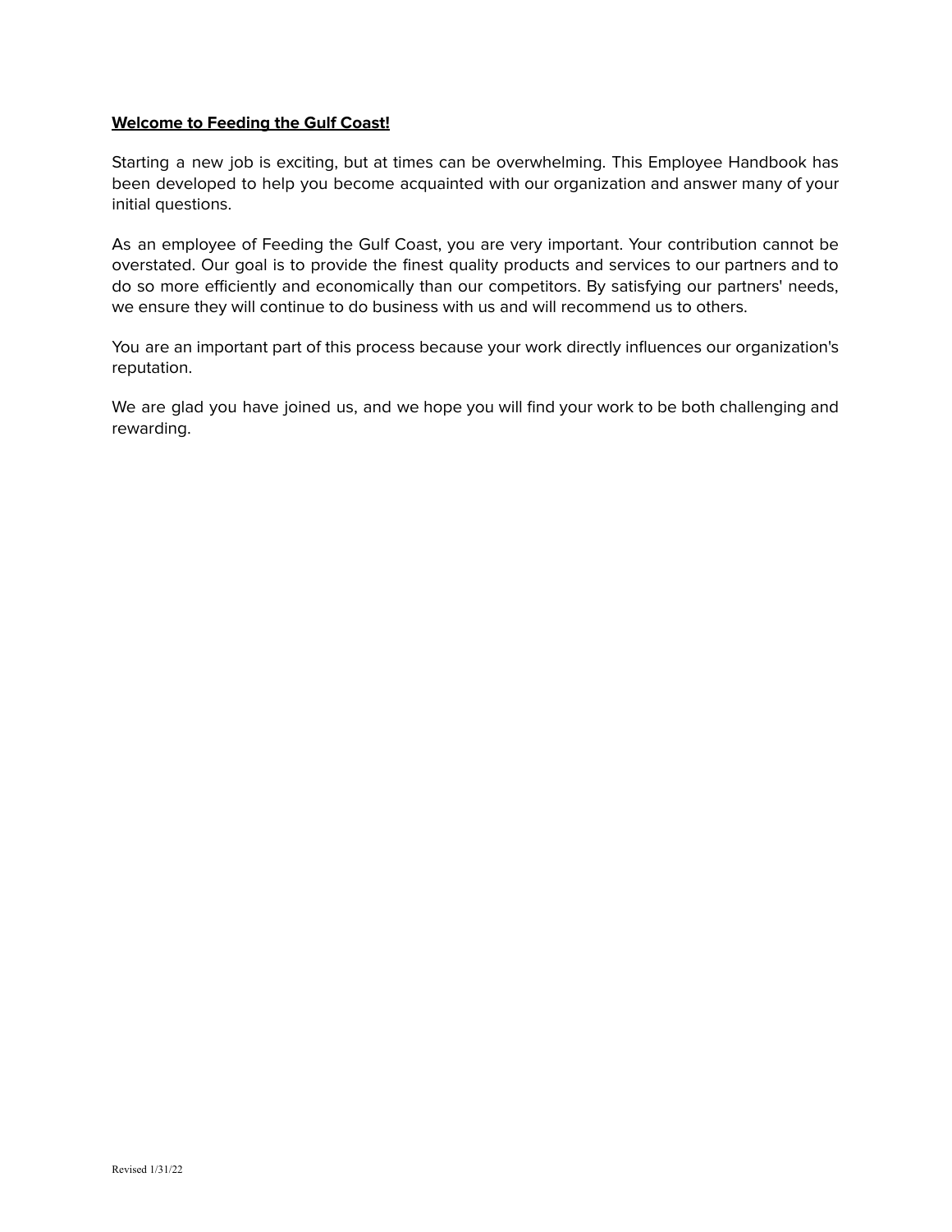**Welcome to Feeding the Gulf Coast!**

Starting a new job is exciting, but at times can be overwhelming. This Employee Handbook has been developed to help you become acquainted with our organization and answer many of your initial questions.

As an employee of Feeding the Gulf Coast, you are very important. Your contribution cannot be overstated. Our goal is to provide the finest quality products and services to our partners and to do so more efficiently and economically than our competitors. By satisfying our partners' needs, we ensure they will continue to do business with us and will recommend us to others.

You are an important part of this process because your work directly influences our organization's reputation.

We are glad you have joined us, and we hope you will find your work to be both challenging and rewarding.

Revised 1/31/22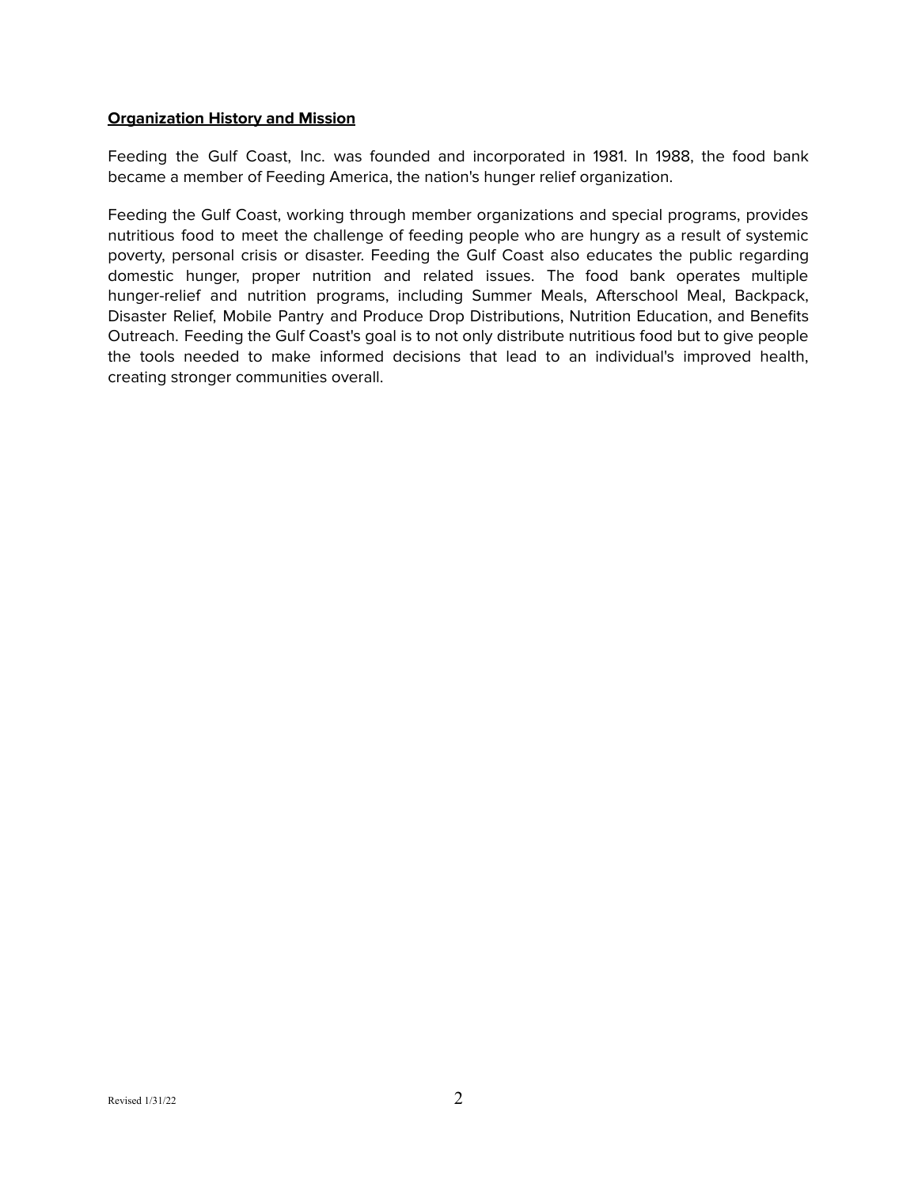## **Organization History and Mission**

Feeding the Gulf Coast, Inc. was founded and incorporated in 1981. In 1988, the food bank became a member of Feeding America, the nation's hunger relief organization.

Feeding the Gulf Coast, working through member organizations and special programs, provides nutritious food to meet the challenge of feeding people who are hungry as a result of systemic poverty, personal crisis or disaster. Feeding the Gulf Coast also educates the public regarding domestic hunger, proper nutrition and related issues. The food bank operates multiple hunger-relief and nutrition programs, including Summer Meals, Afterschool Meal, Backpack, Disaster Relief, Mobile Pantry and Produce Drop Distributions, Nutrition Education, and Benefits Outreach. Feeding the Gulf Coast's goal is to not only distribute nutritious food but to give people the tools needed to make informed decisions that lead to an individual's improved health, creating stronger communities overall.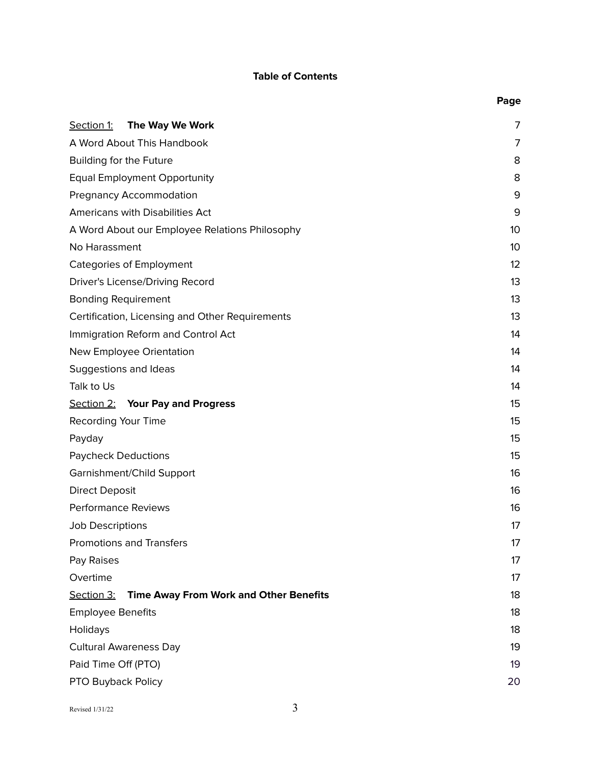**Table of Contents**

| | Page |
|---|---|
| Section 1: **The Way We Work** | 7 |
| A Word About This Handbook | 7 |
| Building for the Future | 8 |
| Equal Employment Opportunity | 8 |
| Pregnancy Accommodation | 9 |
| Americans with Disabilities Act | 9 |
| A Word About our Employee Relations Philosophy | 10 |
| No Harassment | 10 |
| Categories of Employment | 12 |
| Driver's License/Driving Record | 13 |
| Bonding Requirement | 13 |
| Certification, Licensing and Other Requirements | 13 |
| Immigration Reform and Control Act | 14 |
| New Employee Orientation | 14 |
| Suggestions and Ideas | 14 |
| Talk to Us | 14 |
| Section 2: **Your Pay and Progress** | 15 |
| Recording Your Time | 15 |
| Payday | 15 |
| Paycheck Deductions | 15 |
| Garnishment/Child Support | 16 |
| Direct Deposit | 16 |
| Performance Reviews | 16 |
| Job Descriptions | 17 |
| Promotions and Transfers | 17 |
| Pay Raises | 17 |
| Overtime | 17 |
| Section 3: **Time Away From Work and Other Benefits** | 18 |
| Employee Benefits | 18 |
| Holidays | 18 |
| Cultural Awareness Day | 19 |
| Paid Time Off (PTO) | 19 |
| PTO Buyback Policy | 20 |

Revised 1/31/22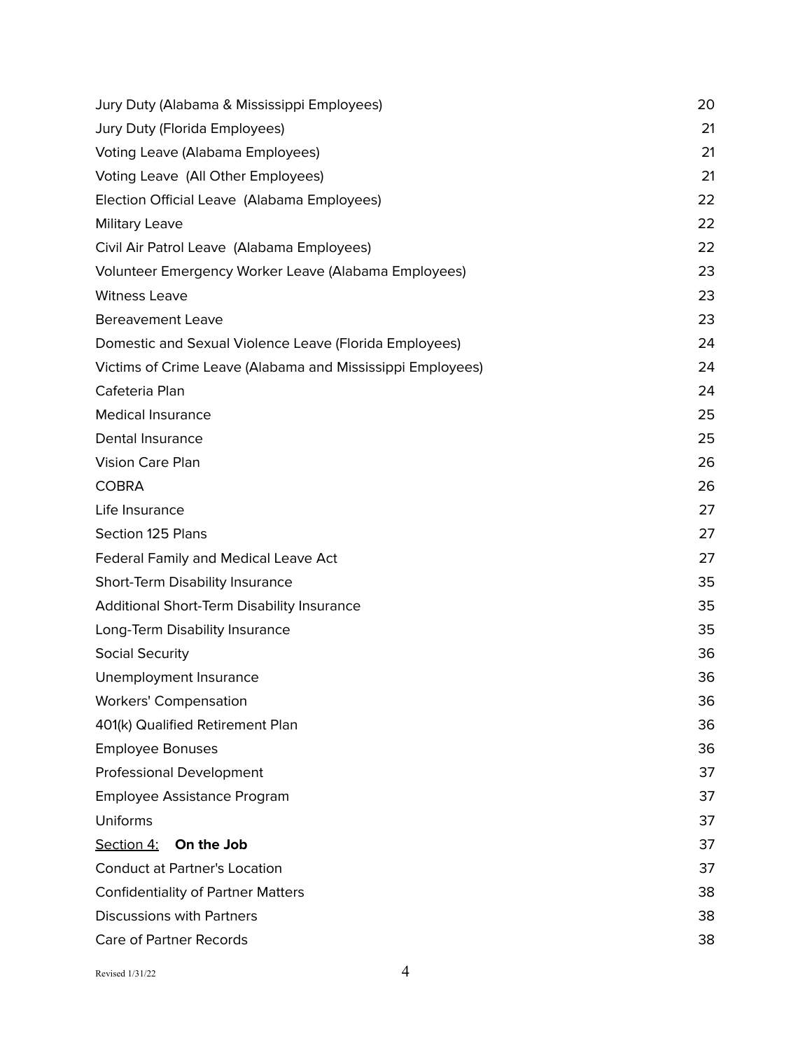| | |
|---|---|
| Jury Duty (Alabama & Mississippi Employees) | 20 |
| Jury Duty (Florida Employees) | 21 |
| Voting Leave (Alabama Employees) | 21 |
| Voting Leave (All Other Employees) | 21 |
| Election Official Leave (Alabama Employees) | 22 |
| Military Leave | 22 |
| Civil Air Patrol Leave (Alabama Employees) | 22 |
| Volunteer Emergency Worker Leave (Alabama Employees) | 23 |
| Witness Leave | 23 |
| Bereavement Leave | 23 |
| Domestic and Sexual Violence Leave (Florida Employees) | 24 |
| Victims of Crime Leave (Alabama and Mississippi Employees) | 24 |
| Cafeteria Plan | 24 |
| Medical Insurance | 25 |
| Dental Insurance | 25 |
| Vision Care Plan | 26 |
| COBRA | 26 |
| Life Insurance | 27 |
| Section 125 Plans | 27 |
| Federal Family and Medical Leave Act | 27 |
| Short-Term Disability Insurance | 35 |
| Additional Short-Term Disability Insurance | 35 |
| Long-Term Disability Insurance | 35 |
| Social Security | 36 |
| Unemployment Insurance | 36 |
| Workers' Compensation | 36 |
| 401(k) Qualified Retirement Plan | 36 |
| Employee Bonuses | 36 |
| Professional Development | 37 |
| Employee Assistance Program | 37 |
| Uniforms | 37 |
| Section 4: **On the Job** | 37 |
| Conduct at Partner's Location | 37 |
| Confidentiality of Partner Matters | 38 |
| Discussions with Partners | 38 |
| Care of Partner Records | 38 |

Revised 1/31/22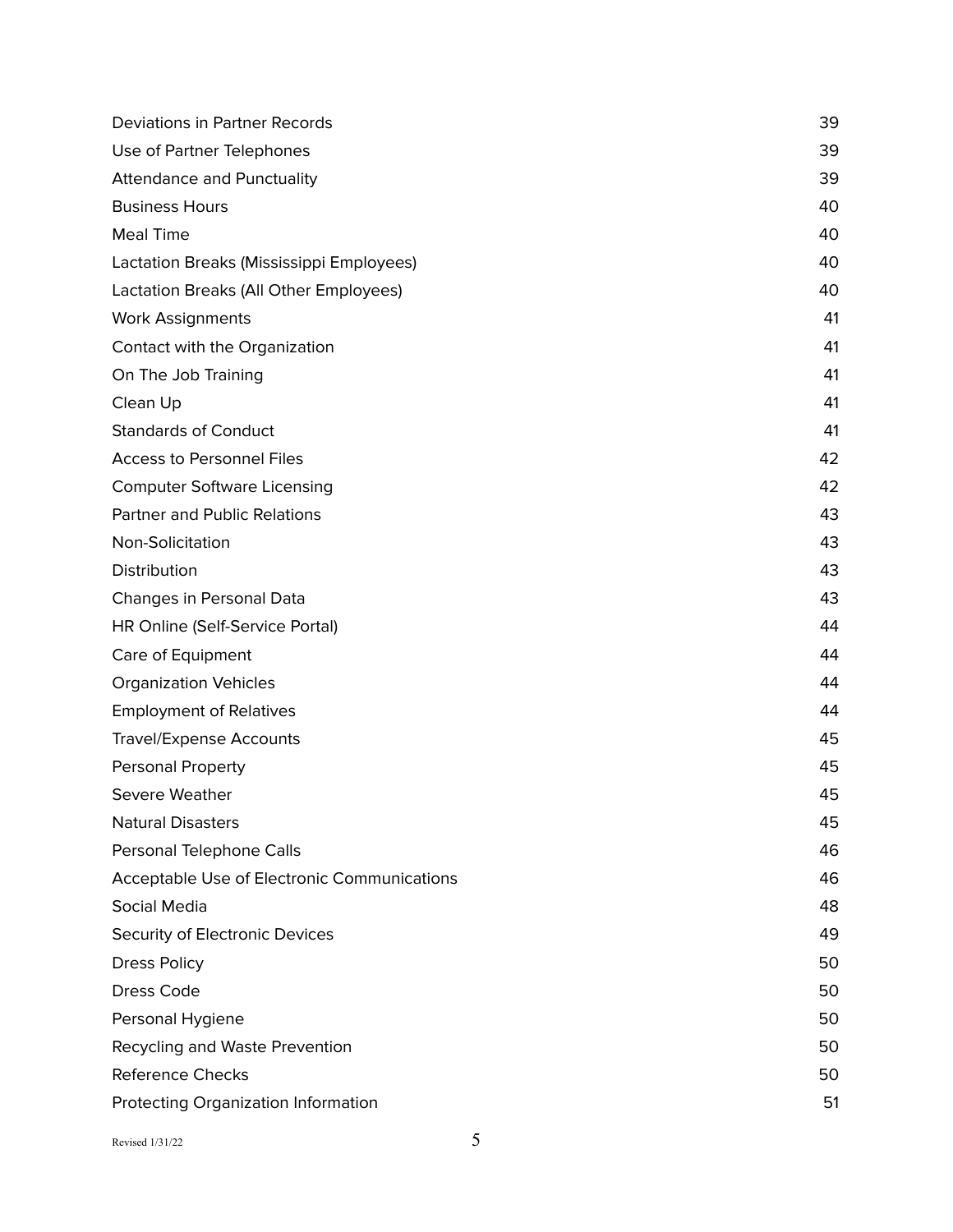| | |
|---|---|
| Deviations in Partner Records | 39 |
| Use of Partner Telephones | 39 |
| Attendance and Punctuality | 39 |
| Business Hours | 40 |
| Meal Time | 40 |
| Lactation Breaks (Mississippi Employees) | 40 |
| Lactation Breaks (All Other Employees) | 40 |
| Work Assignments | 41 |
| Contact with the Organization | 41 |
| On The Job Training | 41 |
| Clean Up | 41 |
| Standards of Conduct | 41 |
| Access to Personnel Files | 42 |
| Computer Software Licensing | 42 |
| Partner and Public Relations | 43 |
| Non-Solicitation | 43 |
| Distribution | 43 |
| Changes in Personal Data | 43 |
| HR Online (Self-Service Portal) | 44 |
| Care of Equipment | 44 |
| Organization Vehicles | 44 |
| Employment of Relatives | 44 |
| Travel/Expense Accounts | 45 |
| Personal Property | 45 |
| Severe Weather | 45 |
| Natural Disasters | 45 |
| Personal Telephone Calls | 46 |
| Acceptable Use of Electronic Communications | 46 |
| Social Media | 48 |
| Security of Electronic Devices | 49 |
| Dress Policy | 50 |
| Dress Code | 50 |
| Personal Hygiene | 50 |
| Recycling and Waste Prevention | 50 |
| Reference Checks | 50 |
| Protecting Organization Information | 51 |

Revised 1/31/22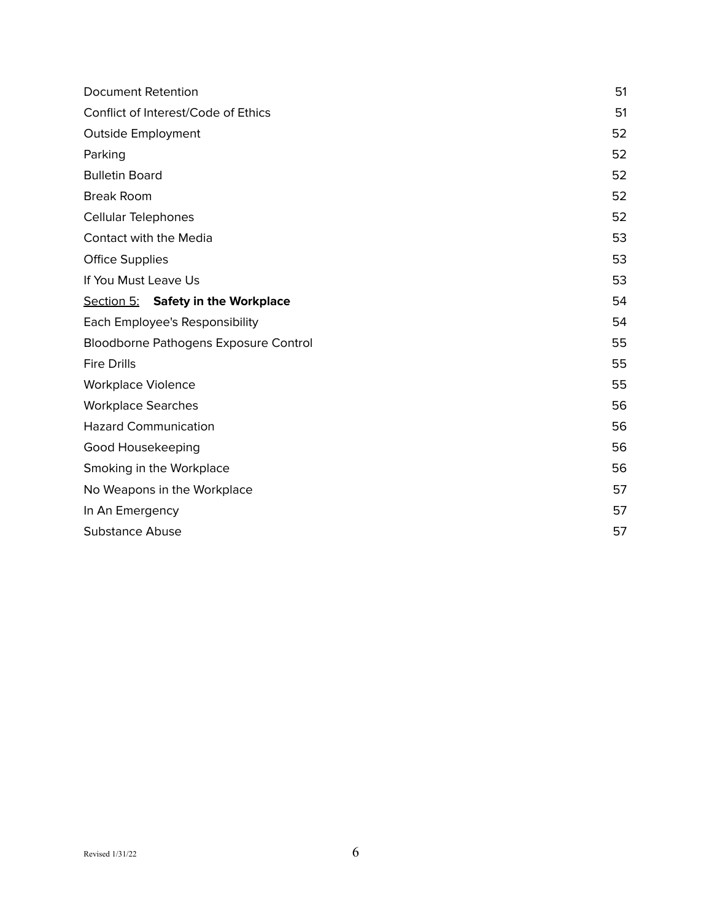| | |
|---|---|
| Document Retention | 51 |
| Conflict of Interest/Code of Ethics | 51 |
| Outside Employment | 52 |
| Parking | 52 |
| Bulletin Board | 52 |
| Break Room | 52 |
| Cellular Telephones | 52 |
| Contact with the Media | 53 |
| Office Supplies | 53 |
| If You Must Leave Us | 53 |
| Section 5: **Safety in the Workplace** | 54 |
| Each Employee's Responsibility | 54 |
| Bloodborne Pathogens Exposure Control | 55 |
| Fire Drills | 55 |
| Workplace Violence | 55 |
| Workplace Searches | 56 |
| Hazard Communication | 56 |
| Good Housekeeping | 56 |
| Smoking in the Workplace | 56 |
| No Weapons in the Workplace | 57 |
| In An Emergency | 57 |
| Substance Abuse | 57 |

Revised 1/31/22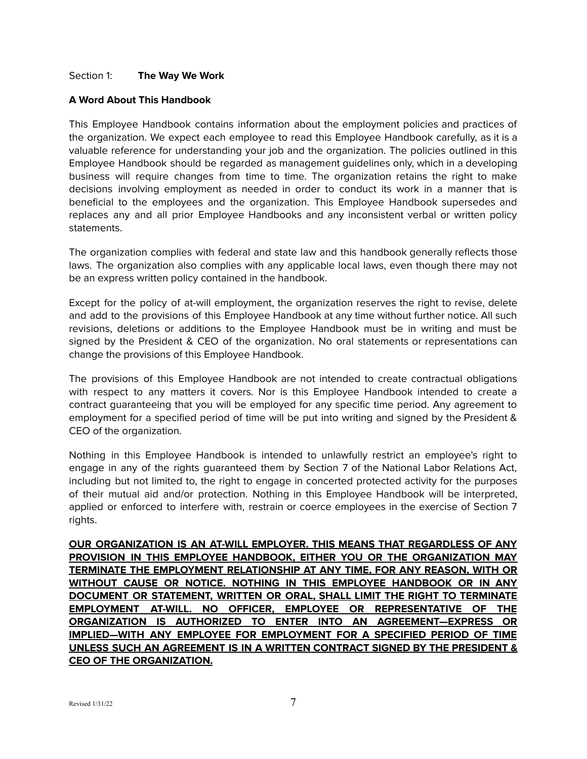## Section 1: **The Way We Work**

### A Word About This Handbook

This Employee Handbook contains information about the employment policies and practices of the organization. We expect each employee to read this Employee Handbook carefully, as it is a valuable reference for understanding your job and the organization. The policies outlined in this Employee Handbook should be regarded as management guidelines only, which in a developing business will require changes from time to time. The organization retains the right to make decisions involving employment as needed in order to conduct its work in a manner that is beneficial to the employees and the organization. This Employee Handbook supersedes and replaces any and all prior Employee Handbooks and any inconsistent verbal or written policy statements.

The organization complies with federal and state law and this handbook generally reflects those laws. The organization also complies with any applicable local laws, even though there may not be an express written policy contained in the handbook.

Except for the policy of at-will employment, the organization reserves the right to revise, delete and add to the provisions of this Employee Handbook at any time without further notice. All such revisions, deletions or additions to the Employee Handbook must be in writing and must be signed by the President & CEO of the organization. No oral statements or representations can change the provisions of this Employee Handbook.

The provisions of this Employee Handbook are not intended to create contractual obligations with respect to any matters it covers. Nor is this Employee Handbook intended to create a contract guaranteeing that you will be employed for any specific time period. Any agreement to employment for a specified period of time will be put into writing and signed by the President & CEO of the organization.

Nothing in this Employee Handbook is intended to unlawfully restrict an employee's right to engage in any of the rights guaranteed them by Section 7 of the National Labor Relations Act, including but not limited to, the right to engage in concerted protected activity for the purposes of their mutual aid and/or protection. Nothing in this Employee Handbook will be interpreted, applied or enforced to interfere with, restrain or coerce employees in the exercise of Section 7 rights.

**OUR ORGANIZATION IS AN AT-WILL EMPLOYER. THIS MEANS THAT REGARDLESS OF ANY PROVISION IN THIS EMPLOYEE HANDBOOK, EITHER YOU OR THE ORGANIZATION MAY TERMINATE THE EMPLOYMENT RELATIONSHIP AT ANY TIME, FOR ANY REASON, WITH OR WITHOUT CAUSE OR NOTICE. NOTHING IN THIS EMPLOYEE HANDBOOK OR IN ANY DOCUMENT OR STATEMENT, WRITTEN OR ORAL, SHALL LIMIT THE RIGHT TO TERMINATE EMPLOYMENT AT-WILL. NO OFFICER, EMPLOYEE OR REPRESENTATIVE OF THE ORGANIZATION IS AUTHORIZED TO ENTER INTO AN AGREEMENT—EXPRESS OR IMPLIED—WITH ANY EMPLOYEE FOR EMPLOYMENT FOR A SPECIFIED PERIOD OF TIME UNLESS SUCH AN AGREEMENT IS IN A WRITTEN CONTRACT SIGNED BY THE PRESIDENT & CEO OF THE ORGANIZATION.**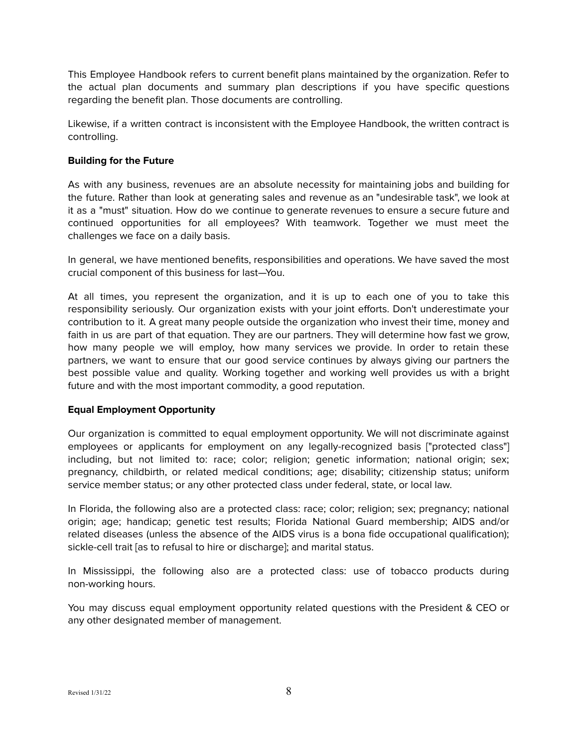This Employee Handbook refers to current benefit plans maintained by the organization. Refer to the actual plan documents and summary plan descriptions if you have specific questions regarding the benefit plan. Those documents are controlling.

Likewise, if a written contract is inconsistent with the Employee Handbook, the written contract is controlling.

**Building for the Future**

As with any business, revenues are an absolute necessity for maintaining jobs and building for the future. Rather than look at generating sales and revenue as an "undesirable task", we look at it as a "must" situation. How do we continue to generate revenues to ensure a secure future and continued opportunities for all employees? With teamwork. Together we must meet the challenges we face on a daily basis.

In general, we have mentioned benefits, responsibilities and operations. We have saved the most crucial component of this business for last—You.

At all times, you represent the organization, and it is up to each one of you to take this responsibility seriously. Our organization exists with your joint efforts. Don't underestimate your contribution to it. A great many people outside the organization who invest their time, money and faith in us are part of that equation. They are our partners. They will determine how fast we grow, how many people we will employ, how many services we provide. In order to retain these partners, we want to ensure that our good service continues by always giving our partners the best possible value and quality. Working together and working well provides us with a bright future and with the most important commodity, a good reputation.

**Equal Employment Opportunity**

Our organization is committed to equal employment opportunity. We will not discriminate against employees or applicants for employment on any legally-recognized basis ["protected class"] including, but not limited to: race; color; religion; genetic information; national origin; sex; pregnancy, childbirth, or related medical conditions; age; disability; citizenship status; uniform service member status; or any other protected class under federal, state, or local law.

In Florida, the following also are a protected class: race; color; religion; sex; pregnancy; national origin; age; handicap; genetic test results; Florida National Guard membership; AIDS and/or related diseases (unless the absence of the AIDS virus is a bona fide occupational qualification); sickle-cell trait [as to refusal to hire or discharge]; and marital status.

In Mississippi, the following also are a protected class: use of tobacco products during non-working hours.

You may discuss equal employment opportunity related questions with the President & CEO or any other designated member of management.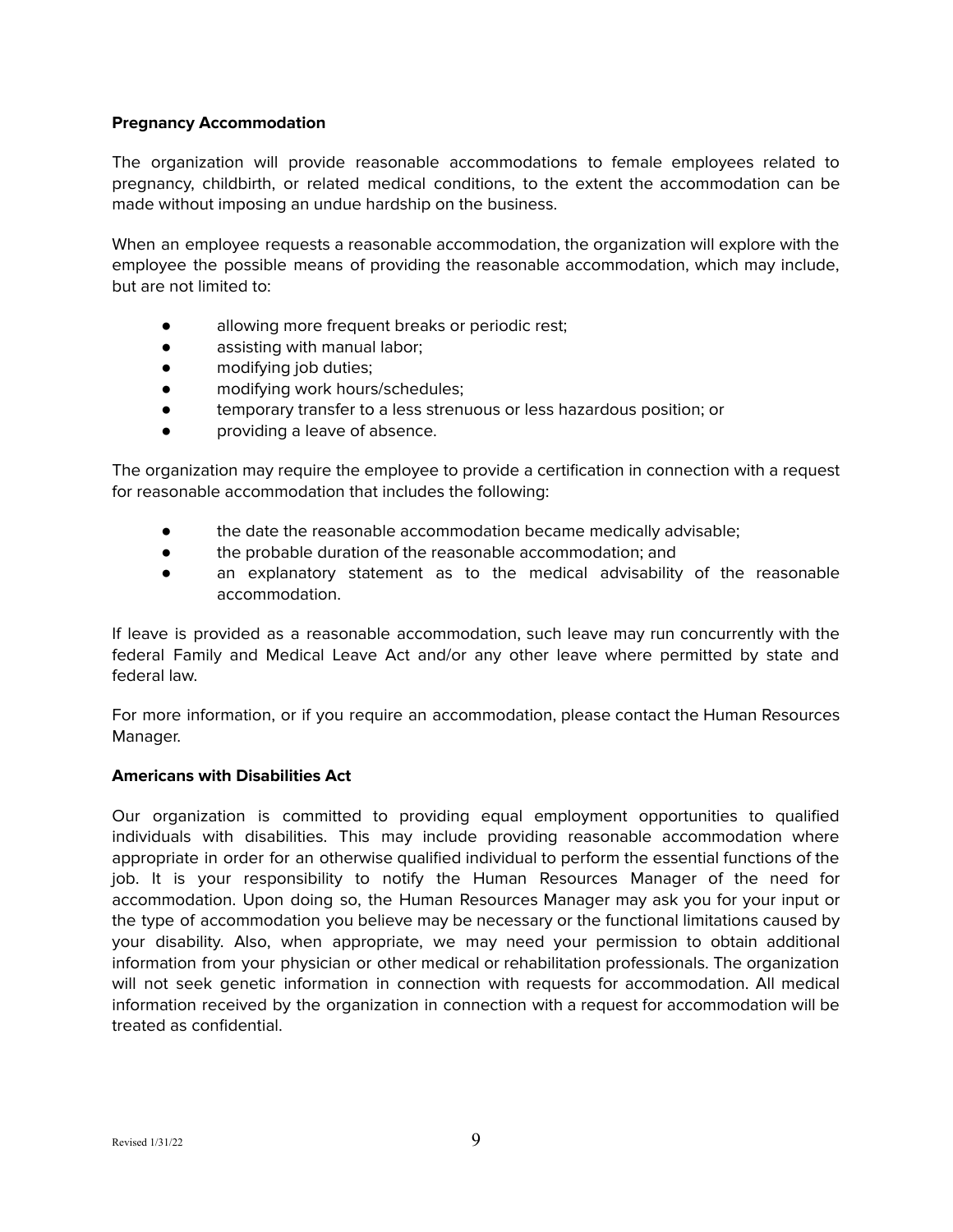**Pregnancy Accommodation**

The organization will provide reasonable accommodations to female employees related to pregnancy, childbirth, or related medical conditions, to the extent the accommodation can be made without imposing an undue hardship on the business.

When an employee requests a reasonable accommodation, the organization will explore with the employee the possible means of providing the reasonable accommodation, which may include, but are not limited to:

- allowing more frequent breaks or periodic rest;
- assisting with manual labor;
- modifying job duties;
- modifying work hours/schedules;
- temporary transfer to a less strenuous or less hazardous position; or
- providing a leave of absence.

The organization may require the employee to provide a certification in connection with a request for reasonable accommodation that includes the following:

- the date the reasonable accommodation became medically advisable;
- the probable duration of the reasonable accommodation; and
- an explanatory statement as to the medical advisability of the reasonable accommodation.

If leave is provided as a reasonable accommodation, such leave may run concurrently with the federal Family and Medical Leave Act and/or any other leave where permitted by state and federal law.

For more information, or if you require an accommodation, please contact the Human Resources Manager.

**Americans with Disabilities Act**

Our organization is committed to providing equal employment opportunities to qualified individuals with disabilities. This may include providing reasonable accommodation where appropriate in order for an otherwise qualified individual to perform the essential functions of the job. It is your responsibility to notify the Human Resources Manager of the need for accommodation. Upon doing so, the Human Resources Manager may ask you for your input or the type of accommodation you believe may be necessary or the functional limitations caused by your disability. Also, when appropriate, we may need your permission to obtain additional information from your physician or other medical or rehabilitation professionals. The organization will not seek genetic information in connection with requests for accommodation. All medical information received by the organization in connection with a request for accommodation will be treated as confidential.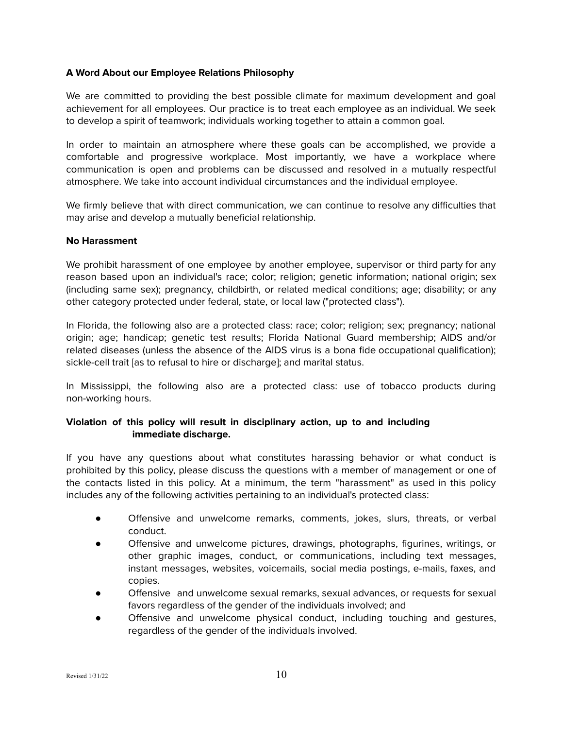**A Word About our Employee Relations Philosophy**

We are committed to providing the best possible climate for maximum development and goal achievement for all employees. Our practice is to treat each employee as an individual. We seek to develop a spirit of teamwork; individuals working together to attain a common goal.

In order to maintain an atmosphere where these goals can be accomplished, we provide a comfortable and progressive workplace. Most importantly, we have a workplace where communication is open and problems can be discussed and resolved in a mutually respectful atmosphere. We take into account individual circumstances and the individual employee.

We firmly believe that with direct communication, we can continue to resolve any difficulties that may arise and develop a mutually beneficial relationship.

**No Harassment**

We prohibit harassment of one employee by another employee, supervisor or third party for any reason based upon an individual's race; color; religion; genetic information; national origin; sex (including same sex); pregnancy, childbirth, or related medical conditions; age; disability; or any other category protected under federal, state, or local law ("protected class").

In Florida, the following also are a protected class: race; color; religion; sex; pregnancy; national origin; age; handicap; genetic test results; Florida National Guard membership; AIDS and/or related diseases (unless the absence of the AIDS virus is a bona fide occupational qualification); sickle-cell trait [as to refusal to hire or discharge]; and marital status.

In Mississippi, the following also are a protected class: use of tobacco products during non-working hours.

**Violation of this policy will result in disciplinary action, up to and including immediate discharge.**

If you have any questions about what constitutes harassing behavior or what conduct is prohibited by this policy, please discuss the questions with a member of management or one of the contacts listed in this policy. At a minimum, the term "harassment" as used in this policy includes any of the following activities pertaining to an individual's protected class:

- Offensive and unwelcome remarks, comments, jokes, slurs, threats, or verbal conduct.
- Offensive and unwelcome pictures, drawings, photographs, figurines, writings, or other graphic images, conduct, or communications, including text messages, instant messages, websites, voicemails, social media postings, e-mails, faxes, and copies.
- Offensive and unwelcome sexual remarks, sexual advances, or requests for sexual favors regardless of the gender of the individuals involved; and
- Offensive and unwelcome physical conduct, including touching and gestures, regardless of the gender of the individuals involved.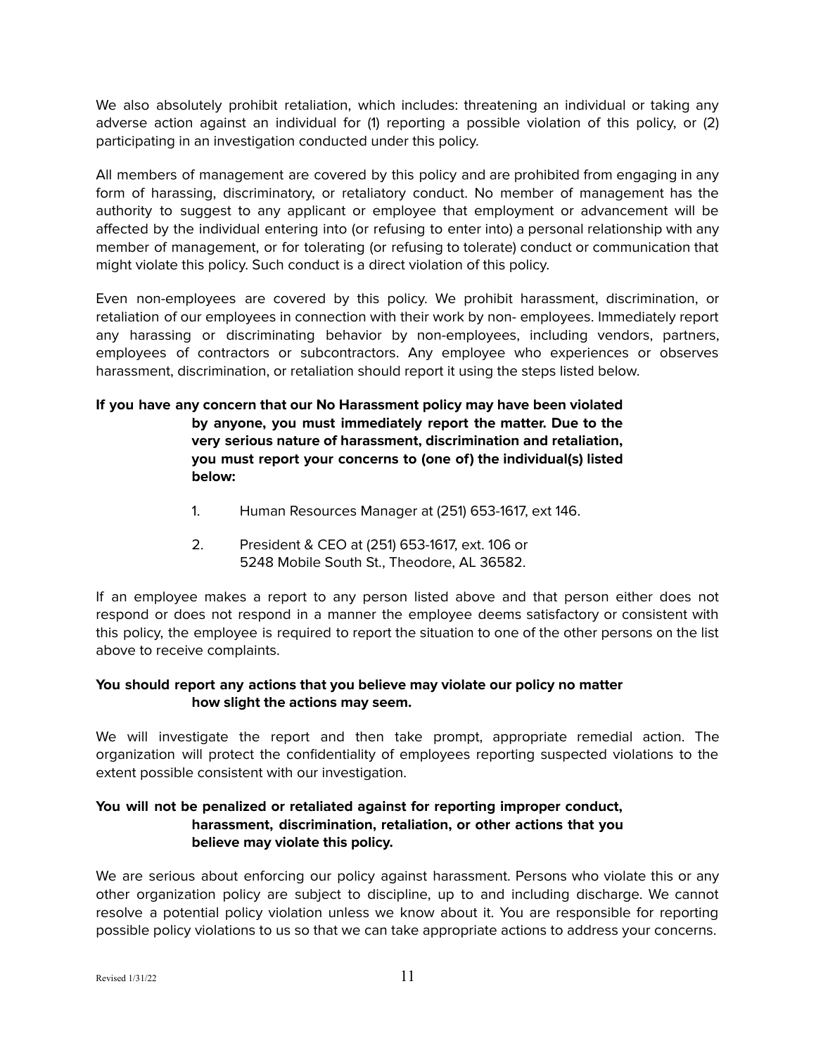We also absolutely prohibit retaliation, which includes: threatening an individual or taking any adverse action against an individual for (1) reporting a possible violation of this policy, or (2) participating in an investigation conducted under this policy.

All members of management are covered by this policy and are prohibited from engaging in any form of harassing, discriminatory, or retaliatory conduct. No member of management has the authority to suggest to any applicant or employee that employment or advancement will be affected by the individual entering into (or refusing to enter into) a personal relationship with any member of management, or for tolerating (or refusing to tolerate) conduct or communication that might violate this policy. Such conduct is a direct violation of this policy.

Even non-employees are covered by this policy. We prohibit harassment, discrimination, or retaliation of our employees in connection with their work by non- employees. Immediately report any harassing or discriminating behavior by non-employees, including vendors, partners, employees of contractors or subcontractors. Any employee who experiences or observes harassment, discrimination, or retaliation should report it using the steps listed below.

**If you have any concern that our No Harassment policy may have been violated by anyone, you must immediately report the matter. Due to the very serious nature of harassment, discrimination and retaliation, you must report your concerns to (one of) the individual(s) listed below:**

1. Human Resources Manager at (251) 653-1617, ext 146.
2. President & CEO at (251) 653-1617, ext. 106 or
   5248 Mobile South St., Theodore, AL 36582.

If an employee makes a report to any person listed above and that person either does not respond or does not respond in a manner the employee deems satisfactory or consistent with this policy, the employee is required to report the situation to one of the other persons on the list above to receive complaints.

**You should report any actions that you believe may violate our policy no matter how slight the actions may seem.**

We will investigate the report and then take prompt, appropriate remedial action. The organization will protect the confidentiality of employees reporting suspected violations to the extent possible consistent with our investigation.

**You will not be penalized or retaliated against for reporting improper conduct, harassment, discrimination, retaliation, or other actions that you believe may violate this policy.**

We are serious about enforcing our policy against harassment. Persons who violate this or any other organization policy are subject to discipline, up to and including discharge. We cannot resolve a potential policy violation unless we know about it. You are responsible for reporting possible policy violations to us so that we can take appropriate actions to address your concerns.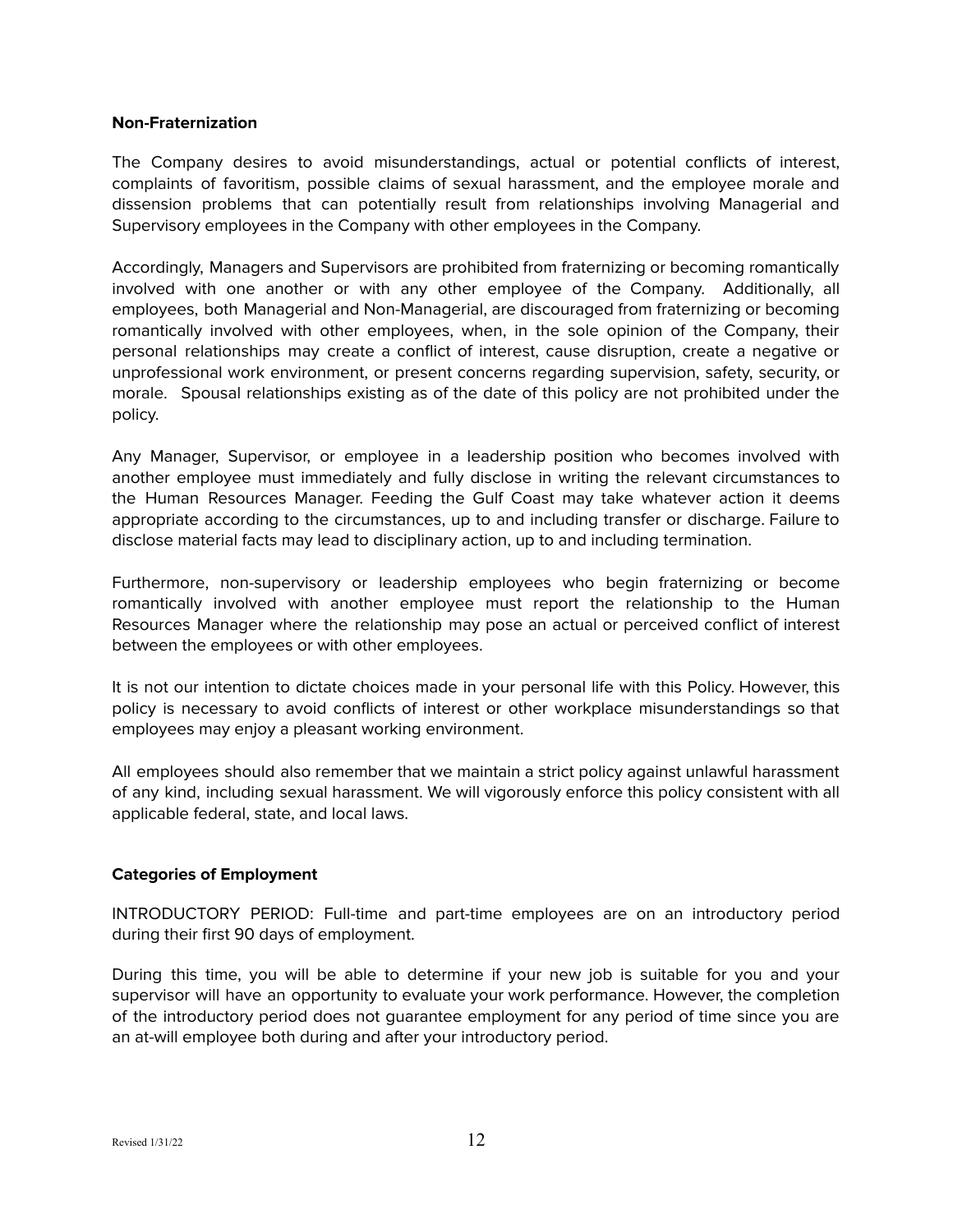**Non-Fraternization**

The Company desires to avoid misunderstandings, actual or potential conflicts of interest, complaints of favoritism, possible claims of sexual harassment, and the employee morale and dissension problems that can potentially result from relationships involving Managerial and Supervisory employees in the Company with other employees in the Company.

Accordingly, Managers and Supervisors are prohibited from fraternizing or becoming romantically involved with one another or with any other employee of the Company. Additionally, all employees, both Managerial and Non-Managerial, are discouraged from fraternizing or becoming romantically involved with other employees, when, in the sole opinion of the Company, their personal relationships may create a conflict of interest, cause disruption, create a negative or unprofessional work environment, or present concerns regarding supervision, safety, security, or morale. Spousal relationships existing as of the date of this policy are not prohibited under the policy.

Any Manager, Supervisor, or employee in a leadership position who becomes involved with another employee must immediately and fully disclose in writing the relevant circumstances to the Human Resources Manager. Feeding the Gulf Coast may take whatever action it deems appropriate according to the circumstances, up to and including transfer or discharge. Failure to disclose material facts may lead to disciplinary action, up to and including termination.

Furthermore, non-supervisory or leadership employees who begin fraternizing or become romantically involved with another employee must report the relationship to the Human Resources Manager where the relationship may pose an actual or perceived conflict of interest between the employees or with other employees.

It is not our intention to dictate choices made in your personal life with this Policy. However, this policy is necessary to avoid conflicts of interest or other workplace misunderstandings so that employees may enjoy a pleasant working environment.

All employees should also remember that we maintain a strict policy against unlawful harassment of any kind, including sexual harassment. We will vigorously enforce this policy consistent with all applicable federal, state, and local laws.

**Categories of Employment**

INTRODUCTORY PERIOD: Full-time and part-time employees are on an introductory period during their first 90 days of employment.

During this time, you will be able to determine if your new job is suitable for you and your supervisor will have an opportunity to evaluate your work performance. However, the completion of the introductory period does not guarantee employment for any period of time since you are an at-will employee both during and after your introductory period.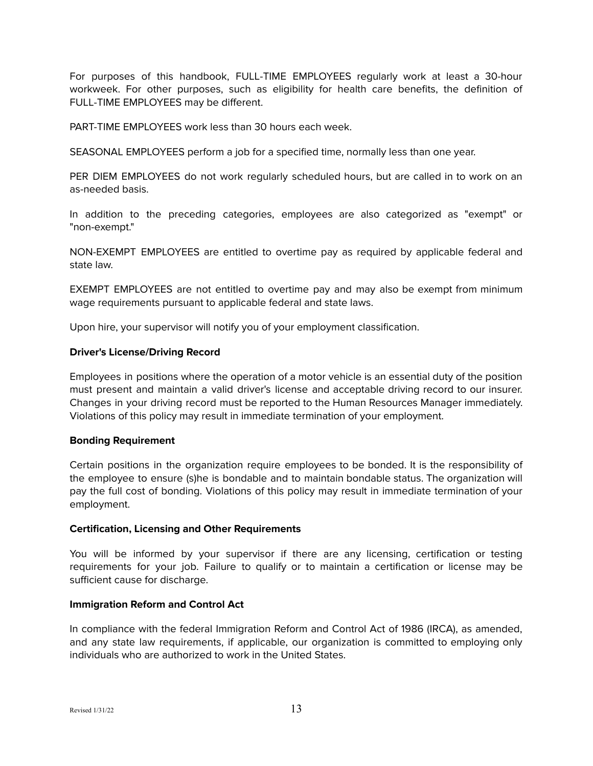For purposes of this handbook, FULL-TIME EMPLOYEES regularly work at least a 30-hour workweek. For other purposes, such as eligibility for health care benefits, the definition of FULL-TIME EMPLOYEES may be different.

PART-TIME EMPLOYEES work less than 30 hours each week.

SEASONAL EMPLOYEES perform a job for a specified time, normally less than one year.

PER DIEM EMPLOYEES do not work regularly scheduled hours, but are called in to work on an as-needed basis.

In addition to the preceding categories, employees are also categorized as "exempt" or "non-exempt."

NON-EXEMPT EMPLOYEES are entitled to overtime pay as required by applicable federal and state law.

EXEMPT EMPLOYEES are not entitled to overtime pay and may also be exempt from minimum wage requirements pursuant to applicable federal and state laws.

Upon hire, your supervisor will notify you of your employment classification.

**Driver's License/Driving Record**

Employees in positions where the operation of a motor vehicle is an essential duty of the position must present and maintain a valid driver's license and acceptable driving record to our insurer. Changes in your driving record must be reported to the Human Resources Manager immediately. Violations of this policy may result in immediate termination of your employment.

**Bonding Requirement**

Certain positions in the organization require employees to be bonded. It is the responsibility of the employee to ensure (s)he is bondable and to maintain bondable status. The organization will pay the full cost of bonding. Violations of this policy may result in immediate termination of your employment.

**Certification, Licensing and Other Requirements**

You will be informed by your supervisor if there are any licensing, certification or testing requirements for your job. Failure to qualify or to maintain a certification or license may be sufficient cause for discharge.

**Immigration Reform and Control Act**

In compliance with the federal Immigration Reform and Control Act of 1986 (IRCA), as amended, and any state law requirements, if applicable, our organization is committed to employing only individuals who are authorized to work in the United States.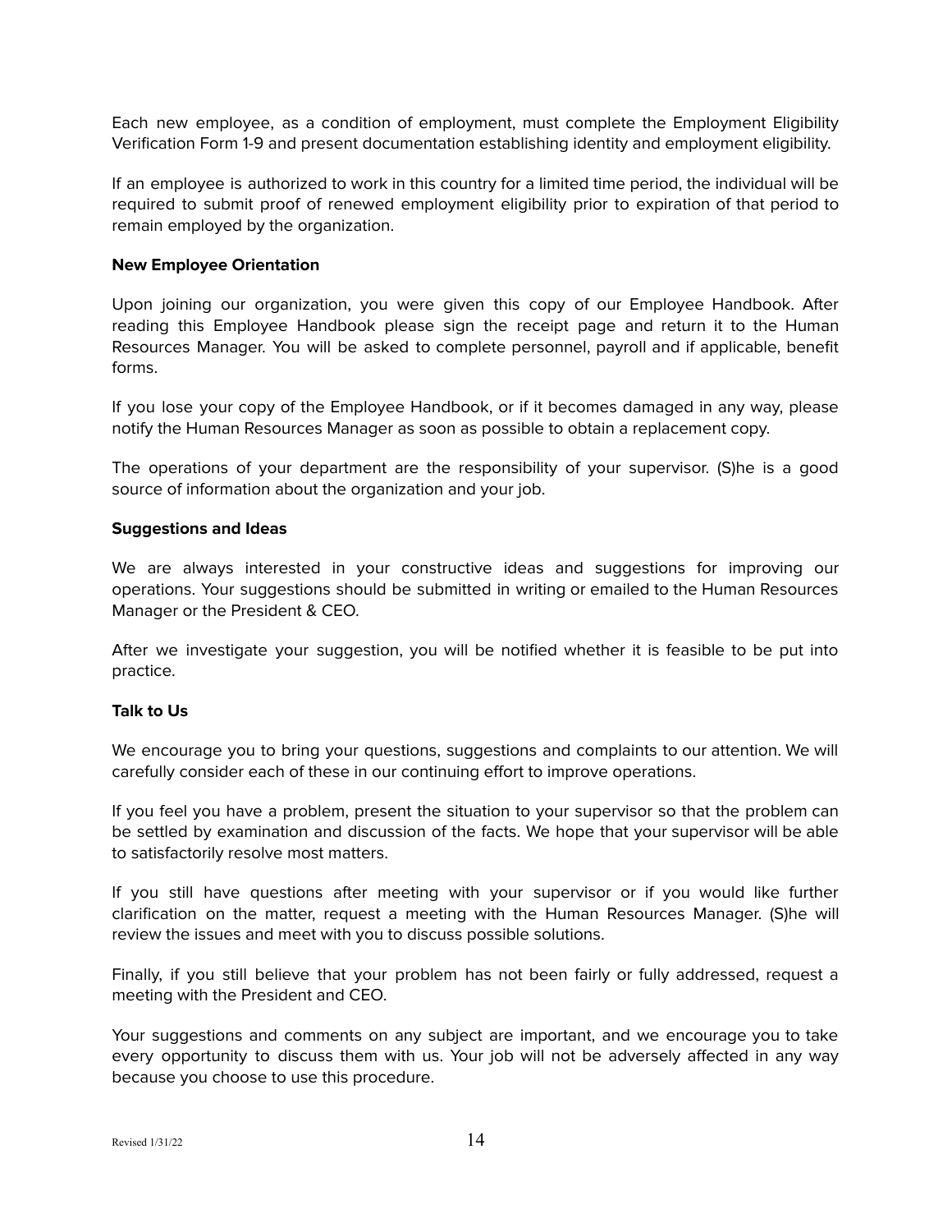Each new employee, as a condition of employment, must complete the Employment Eligibility Verification Form 1-9 and present documentation establishing identity and employment eligibility.

If an employee is authorized to work in this country for a limited time period, the individual will be required to submit proof of renewed employment eligibility prior to expiration of that period to remain employed by the organization.

**New Employee Orientation**

Upon joining our organization, you were given this copy of our Employee Handbook. After reading this Employee Handbook please sign the receipt page and return it to the Human Resources Manager. You will be asked to complete personnel, payroll and if applicable, benefit forms.

If you lose your copy of the Employee Handbook, or if it becomes damaged in any way, please notify the Human Resources Manager as soon as possible to obtain a replacement copy.

The operations of your department are the responsibility of your supervisor. (S)he is a good source of information about the organization and your job.

**Suggestions and Ideas**

We are always interested in your constructive ideas and suggestions for improving our operations. Your suggestions should be submitted in writing or emailed to the Human Resources Manager or the President & CEO.

After we investigate your suggestion, you will be notified whether it is feasible to be put into practice.

**Talk to Us**

We encourage you to bring your questions, suggestions and complaints to our attention. We will carefully consider each of these in our continuing effort to improve operations.

If you feel you have a problem, present the situation to your supervisor so that the problem can be settled by examination and discussion of the facts. We hope that your supervisor will be able to satisfactorily resolve most matters.

If you still have questions after meeting with your supervisor or if you would like further clarification on the matter, request a meeting with the Human Resources Manager. (S)he will review the issues and meet with you to discuss possible solutions.

Finally, if you still believe that your problem has not been fairly or fully addressed, request a meeting with the President and CEO.

Your suggestions and comments on any subject are important, and we encourage you to take every opportunity to discuss them with us. Your job will not be adversely affected in any way because you choose to use this procedure.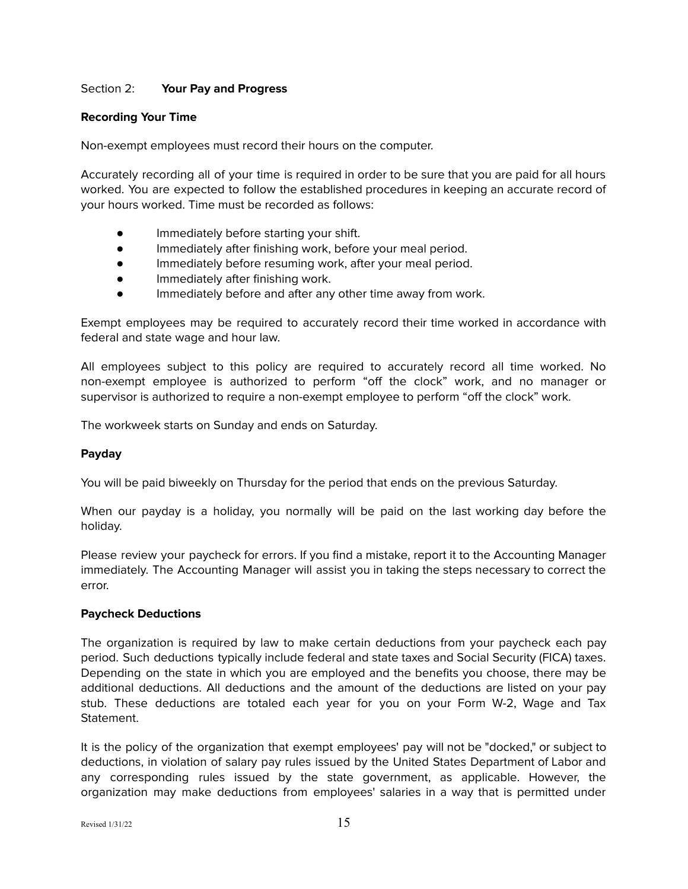Section 2: **Your Pay and Progress**

**Recording Your Time**

Non-exempt employees must record their hours on the computer.

Accurately recording all of your time is required in order to be sure that you are paid for all hours worked. You are expected to follow the established procedures in keeping an accurate record of your hours worked. Time must be recorded as follows:

- Immediately before starting your shift.
- Immediately after finishing work, before your meal period.
- Immediately before resuming work, after your meal period.
- Immediately after finishing work.
- Immediately before and after any other time away from work.

Exempt employees may be required to accurately record their time worked in accordance with federal and state wage and hour law.

All employees subject to this policy are required to accurately record all time worked. No non-exempt employee is authorized to perform "off the clock" work, and no manager or supervisor is authorized to require a non-exempt employee to perform "off the clock" work.

The workweek starts on Sunday and ends on Saturday.

**Payday**

You will be paid biweekly on Thursday for the period that ends on the previous Saturday.

When our payday is a holiday, you normally will be paid on the last working day before the holiday.

Please review your paycheck for errors. If you find a mistake, report it to the Accounting Manager immediately. The Accounting Manager will assist you in taking the steps necessary to correct the error.

**Paycheck Deductions**

The organization is required by law to make certain deductions from your paycheck each pay period. Such deductions typically include federal and state taxes and Social Security (FICA) taxes. Depending on the state in which you are employed and the benefits you choose, there may be additional deductions. All deductions and the amount of the deductions are listed on your pay stub. These deductions are totaled each year for you on your Form W-2, Wage and Tax Statement.

It is the policy of the organization that exempt employees' pay will not be "docked," or subject to deductions, in violation of salary pay rules issued by the United States Department of Labor and any corresponding rules issued by the state government, as applicable. However, the organization may make deductions from employees' salaries in a way that is permitted under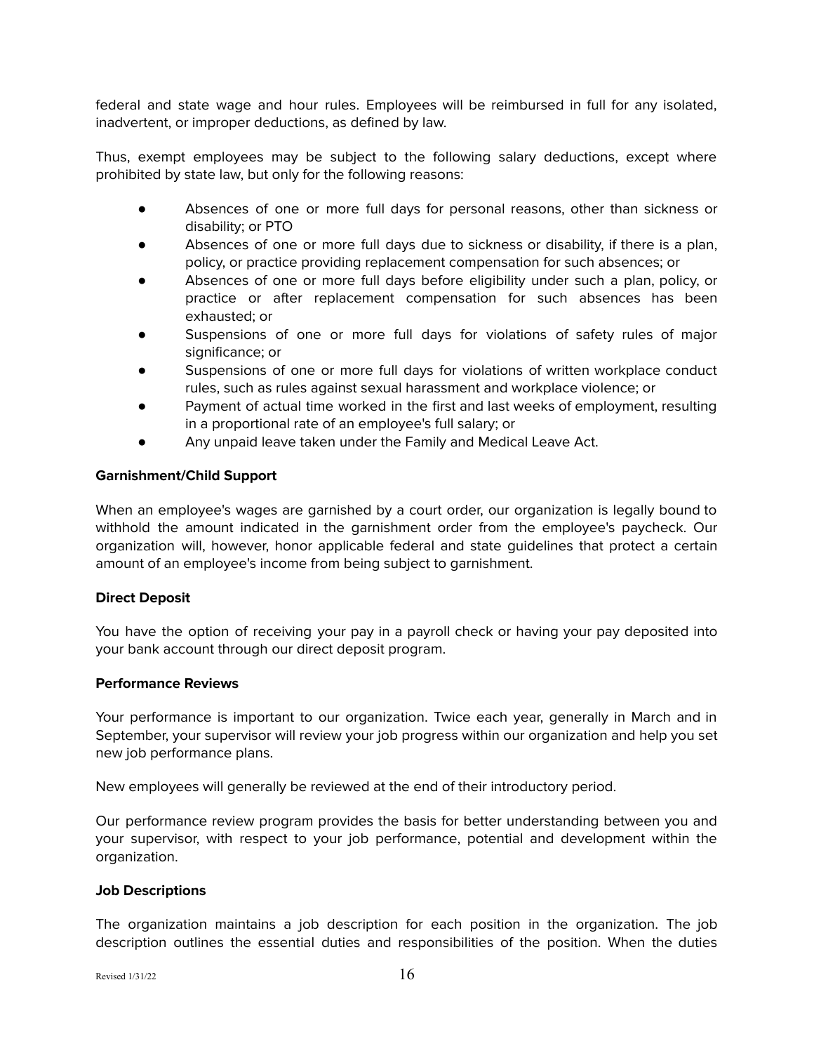federal and state wage and hour rules. Employees will be reimbursed in full for any isolated, inadvertent, or improper deductions, as defined by law.

Thus, exempt employees may be subject to the following salary deductions, except where prohibited by state law, but only for the following reasons:

- Absences of one or more full days for personal reasons, other than sickness or disability; or PTO
- Absences of one or more full days due to sickness or disability, if there is a plan, policy, or practice providing replacement compensation for such absences; or
- Absences of one or more full days before eligibility under such a plan, policy, or practice or after replacement compensation for such absences has been exhausted; or
- Suspensions of one or more full days for violations of safety rules of major significance; or
- Suspensions of one or more full days for violations of written workplace conduct rules, such as rules against sexual harassment and workplace violence; or
- Payment of actual time worked in the first and last weeks of employment, resulting in a proportional rate of an employee's full salary; or
- Any unpaid leave taken under the Family and Medical Leave Act.

**Garnishment/Child Support**

When an employee's wages are garnished by a court order, our organization is legally bound to withhold the amount indicated in the garnishment order from the employee's paycheck. Our organization will, however, honor applicable federal and state guidelines that protect a certain amount of an employee's income from being subject to garnishment.

**Direct Deposit**

You have the option of receiving your pay in a payroll check or having your pay deposited into your bank account through our direct deposit program.

**Performance Reviews**

Your performance is important to our organization. Twice each year, generally in March and in September, your supervisor will review your job progress within our organization and help you set new job performance plans.

New employees will generally be reviewed at the end of their introductory period.

Our performance review program provides the basis for better understanding between you and your supervisor, with respect to your job performance, potential and development within the organization.

**Job Descriptions**

The organization maintains a job description for each position in the organization. The job description outlines the essential duties and responsibilities of the position. When the duties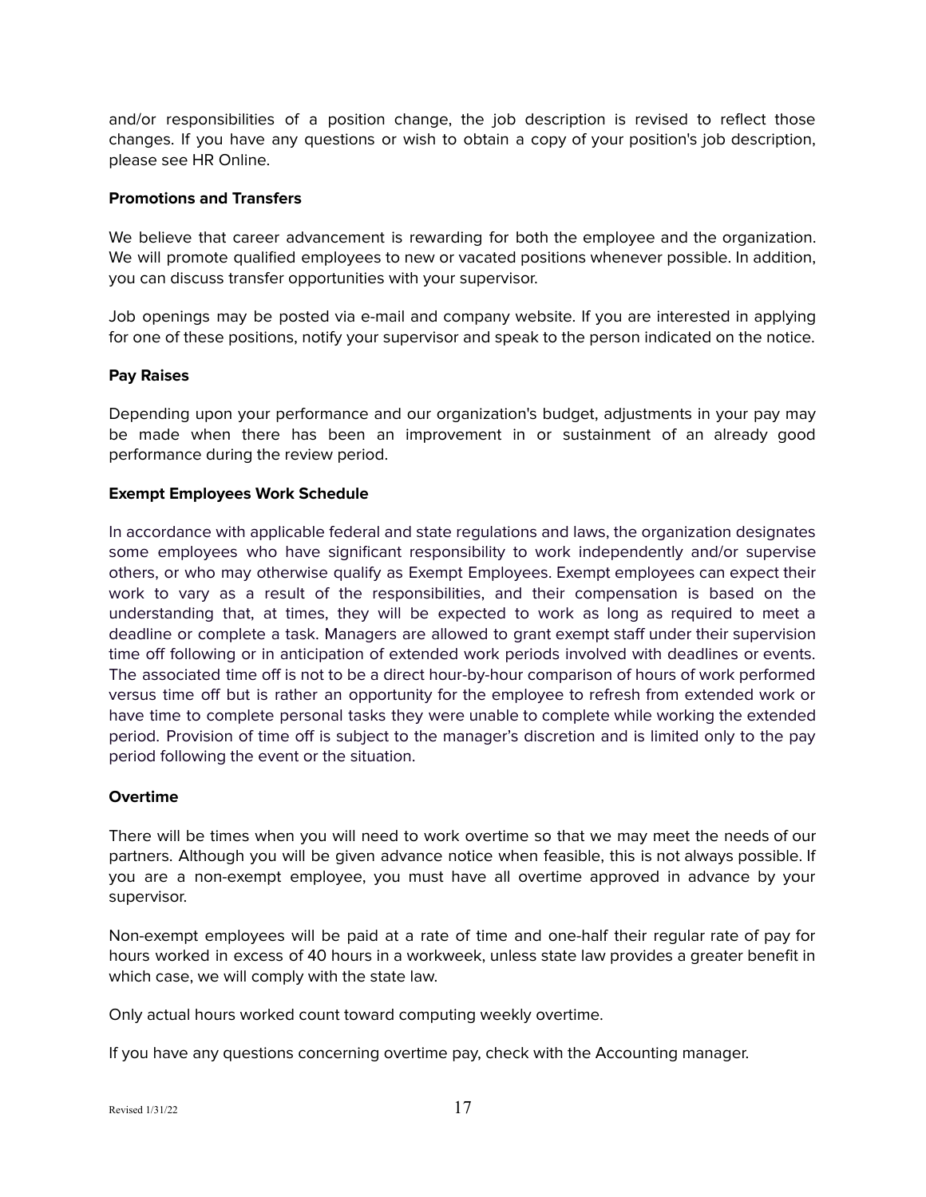and/or responsibilities of a position change, the job description is revised to reflect those changes. If you have any questions or wish to obtain a copy of your position's job description, please see HR Online.

**Promotions and Transfers**

We believe that career advancement is rewarding for both the employee and the organization. We will promote qualified employees to new or vacated positions whenever possible. In addition, you can discuss transfer opportunities with your supervisor.

Job openings may be posted via e-mail and company website. If you are interested in applying for one of these positions, notify your supervisor and speak to the person indicated on the notice.

**Pay Raises**

Depending upon your performance and our organization's budget, adjustments in your pay may be made when there has been an improvement in or sustainment of an already good performance during the review period.

**Exempt Employees Work Schedule**

In accordance with applicable federal and state regulations and laws, the organization designates some employees who have significant responsibility to work independently and/or supervise others, or who may otherwise qualify as Exempt Employees. Exempt employees can expect their work to vary as a result of the responsibilities, and their compensation is based on the understanding that, at times, they will be expected to work as long as required to meet a deadline or complete a task. Managers are allowed to grant exempt staff under their supervision time off following or in anticipation of extended work periods involved with deadlines or events. The associated time off is not to be a direct hour-by-hour comparison of hours of work performed versus time off but is rather an opportunity for the employee to refresh from extended work or have time to complete personal tasks they were unable to complete while working the extended period. Provision of time off is subject to the manager's discretion and is limited only to the pay period following the event or the situation.

**Overtime**

There will be times when you will need to work overtime so that we may meet the needs of our partners. Although you will be given advance notice when feasible, this is not always possible. If you are a non-exempt employee, you must have all overtime approved in advance by your supervisor.

Non-exempt employees will be paid at a rate of time and one-half their regular rate of pay for hours worked in excess of 40 hours in a workweek, unless state law provides a greater benefit in which case, we will comply with the state law.

Only actual hours worked count toward computing weekly overtime.

If you have any questions concerning overtime pay, check with the Accounting manager.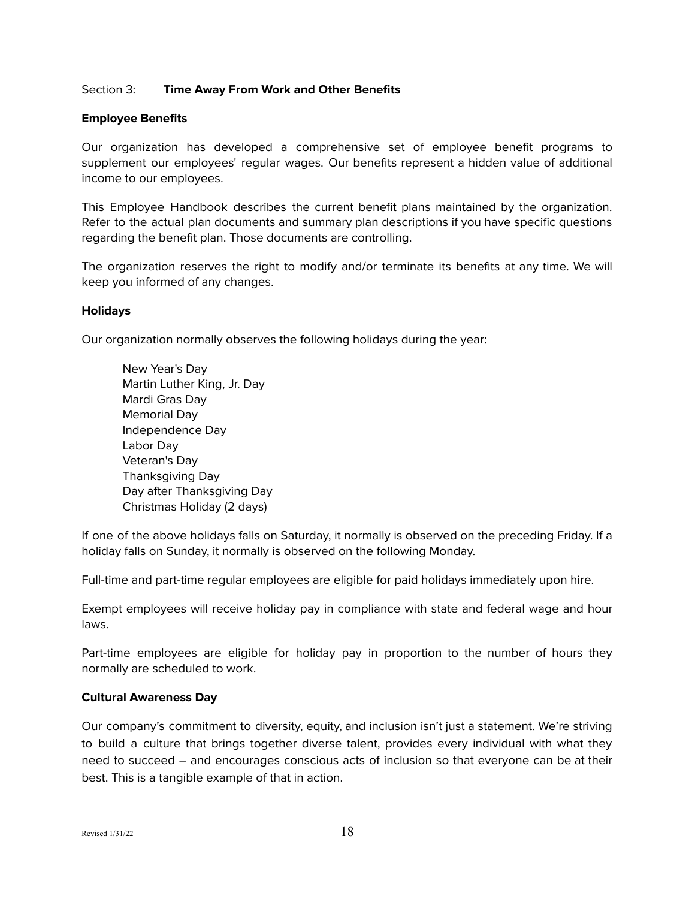## Section 3: **Time Away From Work and Other Benefits**

### Employee Benefits

Our organization has developed a comprehensive set of employee benefit programs to supplement our employees' regular wages. Our benefits represent a hidden value of additional income to our employees.

This Employee Handbook describes the current benefit plans maintained by the organization. Refer to the actual plan documents and summary plan descriptions if you have specific questions regarding the benefit plan. Those documents are controlling.

The organization reserves the right to modify and/or terminate its benefits at any time. We will keep you informed of any changes.

### Holidays

Our organization normally observes the following holidays during the year:

- New Year's Day
- Martin Luther King, Jr. Day
- Mardi Gras Day
- Memorial Day
- Independence Day
- Labor Day
- Veteran's Day
- Thanksgiving Day
- Day after Thanksgiving Day
- Christmas Holiday (2 days)

If one of the above holidays falls on Saturday, it normally is observed on the preceding Friday. If a holiday falls on Sunday, it normally is observed on the following Monday.

Full-time and part-time regular employees are eligible for paid holidays immediately upon hire.

Exempt employees will receive holiday pay in compliance with state and federal wage and hour laws.

Part-time employees are eligible for holiday pay in proportion to the number of hours they normally are scheduled to work.

### Cultural Awareness Day

Our company's commitment to diversity, equity, and inclusion isn't just a statement. We're striving to build a culture that brings together diverse talent, provides every individual with what they need to succeed – and encourages conscious acts of inclusion so that everyone can be at their best. This is a tangible example of that in action.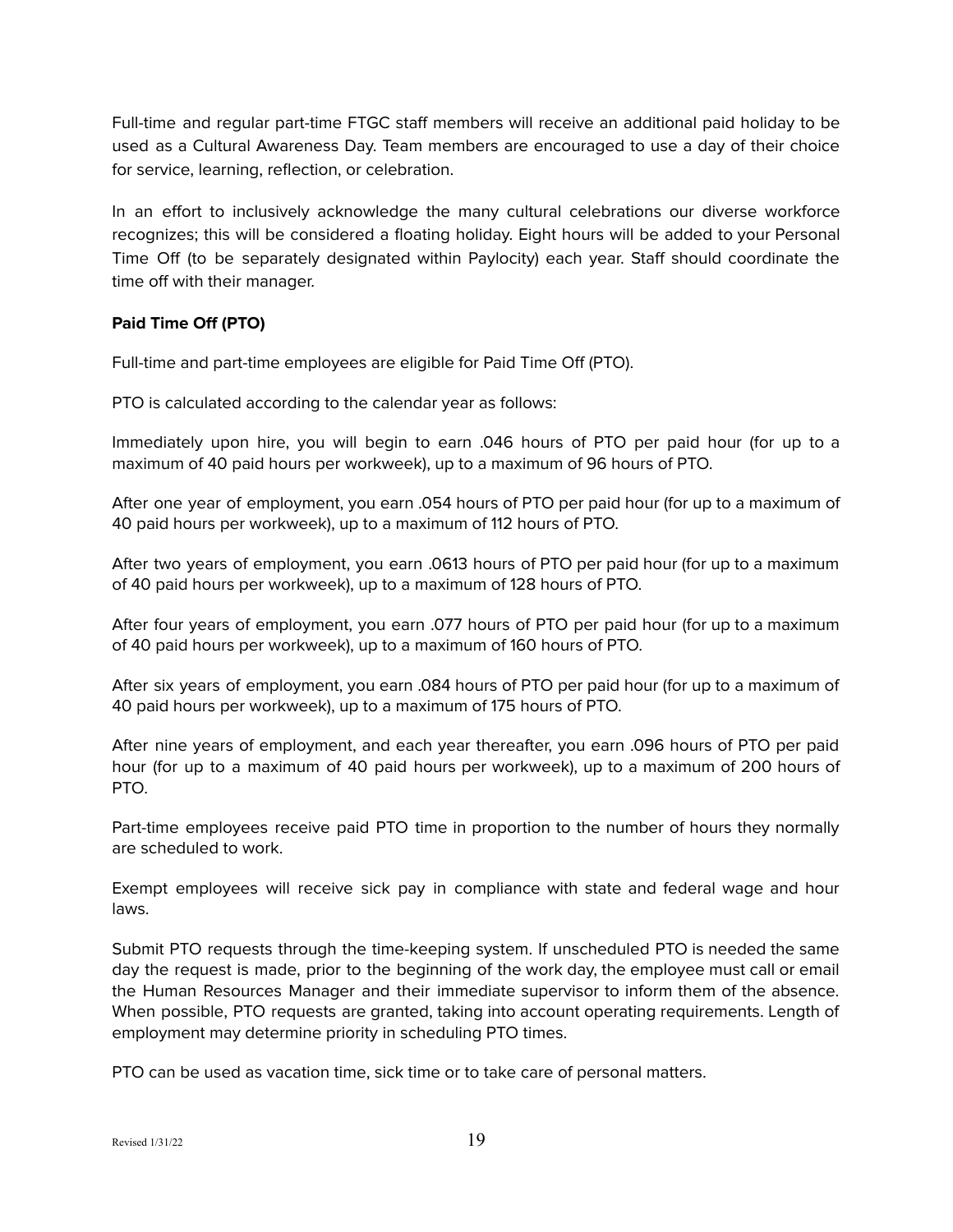Full-time and regular part-time FTGC staff members will receive an additional paid holiday to be used as a Cultural Awareness Day. Team members are encouraged to use a day of their choice for service, learning, reflection, or celebration.

In an effort to inclusively acknowledge the many cultural celebrations our diverse workforce recognizes; this will be considered a floating holiday. Eight hours will be added to your Personal Time Off (to be separately designated within Paylocity) each year. Staff should coordinate the time off with their manager.

**Paid Time Off (PTO)**

Full-time and part-time employees are eligible for Paid Time Off (PTO).

PTO is calculated according to the calendar year as follows:

Immediately upon hire, you will begin to earn .046 hours of PTO per paid hour (for up to a maximum of 40 paid hours per workweek), up to a maximum of 96 hours of PTO.

After one year of employment, you earn .054 hours of PTO per paid hour (for up to a maximum of 40 paid hours per workweek), up to a maximum of 112 hours of PTO.

After two years of employment, you earn .0613 hours of PTO per paid hour (for up to a maximum of 40 paid hours per workweek), up to a maximum of 128 hours of PTO.

After four years of employment, you earn .077 hours of PTO per paid hour (for up to a maximum of 40 paid hours per workweek), up to a maximum of 160 hours of PTO.

After six years of employment, you earn .084 hours of PTO per paid hour (for up to a maximum of 40 paid hours per workweek), up to a maximum of 175 hours of PTO.

After nine years of employment, and each year thereafter, you earn .096 hours of PTO per paid hour (for up to a maximum of 40 paid hours per workweek), up to a maximum of 200 hours of PTO.

Part-time employees receive paid PTO time in proportion to the number of hours they normally are scheduled to work.

Exempt employees will receive sick pay in compliance with state and federal wage and hour laws.

Submit PTO requests through the time-keeping system. If unscheduled PTO is needed the same day the request is made, prior to the beginning of the work day, the employee must call or email the Human Resources Manager and their immediate supervisor to inform them of the absence. When possible, PTO requests are granted, taking into account operating requirements. Length of employment may determine priority in scheduling PTO times.

PTO can be used as vacation time, sick time or to take care of personal matters.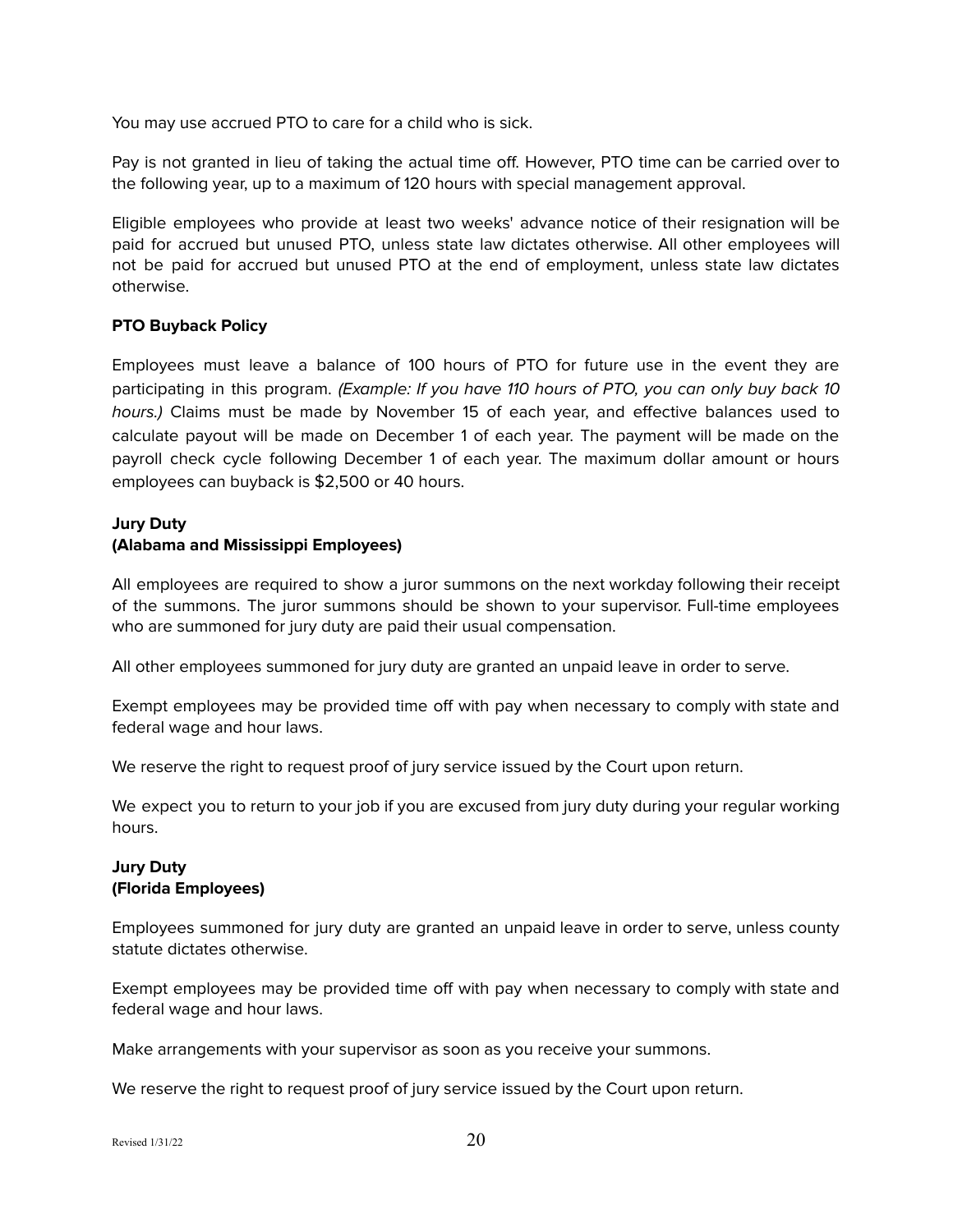You may use accrued PTO to care for a child who is sick.

Pay is not granted in lieu of taking the actual time off. However, PTO time can be carried over to the following year, up to a maximum of 120 hours with special management approval.

Eligible employees who provide at least two weeks' advance notice of their resignation will be paid for accrued but unused PTO, unless state law dictates otherwise. All other employees will not be paid for accrued but unused PTO at the end of employment, unless state law dictates otherwise.

**PTO Buyback Policy**

Employees must leave a balance of 100 hours of PTO for future use in the event they are participating in this program. *(Example: If you have 110 hours of PTO, you can only buy back 10 hours.)* Claims must be made by November 15 of each year, and effective balances used to calculate payout will be made on December 1 of each year. The payment will be made on the payroll check cycle following December 1 of each year. The maximum dollar amount or hours employees can buyback is $2,500 or 40 hours.

**Jury Duty**
**(Alabama and Mississippi Employees)**

All employees are required to show a juror summons on the next workday following their receipt of the summons. The juror summons should be shown to your supervisor. Full-time employees who are summoned for jury duty are paid their usual compensation.

All other employees summoned for jury duty are granted an unpaid leave in order to serve.

Exempt employees may be provided time off with pay when necessary to comply with state and federal wage and hour laws.

We reserve the right to request proof of jury service issued by the Court upon return.

We expect you to return to your job if you are excused from jury duty during your regular working hours.

**Jury Duty**
**(Florida Employees)**

Employees summoned for jury duty are granted an unpaid leave in order to serve, unless county statute dictates otherwise.

Exempt employees may be provided time off with pay when necessary to comply with state and federal wage and hour laws.

Make arrangements with your supervisor as soon as you receive your summons.

We reserve the right to request proof of jury service issued by the Court upon return.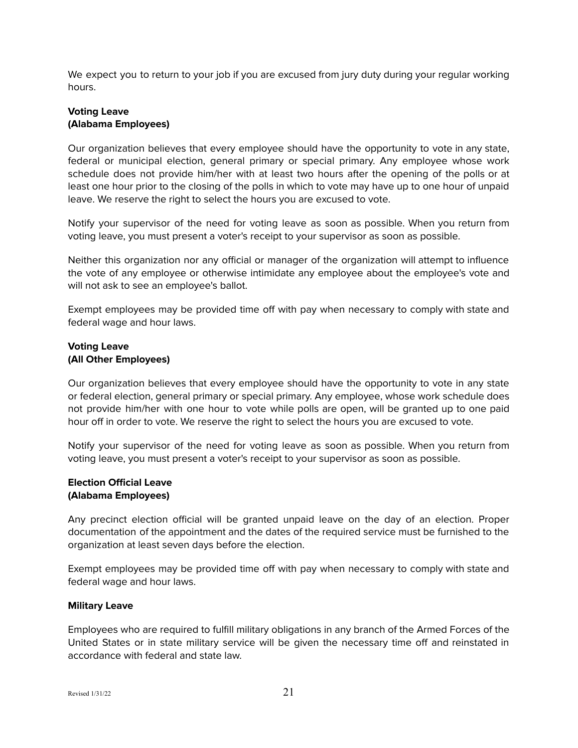We expect you to return to your job if you are excused from jury duty during your regular working hours.

**Voting Leave**
**(Alabama Employees)**

Our organization believes that every employee should have the opportunity to vote in any state, federal or municipal election, general primary or special primary. Any employee whose work schedule does not provide him/her with at least two hours after the opening of the polls or at least one hour prior to the closing of the polls in which to vote may have up to one hour of unpaid leave. We reserve the right to select the hours you are excused to vote.

Notify your supervisor of the need for voting leave as soon as possible. When you return from voting leave, you must present a voter's receipt to your supervisor as soon as possible.

Neither this organization nor any official or manager of the organization will attempt to influence the vote of any employee or otherwise intimidate any employee about the employee's vote and will not ask to see an employee's ballot.

Exempt employees may be provided time off with pay when necessary to comply with state and federal wage and hour laws.

**Voting Leave**
**(All Other Employees)**

Our organization believes that every employee should have the opportunity to vote in any state or federal election, general primary or special primary. Any employee, whose work schedule does not provide him/her with one hour to vote while polls are open, will be granted up to one paid hour off in order to vote. We reserve the right to select the hours you are excused to vote.

Notify your supervisor of the need for voting leave as soon as possible. When you return from voting leave, you must present a voter's receipt to your supervisor as soon as possible.

**Election Official Leave**
**(Alabama Employees)**

Any precinct election official will be granted unpaid leave on the day of an election. Proper documentation of the appointment and the dates of the required service must be furnished to the organization at least seven days before the election.

Exempt employees may be provided time off with pay when necessary to comply with state and federal wage and hour laws.

**Military Leave**

Employees who are required to fulfill military obligations in any branch of the Armed Forces of the United States or in state military service will be given the necessary time off and reinstated in accordance with federal and state law.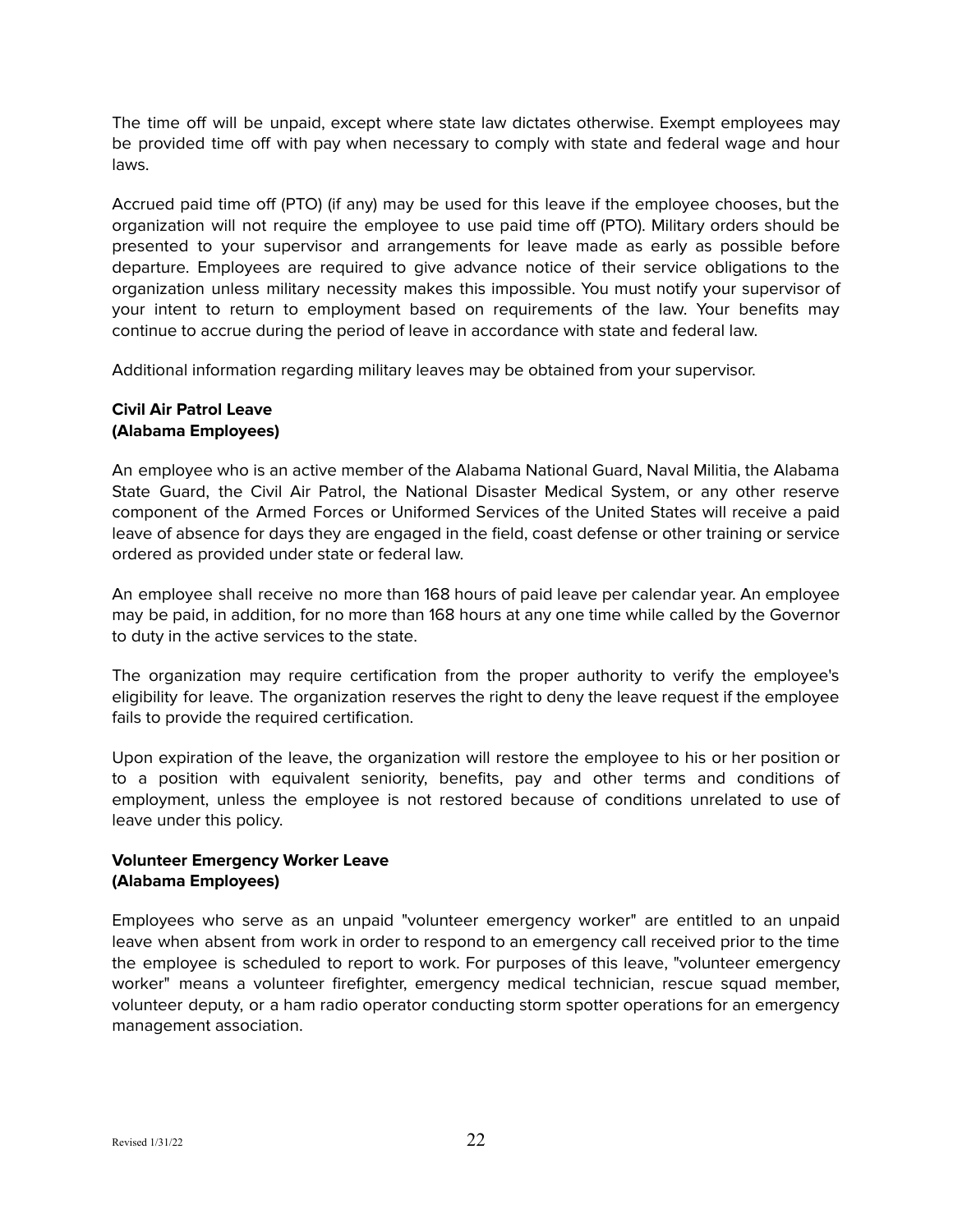The time off will be unpaid, except where state law dictates otherwise. Exempt employees may be provided time off with pay when necessary to comply with state and federal wage and hour laws.

Accrued paid time off (PTO) (if any) may be used for this leave if the employee chooses, but the organization will not require the employee to use paid time off (PTO). Military orders should be presented to your supervisor and arrangements for leave made as early as possible before departure. Employees are required to give advance notice of their service obligations to the organization unless military necessity makes this impossible. You must notify your supervisor of your intent to return to employment based on requirements of the law. Your benefits may continue to accrue during the period of leave in accordance with state and federal law.

Additional information regarding military leaves may be obtained from your supervisor.

**Civil Air Patrol Leave**
**(Alabama Employees)**

An employee who is an active member of the Alabama National Guard, Naval Militia, the Alabama State Guard, the Civil Air Patrol, the National Disaster Medical System, or any other reserve component of the Armed Forces or Uniformed Services of the United States will receive a paid leave of absence for days they are engaged in the field, coast defense or other training or service ordered as provided under state or federal law.

An employee shall receive no more than 168 hours of paid leave per calendar year. An employee may be paid, in addition, for no more than 168 hours at any one time while called by the Governor to duty in the active services to the state.

The organization may require certification from the proper authority to verify the employee's eligibility for leave. The organization reserves the right to deny the leave request if the employee fails to provide the required certification.

Upon expiration of the leave, the organization will restore the employee to his or her position or to a position with equivalent seniority, benefits, pay and other terms and conditions of employment, unless the employee is not restored because of conditions unrelated to use of leave under this policy.

**Volunteer Emergency Worker Leave**
**(Alabama Employees)**

Employees who serve as an unpaid "volunteer emergency worker" are entitled to an unpaid leave when absent from work in order to respond to an emergency call received prior to the time the employee is scheduled to report to work. For purposes of this leave, "volunteer emergency worker" means a volunteer firefighter, emergency medical technician, rescue squad member, volunteer deputy, or a ham radio operator conducting storm spotter operations for an emergency management association.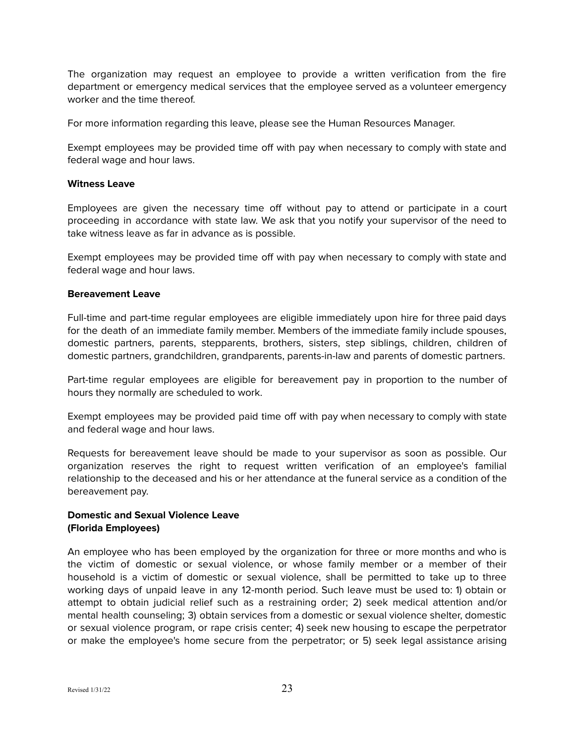The organization may request an employee to provide a written verification from the fire department or emergency medical services that the employee served as a volunteer emergency worker and the time thereof.

For more information regarding this leave, please see the Human Resources Manager.

Exempt employees may be provided time off with pay when necessary to comply with state and federal wage and hour laws.

**Witness Leave**

Employees are given the necessary time off without pay to attend or participate in a court proceeding in accordance with state law. We ask that you notify your supervisor of the need to take witness leave as far in advance as is possible.

Exempt employees may be provided time off with pay when necessary to comply with state and federal wage and hour laws.

**Bereavement Leave**

Full-time and part-time regular employees are eligible immediately upon hire for three paid days for the death of an immediate family member. Members of the immediate family include spouses, domestic partners, parents, stepparents, brothers, sisters, step siblings, children, children of domestic partners, grandchildren, grandparents, parents-in-law and parents of domestic partners.

Part-time regular employees are eligible for bereavement pay in proportion to the number of hours they normally are scheduled to work.

Exempt employees may be provided paid time off with pay when necessary to comply with state and federal wage and hour laws.

Requests for bereavement leave should be made to your supervisor as soon as possible. Our organization reserves the right to request written verification of an employee's familial relationship to the deceased and his or her attendance at the funeral service as a condition of the bereavement pay.

**Domestic and Sexual Violence Leave (Florida Employees)**

An employee who has been employed by the organization for three or more months and who is the victim of domestic or sexual violence, or whose family member or a member of their household is a victim of domestic or sexual violence, shall be permitted to take up to three working days of unpaid leave in any 12-month period. Such leave must be used to: 1) obtain or attempt to obtain judicial relief such as a restraining order; 2) seek medical attention and/or mental health counseling; 3) obtain services from a domestic or sexual violence shelter, domestic or sexual violence program, or rape crisis center; 4) seek new housing to escape the perpetrator or make the employee's home secure from the perpetrator; or 5) seek legal assistance arising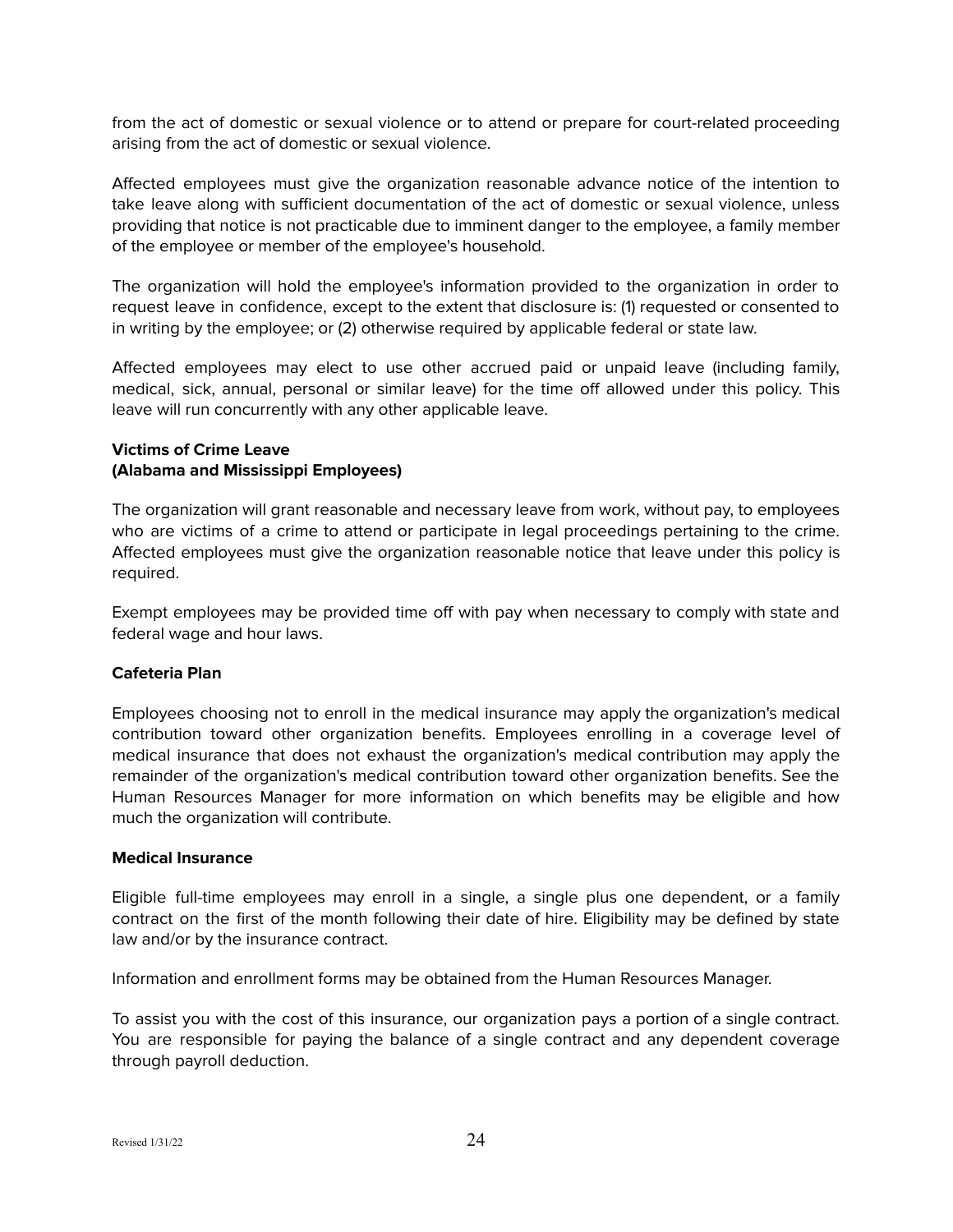from the act of domestic or sexual violence or to attend or prepare for court-related proceeding arising from the act of domestic or sexual violence.

Affected employees must give the organization reasonable advance notice of the intention to take leave along with sufficient documentation of the act of domestic or sexual violence, unless providing that notice is not practicable due to imminent danger to the employee, a family member of the employee or member of the employee's household.

The organization will hold the employee's information provided to the organization in order to request leave in confidence, except to the extent that disclosure is: (1) requested or consented to in writing by the employee; or (2) otherwise required by applicable federal or state law.

Affected employees may elect to use other accrued paid or unpaid leave (including family, medical, sick, annual, personal or similar leave) for the time off allowed under this policy. This leave will run concurrently with any other applicable leave.

**Victims of Crime Leave**
**(Alabama and Mississippi Employees)**

The organization will grant reasonable and necessary leave from work, without pay, to employees who are victims of a crime to attend or participate in legal proceedings pertaining to the crime. Affected employees must give the organization reasonable notice that leave under this policy is required.

Exempt employees may be provided time off with pay when necessary to comply with state and federal wage and hour laws.

**Cafeteria Plan**

Employees choosing not to enroll in the medical insurance may apply the organization's medical contribution toward other organization benefits. Employees enrolling in a coverage level of medical insurance that does not exhaust the organization's medical contribution may apply the remainder of the organization's medical contribution toward other organization benefits. See the Human Resources Manager for more information on which benefits may be eligible and how much the organization will contribute.

**Medical Insurance**

Eligible full-time employees may enroll in a single, a single plus one dependent, or a family contract on the first of the month following their date of hire. Eligibility may be defined by state law and/or by the insurance contract.

Information and enrollment forms may be obtained from the Human Resources Manager.

To assist you with the cost of this insurance, our organization pays a portion of a single contract. You are responsible for paying the balance of a single contract and any dependent coverage through payroll deduction.

Revised 1/31/22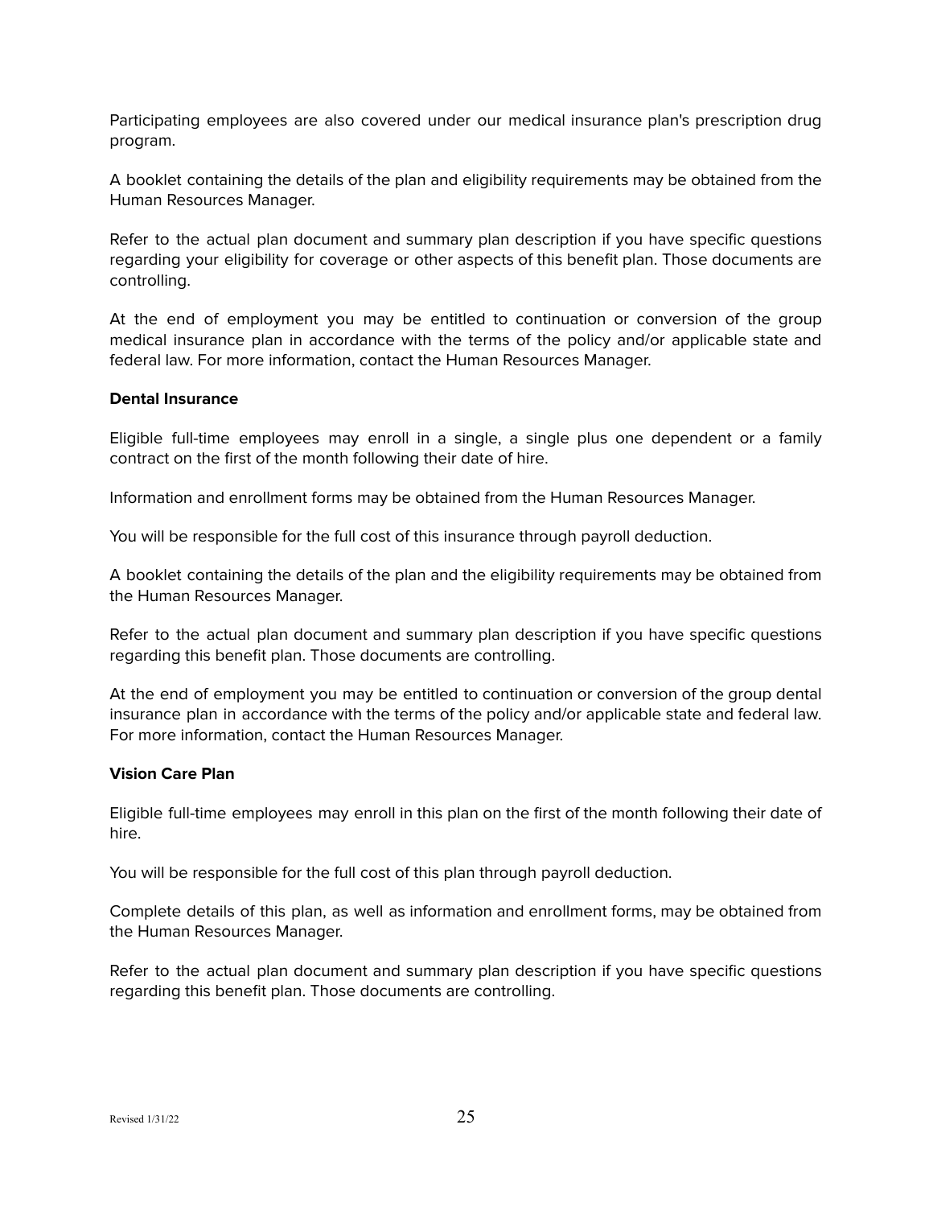Participating employees are also covered under our medical insurance plan's prescription drug program.

A booklet containing the details of the plan and eligibility requirements may be obtained from the Human Resources Manager.

Refer to the actual plan document and summary plan description if you have specific questions regarding your eligibility for coverage or other aspects of this benefit plan. Those documents are controlling.

At the end of employment you may be entitled to continuation or conversion of the group medical insurance plan in accordance with the terms of the policy and/or applicable state and federal law. For more information, contact the Human Resources Manager.

**Dental Insurance**

Eligible full-time employees may enroll in a single, a single plus one dependent or a family contract on the first of the month following their date of hire.

Information and enrollment forms may be obtained from the Human Resources Manager.

You will be responsible for the full cost of this insurance through payroll deduction.

A booklet containing the details of the plan and the eligibility requirements may be obtained from the Human Resources Manager.

Refer to the actual plan document and summary plan description if you have specific questions regarding this benefit plan. Those documents are controlling.

At the end of employment you may be entitled to continuation or conversion of the group dental insurance plan in accordance with the terms of the policy and/or applicable state and federal law. For more information, contact the Human Resources Manager.

**Vision Care Plan**

Eligible full-time employees may enroll in this plan on the first of the month following their date of hire.

You will be responsible for the full cost of this plan through payroll deduction.

Complete details of this plan, as well as information and enrollment forms, may be obtained from the Human Resources Manager.

Refer to the actual plan document and summary plan description if you have specific questions regarding this benefit plan. Those documents are controlling.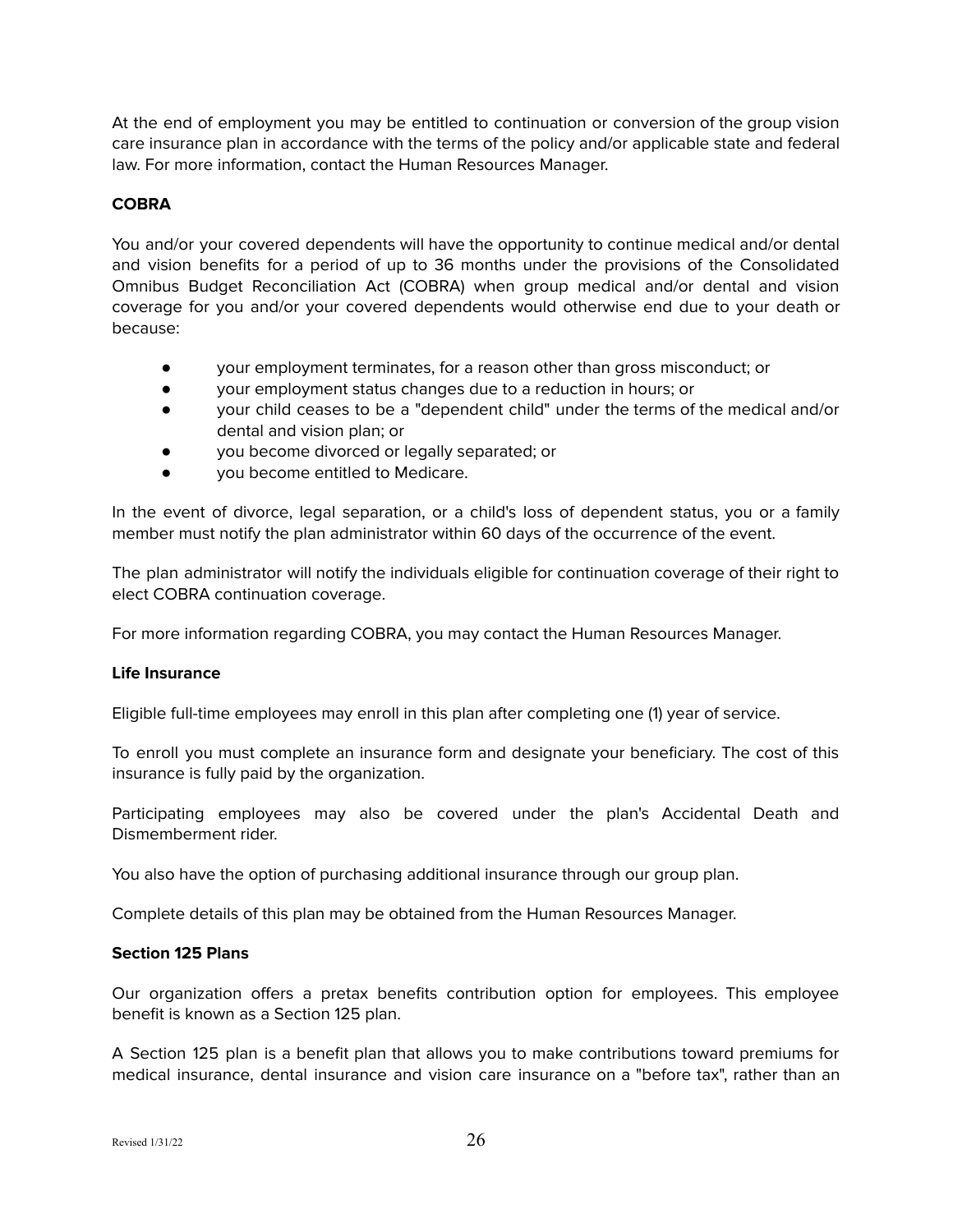At the end of employment you may be entitled to continuation or conversion of the group vision care insurance plan in accordance with the terms of the policy and/or applicable state and federal law. For more information, contact the Human Resources Manager.

**COBRA**

You and/or your covered dependents will have the opportunity to continue medical and/or dental and vision benefits for a period of up to 36 months under the provisions of the Consolidated Omnibus Budget Reconciliation Act (COBRA) when group medical and/or dental and vision coverage for you and/or your covered dependents would otherwise end due to your death or because:

- your employment terminates, for a reason other than gross misconduct; or
- your employment status changes due to a reduction in hours; or
- your child ceases to be a "dependent child" under the terms of the medical and/or dental and vision plan; or
- you become divorced or legally separated; or
- you become entitled to Medicare.

In the event of divorce, legal separation, or a child's loss of dependent status, you or a family member must notify the plan administrator within 60 days of the occurrence of the event.

The plan administrator will notify the individuals eligible for continuation coverage of their right to elect COBRA continuation coverage.

For more information regarding COBRA, you may contact the Human Resources Manager.

**Life Insurance**

Eligible full-time employees may enroll in this plan after completing one (1) year of service.

To enroll you must complete an insurance form and designate your beneficiary. The cost of this insurance is fully paid by the organization.

Participating employees may also be covered under the plan's Accidental Death and Dismemberment rider.

You also have the option of purchasing additional insurance through our group plan.

Complete details of this plan may be obtained from the Human Resources Manager.

**Section 125 Plans**

Our organization offers a pretax benefits contribution option for employees. This employee benefit is known as a Section 125 plan.

A Section 125 plan is a benefit plan that allows you to make contributions toward premiums for medical insurance, dental insurance and vision care insurance on a "before tax", rather than an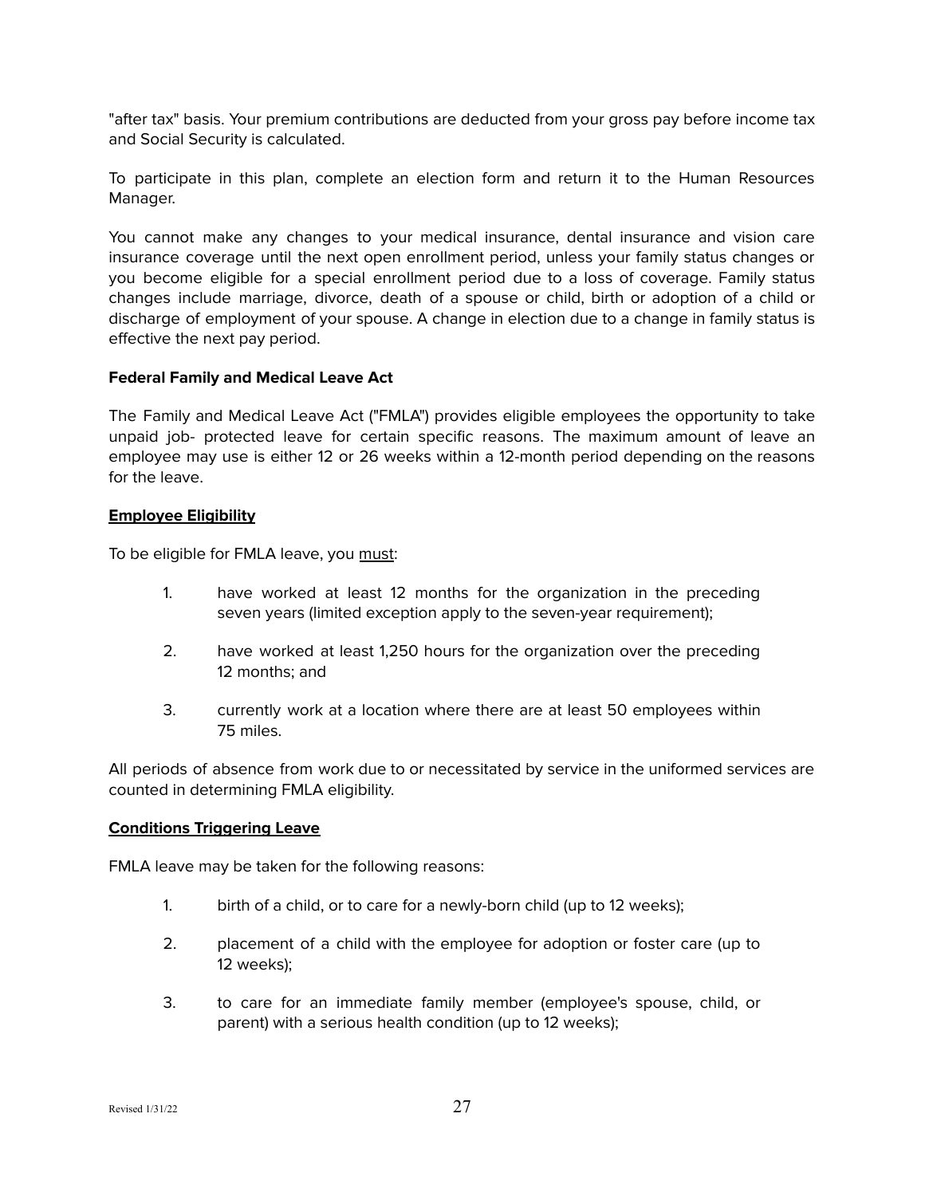"after tax" basis. Your premium contributions are deducted from your gross pay before income tax and Social Security is calculated.

To participate in this plan, complete an election form and return it to the Human Resources Manager.

You cannot make any changes to your medical insurance, dental insurance and vision care insurance coverage until the next open enrollment period, unless your family status changes or you become eligible for a special enrollment period due to a loss of coverage. Family status changes include marriage, divorce, death of a spouse or child, birth or adoption of a child or discharge of employment of your spouse. A change in election due to a change in family status is effective the next pay period.

**Federal Family and Medical Leave Act**

The Family and Medical Leave Act ("FMLA") provides eligible employees the opportunity to take unpaid job- protected leave for certain specific reasons. The maximum amount of leave an employee may use is either 12 or 26 weeks within a 12-month period depending on the reasons for the leave.

**Employee Eligibility**

To be eligible for FMLA leave, you must:

1. have worked at least 12 months for the organization in the preceding seven years (limited exception apply to the seven-year requirement);
2. have worked at least 1,250 hours for the organization over the preceding 12 months; and
3. currently work at a location where there are at least 50 employees within 75 miles.

All periods of absence from work due to or necessitated by service in the uniformed services are counted in determining FMLA eligibility.

**Conditions Triggering Leave**

FMLA leave may be taken for the following reasons:

1. birth of a child, or to care for a newly-born child (up to 12 weeks);
2. placement of a child with the employee for adoption or foster care (up to 12 weeks);
3. to care for an immediate family member (employee's spouse, child, or parent) with a serious health condition (up to 12 weeks);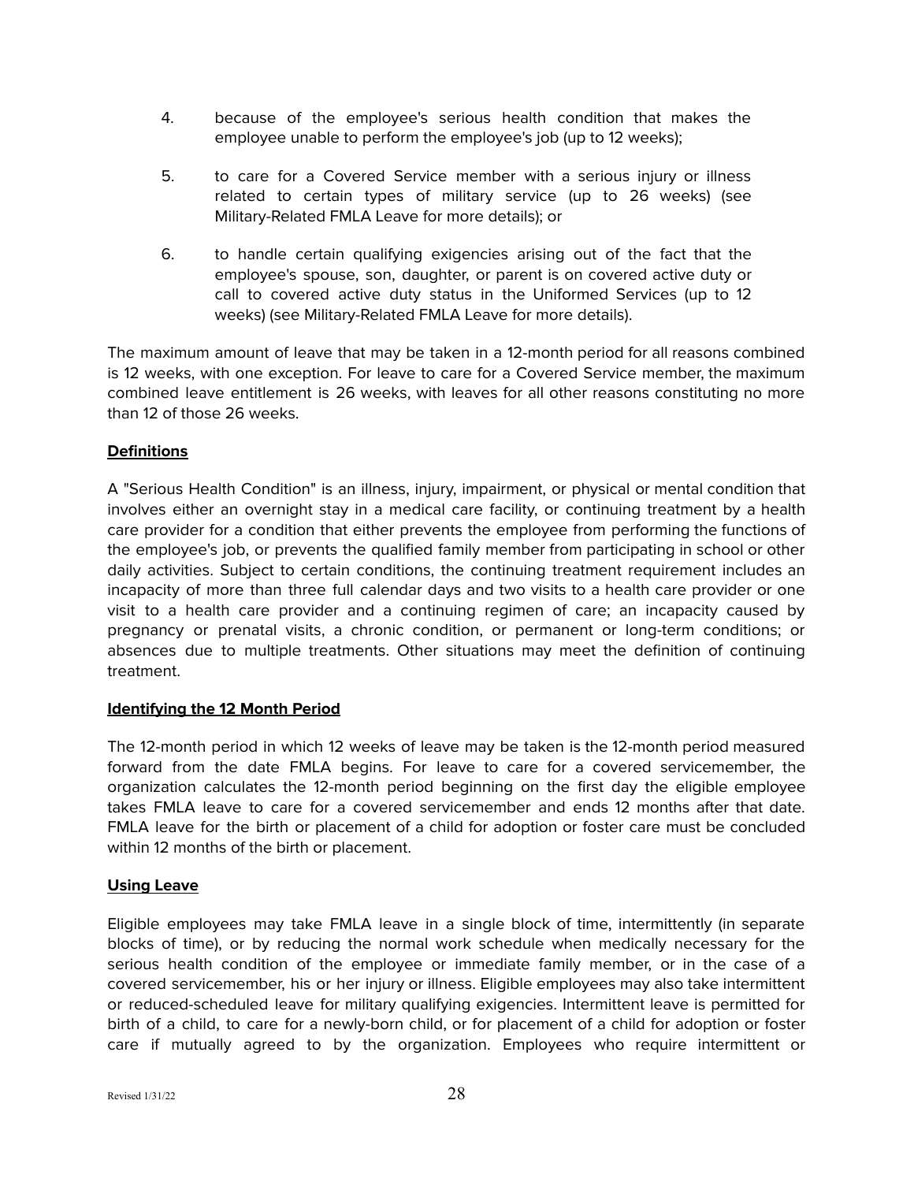4. because of the employee's serious health condition that makes the employee unable to perform the employee's job (up to 12 weeks);

5. to care for a Covered Service member with a serious injury or illness related to certain types of military service (up to 26 weeks) (see Military-Related FMLA Leave for more details); or

6. to handle certain qualifying exigencies arising out of the fact that the employee's spouse, son, daughter, or parent is on covered active duty or call to covered active duty status in the Uniformed Services (up to 12 weeks) (see Military-Related FMLA Leave for more details).

The maximum amount of leave that may be taken in a 12-month period for all reasons combined is 12 weeks, with one exception. For leave to care for a Covered Service member, the maximum combined leave entitlement is 26 weeks, with leaves for all other reasons constituting no more than 12 of those 26 weeks.

**Definitions**

A "Serious Health Condition" is an illness, injury, impairment, or physical or mental condition that involves either an overnight stay in a medical care facility, or continuing treatment by a health care provider for a condition that either prevents the employee from performing the functions of the employee's job, or prevents the qualified family member from participating in school or other daily activities. Subject to certain conditions, the continuing treatment requirement includes an incapacity of more than three full calendar days and two visits to a health care provider or one visit to a health care provider and a continuing regimen of care; an incapacity caused by pregnancy or prenatal visits, a chronic condition, or permanent or long-term conditions; or absences due to multiple treatments. Other situations may meet the definition of continuing treatment.

**Identifying the 12 Month Period**

The 12-month period in which 12 weeks of leave may be taken is the 12-month period measured forward from the date FMLA begins. For leave to care for a covered servicemember, the organization calculates the 12-month period beginning on the first day the eligible employee takes FMLA leave to care for a covered servicemember and ends 12 months after that date. FMLA leave for the birth or placement of a child for adoption or foster care must be concluded within 12 months of the birth or placement.

**Using Leave**

Eligible employees may take FMLA leave in a single block of time, intermittently (in separate blocks of time), or by reducing the normal work schedule when medically necessary for the serious health condition of the employee or immediate family member, or in the case of a covered servicemember, his or her injury or illness. Eligible employees may also take intermittent or reduced-scheduled leave for military qualifying exigencies. Intermittent leave is permitted for birth of a child, to care for a newly-born child, or for placement of a child for adoption or foster care if mutually agreed to by the organization. Employees who require intermittent or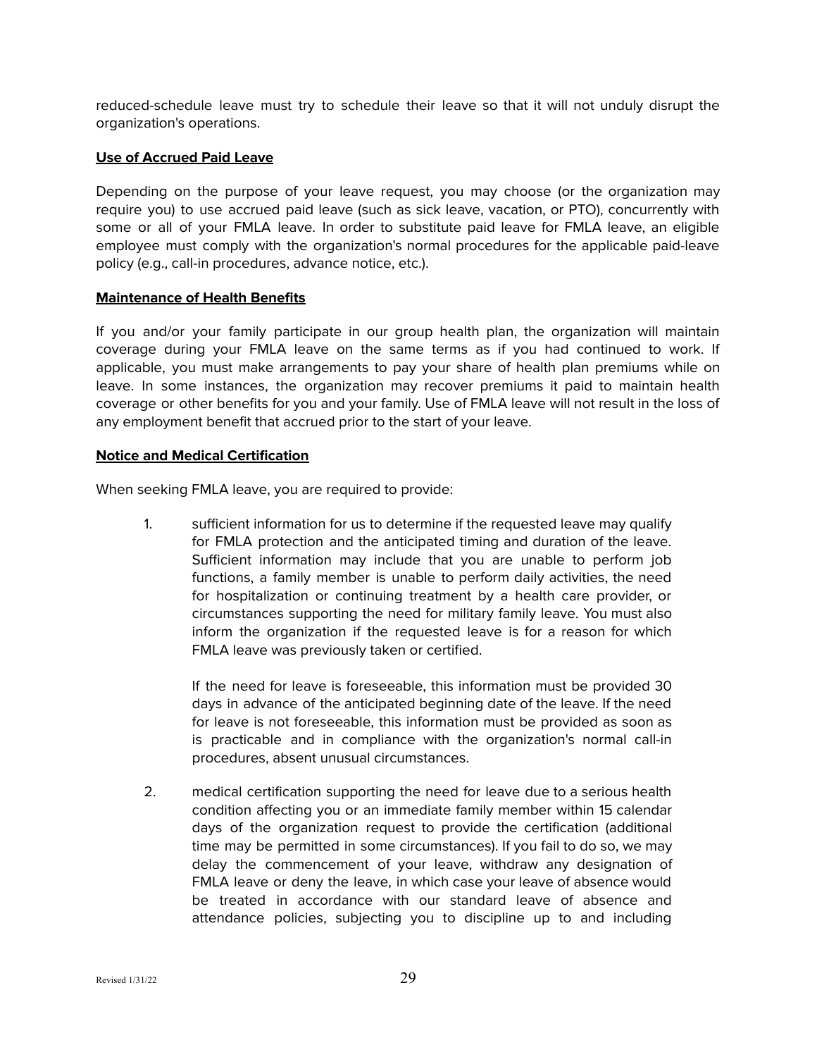reduced-schedule leave must try to schedule their leave so that it will not unduly disrupt the organization's operations.

**Use of Accrued Paid Leave**

Depending on the purpose of your leave request, you may choose (or the organization may require you) to use accrued paid leave (such as sick leave, vacation, or PTO), concurrently with some or all of your FMLA leave. In order to substitute paid leave for FMLA leave, an eligible employee must comply with the organization's normal procedures for the applicable paid-leave policy (e.g., call-in procedures, advance notice, etc.).

**Maintenance of Health Benefits**

If you and/or your family participate in our group health plan, the organization will maintain coverage during your FMLA leave on the same terms as if you had continued to work. If applicable, you must make arrangements to pay your share of health plan premiums while on leave. In some instances, the organization may recover premiums it paid to maintain health coverage or other benefits for you and your family. Use of FMLA leave will not result in the loss of any employment benefit that accrued prior to the start of your leave.

**Notice and Medical Certification**

When seeking FMLA leave, you are required to provide:

1. sufficient information for us to determine if the requested leave may qualify for FMLA protection and the anticipated timing and duration of the leave. Sufficient information may include that you are unable to perform job functions, a family member is unable to perform daily activities, the need for hospitalization or continuing treatment by a health care provider, or circumstances supporting the need for military family leave. You must also inform the organization if the requested leave is for a reason for which FMLA leave was previously taken or certified.

   If the need for leave is foreseeable, this information must be provided 30 days in advance of the anticipated beginning date of the leave. If the need for leave is not foreseeable, this information must be provided as soon as is practicable and in compliance with the organization's normal call-in procedures, absent unusual circumstances.

2. medical certification supporting the need for leave due to a serious health condition affecting you or an immediate family member within 15 calendar days of the organization request to provide the certification (additional time may be permitted in some circumstances). If you fail to do so, we may delay the commencement of your leave, withdraw any designation of FMLA leave or deny the leave, in which case your leave of absence would be treated in accordance with our standard leave of absence and attendance policies, subjecting you to discipline up to and including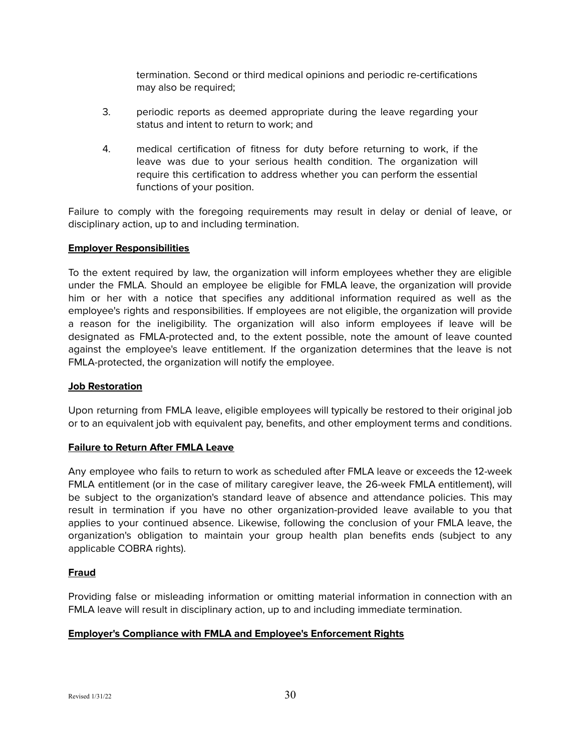termination. Second or third medical opinions and periodic re-certifications may also be required;

3. periodic reports as deemed appropriate during the leave regarding your status and intent to return to work; and

4. medical certification of fitness for duty before returning to work, if the leave was due to your serious health condition. The organization will require this certification to address whether you can perform the essential functions of your position.

Failure to comply with the foregoing requirements may result in delay or denial of leave, or disciplinary action, up to and including termination.

**Employer Responsibilities**

To the extent required by law, the organization will inform employees whether they are eligible under the FMLA. Should an employee be eligible for FMLA leave, the organization will provide him or her with a notice that specifies any additional information required as well as the employee's rights and responsibilities. If employees are not eligible, the organization will provide a reason for the ineligibility. The organization will also inform employees if leave will be designated as FMLA-protected and, to the extent possible, note the amount of leave counted against the employee's leave entitlement. If the organization determines that the leave is not FMLA-protected, the organization will notify the employee.

**Job Restoration**

Upon returning from FMLA leave, eligible employees will typically be restored to their original job or to an equivalent job with equivalent pay, benefits, and other employment terms and conditions.

**Failure to Return After FMLA Leave**

Any employee who fails to return to work as scheduled after FMLA leave or exceeds the 12-week FMLA entitlement (or in the case of military caregiver leave, the 26-week FMLA entitlement), will be subject to the organization's standard leave of absence and attendance policies. This may result in termination if you have no other organization-provided leave available to you that applies to your continued absence. Likewise, following the conclusion of your FMLA leave, the organization's obligation to maintain your group health plan benefits ends (subject to any applicable COBRA rights).

**Fraud**

Providing false or misleading information or omitting material information in connection with an FMLA leave will result in disciplinary action, up to and including immediate termination.

**Employer's Compliance with FMLA and Employee's Enforcement Rights**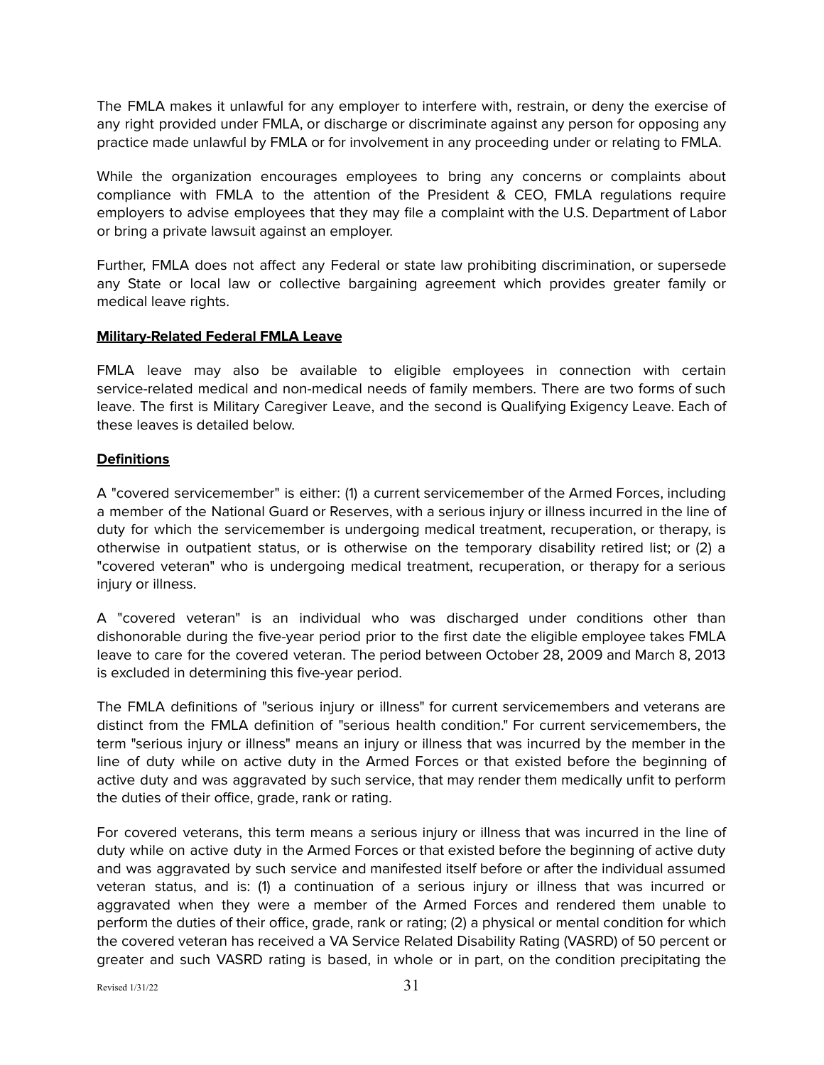The FMLA makes it unlawful for any employer to interfere with, restrain, or deny the exercise of any right provided under FMLA, or discharge or discriminate against any person for opposing any practice made unlawful by FMLA or for involvement in any proceeding under or relating to FMLA.

While the organization encourages employees to bring any concerns or complaints about compliance with FMLA to the attention of the President & CEO, FMLA regulations require employers to advise employees that they may file a complaint with the U.S. Department of Labor or bring a private lawsuit against an employer.

Further, FMLA does not affect any Federal or state law prohibiting discrimination, or supersede any State or local law or collective bargaining agreement which provides greater family or medical leave rights.

**Military-Related Federal FMLA Leave**

FMLA leave may also be available to eligible employees in connection with certain service-related medical and non-medical needs of family members. There are two forms of such leave. The first is Military Caregiver Leave, and the second is Qualifying Exigency Leave. Each of these leaves is detailed below.

**Definitions**

A "covered servicemember" is either: (1) a current servicemember of the Armed Forces, including a member of the National Guard or Reserves, with a serious injury or illness incurred in the line of duty for which the servicemember is undergoing medical treatment, recuperation, or therapy, is otherwise in outpatient status, or is otherwise on the temporary disability retired list; or (2) a "covered veteran" who is undergoing medical treatment, recuperation, or therapy for a serious injury or illness.

A "covered veteran" is an individual who was discharged under conditions other than dishonorable during the five-year period prior to the first date the eligible employee takes FMLA leave to care for the covered veteran. The period between October 28, 2009 and March 8, 2013 is excluded in determining this five-year period.

The FMLA definitions of "serious injury or illness" for current servicemembers and veterans are distinct from the FMLA definition of "serious health condition." For current servicemembers, the term "serious injury or illness" means an injury or illness that was incurred by the member in the line of duty while on active duty in the Armed Forces or that existed before the beginning of active duty and was aggravated by such service, that may render them medically unfit to perform the duties of their office, grade, rank or rating.

For covered veterans, this term means a serious injury or illness that was incurred in the line of duty while on active duty in the Armed Forces or that existed before the beginning of active duty and was aggravated by such service and manifested itself before or after the individual assumed veteran status, and is: (1) a continuation of a serious injury or illness that was incurred or aggravated when they were a member of the Armed Forces and rendered them unable to perform the duties of their office, grade, rank or rating; (2) a physical or mental condition for which the covered veteran has received a VA Service Related Disability Rating (VASRD) of 50 percent or greater and such VASRD rating is based, in whole or in part, on the condition precipitating the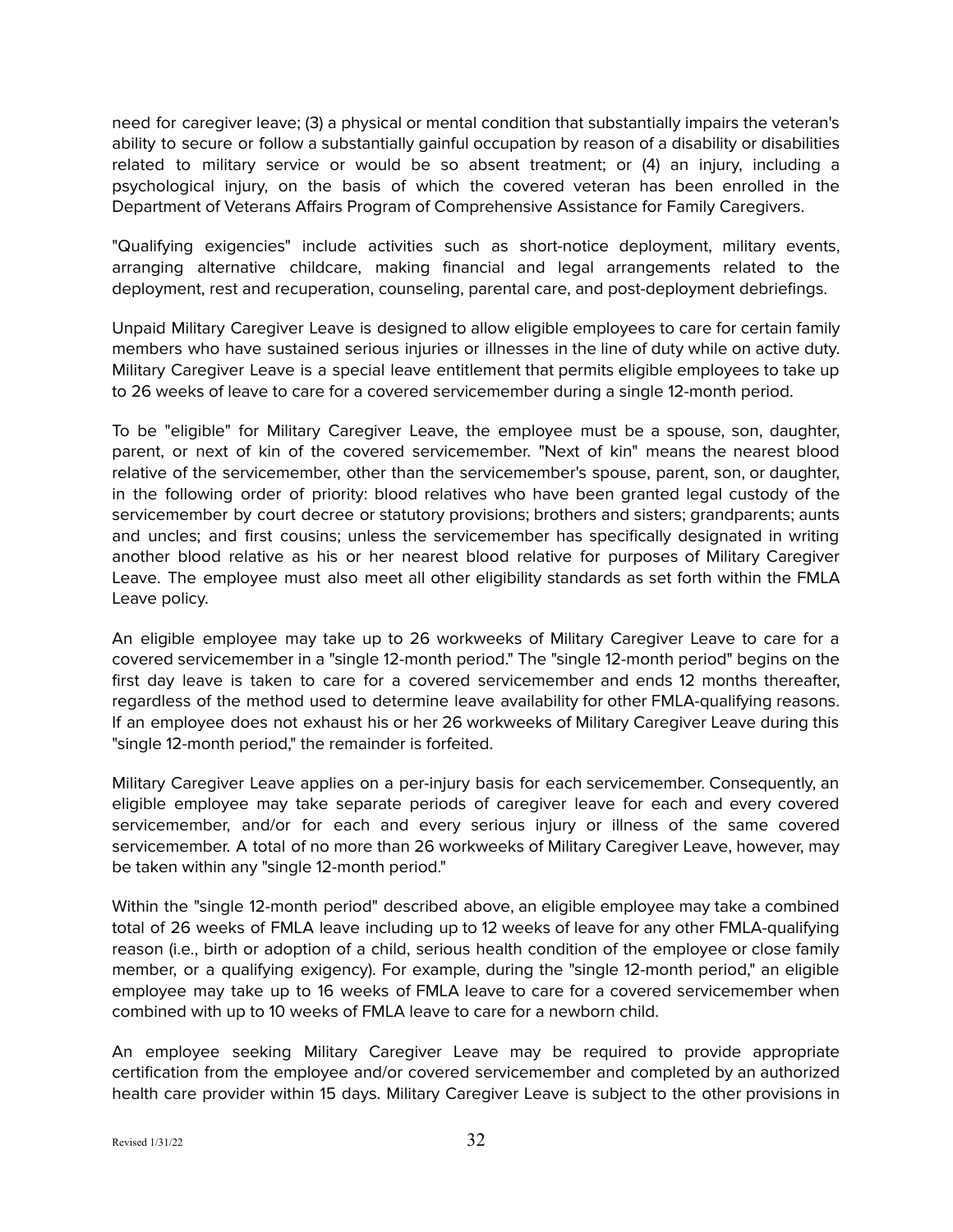need for caregiver leave; (3) a physical or mental condition that substantially impairs the veteran's ability to secure or follow a substantially gainful occupation by reason of a disability or disabilities related to military service or would be so absent treatment; or (4) an injury, including a psychological injury, on the basis of which the covered veteran has been enrolled in the Department of Veterans Affairs Program of Comprehensive Assistance for Family Caregivers.

"Qualifying exigencies" include activities such as short-notice deployment, military events, arranging alternative childcare, making financial and legal arrangements related to the deployment, rest and recuperation, counseling, parental care, and post-deployment debriefings.

Unpaid Military Caregiver Leave is designed to allow eligible employees to care for certain family members who have sustained serious injuries or illnesses in the line of duty while on active duty. Military Caregiver Leave is a special leave entitlement that permits eligible employees to take up to 26 weeks of leave to care for a covered servicemember during a single 12-month period.

To be "eligible" for Military Caregiver Leave, the employee must be a spouse, son, daughter, parent, or next of kin of the covered servicemember. "Next of kin" means the nearest blood relative of the servicemember, other than the servicemember's spouse, parent, son, or daughter, in the following order of priority: blood relatives who have been granted legal custody of the servicemember by court decree or statutory provisions; brothers and sisters; grandparents; aunts and uncles; and first cousins; unless the servicemember has specifically designated in writing another blood relative as his or her nearest blood relative for purposes of Military Caregiver Leave. The employee must also meet all other eligibility standards as set forth within the FMLA Leave policy.

An eligible employee may take up to 26 workweeks of Military Caregiver Leave to care for a covered servicemember in a "single 12-month period." The "single 12-month period" begins on the first day leave is taken to care for a covered servicemember and ends 12 months thereafter, regardless of the method used to determine leave availability for other FMLA-qualifying reasons. If an employee does not exhaust his or her 26 workweeks of Military Caregiver Leave during this "single 12-month period," the remainder is forfeited.

Military Caregiver Leave applies on a per-injury basis for each servicemember. Consequently, an eligible employee may take separate periods of caregiver leave for each and every covered servicemember, and/or for each and every serious injury or illness of the same covered servicemember. A total of no more than 26 workweeks of Military Caregiver Leave, however, may be taken within any "single 12-month period."

Within the "single 12-month period" described above, an eligible employee may take a combined total of 26 weeks of FMLA leave including up to 12 weeks of leave for any other FMLA-qualifying reason (i.e., birth or adoption of a child, serious health condition of the employee or close family member, or a qualifying exigency). For example, during the "single 12-month period," an eligible employee may take up to 16 weeks of FMLA leave to care for a covered servicemember when combined with up to 10 weeks of FMLA leave to care for a newborn child.

An employee seeking Military Caregiver Leave may be required to provide appropriate certification from the employee and/or covered servicemember and completed by an authorized health care provider within 15 days. Military Caregiver Leave is subject to the other provisions in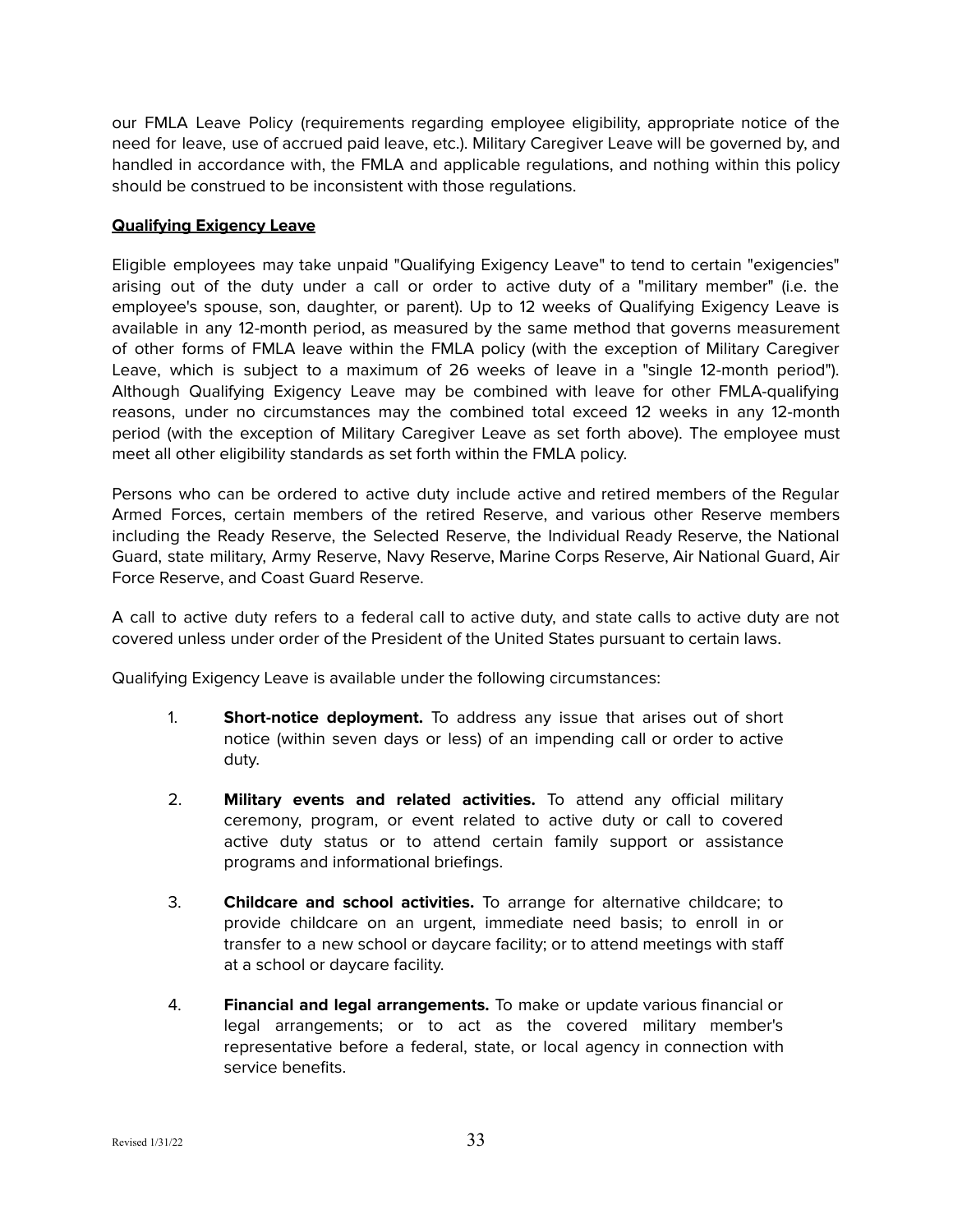our FMLA Leave Policy (requirements regarding employee eligibility, appropriate notice of the need for leave, use of accrued paid leave, etc.). Military Caregiver Leave will be governed by, and handled in accordance with, the FMLA and applicable regulations, and nothing within this policy should be construed to be inconsistent with those regulations.

**Qualifying Exigency Leave**

Eligible employees may take unpaid "Qualifying Exigency Leave" to tend to certain "exigencies" arising out of the duty under a call or order to active duty of a "military member" (i.e. the employee's spouse, son, daughter, or parent). Up to 12 weeks of Qualifying Exigency Leave is available in any 12-month period, as measured by the same method that governs measurement of other forms of FMLA leave within the FMLA policy (with the exception of Military Caregiver Leave, which is subject to a maximum of 26 weeks of leave in a "single 12-month period"). Although Qualifying Exigency Leave may be combined with leave for other FMLA-qualifying reasons, under no circumstances may the combined total exceed 12 weeks in any 12-month period (with the exception of Military Caregiver Leave as set forth above). The employee must meet all other eligibility standards as set forth within the FMLA policy.

Persons who can be ordered to active duty include active and retired members of the Regular Armed Forces, certain members of the retired Reserve, and various other Reserve members including the Ready Reserve, the Selected Reserve, the Individual Ready Reserve, the National Guard, state military, Army Reserve, Navy Reserve, Marine Corps Reserve, Air National Guard, Air Force Reserve, and Coast Guard Reserve.

A call to active duty refers to a federal call to active duty, and state calls to active duty are not covered unless under order of the President of the United States pursuant to certain laws.

Qualifying Exigency Leave is available under the following circumstances:

1. **Short-notice deployment.** To address any issue that arises out of short notice (within seven days or less) of an impending call or order to active duty.

2. **Military events and related activities.** To attend any official military ceremony, program, or event related to active duty or call to covered active duty status or to attend certain family support or assistance programs and informational briefings.

3. **Childcare and school activities.** To arrange for alternative childcare; to provide childcare on an urgent, immediate need basis; to enroll in or transfer to a new school or daycare facility; or to attend meetings with staff at a school or daycare facility.

4. **Financial and legal arrangements.** To make or update various financial or legal arrangements; or to act as the covered military member's representative before a federal, state, or local agency in connection with service benefits.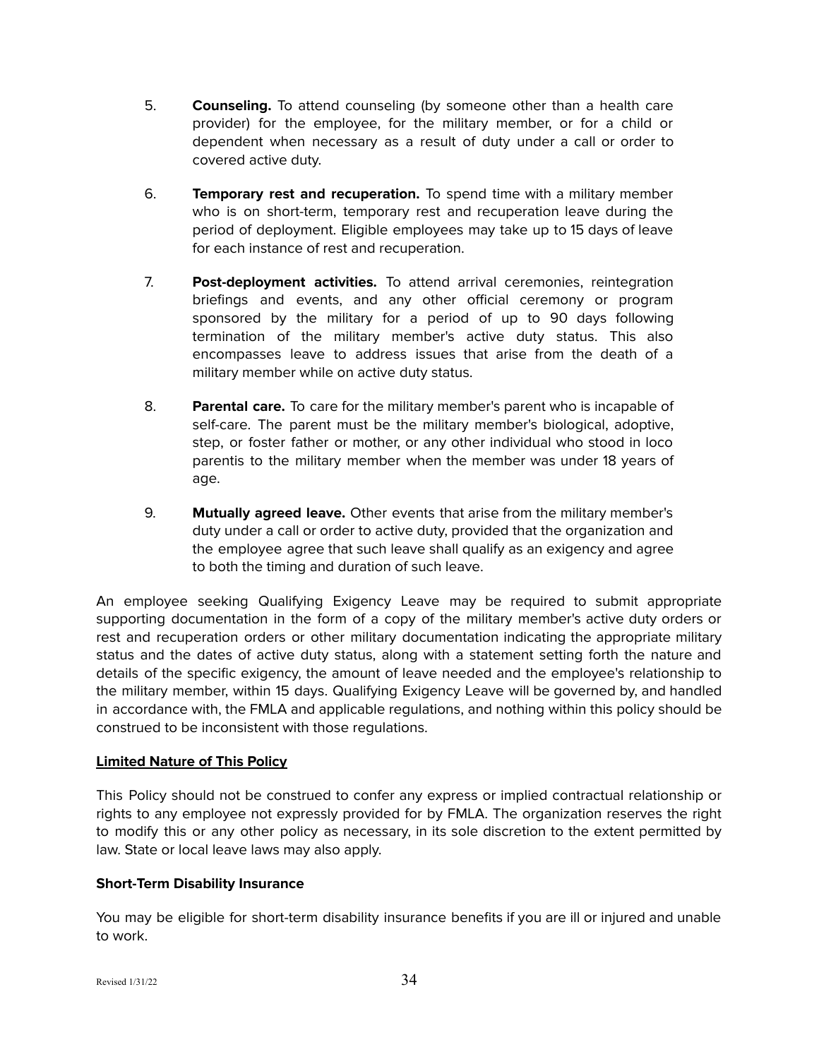5. **Counseling.** To attend counseling (by someone other than a health care provider) for the employee, for the military member, or for a child or dependent when necessary as a result of duty under a call or order to covered active duty.

6. **Temporary rest and recuperation.** To spend time with a military member who is on short-term, temporary rest and recuperation leave during the period of deployment. Eligible employees may take up to 15 days of leave for each instance of rest and recuperation.

7. **Post-deployment activities.** To attend arrival ceremonies, reintegration briefings and events, and any other official ceremony or program sponsored by the military for a period of up to 90 days following termination of the military member's active duty status. This also encompasses leave to address issues that arise from the death of a military member while on active duty status.

8. **Parental care.** To care for the military member's parent who is incapable of self-care. The parent must be the military member's biological, adoptive, step, or foster father or mother, or any other individual who stood in loco parentis to the military member when the member was under 18 years of age.

9. **Mutually agreed leave.** Other events that arise from the military member's duty under a call or order to active duty, provided that the organization and the employee agree that such leave shall qualify as an exigency and agree to both the timing and duration of such leave.

An employee seeking Qualifying Exigency Leave may be required to submit appropriate supporting documentation in the form of a copy of the military member's active duty orders or rest and recuperation orders or other military documentation indicating the appropriate military status and the dates of active duty status, along with a statement setting forth the nature and details of the specific exigency, the amount of leave needed and the employee's relationship to the military member, within 15 days. Qualifying Exigency Leave will be governed by, and handled in accordance with, the FMLA and applicable regulations, and nothing within this policy should be construed to be inconsistent with those regulations.

**Limited Nature of This Policy**

This Policy should not be construed to confer any express or implied contractual relationship or rights to any employee not expressly provided for by FMLA. The organization reserves the right to modify this or any other policy as necessary, in its sole discretion to the extent permitted by law. State or local leave laws may also apply.

**Short-Term Disability Insurance**

You may be eligible for short-term disability insurance benefits if you are ill or injured and unable to work.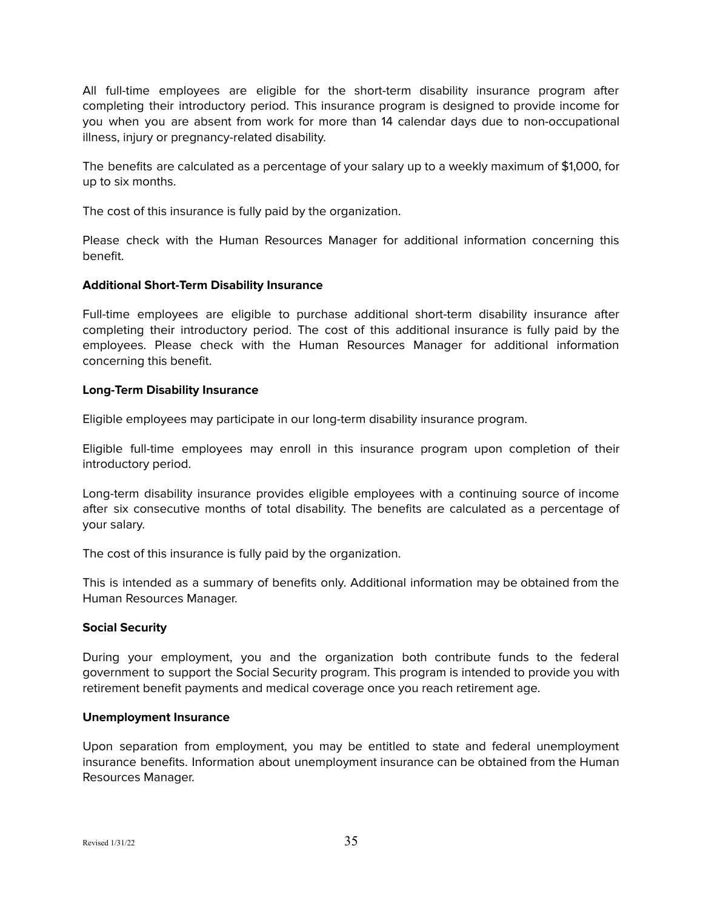All full-time employees are eligible for the short-term disability insurance program after completing their introductory period. This insurance program is designed to provide income for you when you are absent from work for more than 14 calendar days due to non-occupational illness, injury or pregnancy-related disability.

The benefits are calculated as a percentage of your salary up to a weekly maximum of $1,000, for up to six months.

The cost of this insurance is fully paid by the organization.

Please check with the Human Resources Manager for additional information concerning this benefit.

**Additional Short-Term Disability Insurance**

Full-time employees are eligible to purchase additional short-term disability insurance after completing their introductory period. The cost of this additional insurance is fully paid by the employees. Please check with the Human Resources Manager for additional information concerning this benefit.

**Long-Term Disability Insurance**

Eligible employees may participate in our long-term disability insurance program.

Eligible full-time employees may enroll in this insurance program upon completion of their introductory period.

Long-term disability insurance provides eligible employees with a continuing source of income after six consecutive months of total disability. The benefits are calculated as a percentage of your salary.

The cost of this insurance is fully paid by the organization.

This is intended as a summary of benefits only. Additional information may be obtained from the Human Resources Manager.

**Social Security**

During your employment, you and the organization both contribute funds to the federal government to support the Social Security program. This program is intended to provide you with retirement benefit payments and medical coverage once you reach retirement age.

**Unemployment Insurance**

Upon separation from employment, you may be entitled to state and federal unemployment insurance benefits. Information about unemployment insurance can be obtained from the Human Resources Manager.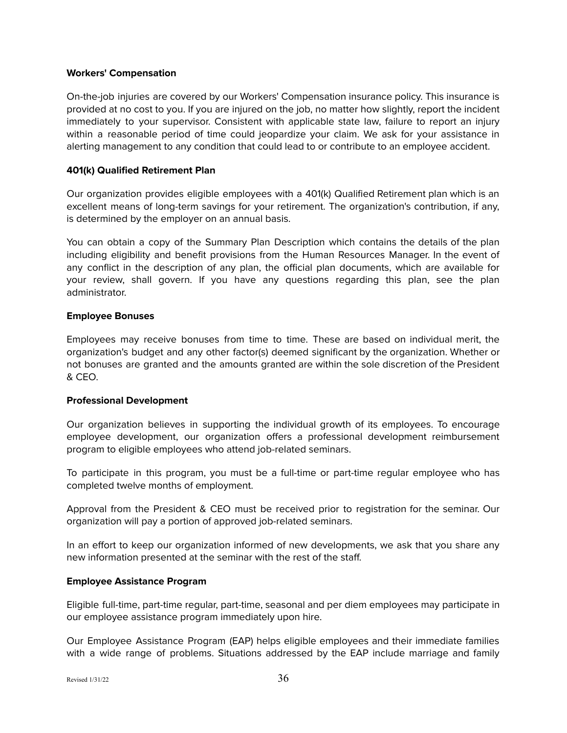**Workers' Compensation**

On-the-job injuries are covered by our Workers' Compensation insurance policy. This insurance is provided at no cost to you. If you are injured on the job, no matter how slightly, report the incident immediately to your supervisor. Consistent with applicable state law, failure to report an injury within a reasonable period of time could jeopardize your claim. We ask for your assistance in alerting management to any condition that could lead to or contribute to an employee accident.

**401(k) Qualified Retirement Plan**

Our organization provides eligible employees with a 401(k) Qualified Retirement plan which is an excellent means of long-term savings for your retirement. The organization's contribution, if any, is determined by the employer on an annual basis.

You can obtain a copy of the Summary Plan Description which contains the details of the plan including eligibility and benefit provisions from the Human Resources Manager. In the event of any conflict in the description of any plan, the official plan documents, which are available for your review, shall govern. If you have any questions regarding this plan, see the plan administrator.

**Employee Bonuses**

Employees may receive bonuses from time to time. These are based on individual merit, the organization's budget and any other factor(s) deemed significant by the organization. Whether or not bonuses are granted and the amounts granted are within the sole discretion of the President & CEO.

**Professional Development**

Our organization believes in supporting the individual growth of its employees. To encourage employee development, our organization offers a professional development reimbursement program to eligible employees who attend job-related seminars.

To participate in this program, you must be a full-time or part-time regular employee who has completed twelve months of employment.

Approval from the President & CEO must be received prior to registration for the seminar. Our organization will pay a portion of approved job-related seminars.

In an effort to keep our organization informed of new developments, we ask that you share any new information presented at the seminar with the rest of the staff.

**Employee Assistance Program**

Eligible full-time, part-time regular, part-time, seasonal and per diem employees may participate in our employee assistance program immediately upon hire.

Our Employee Assistance Program (EAP) helps eligible employees and their immediate families with a wide range of problems. Situations addressed by the EAP include marriage and family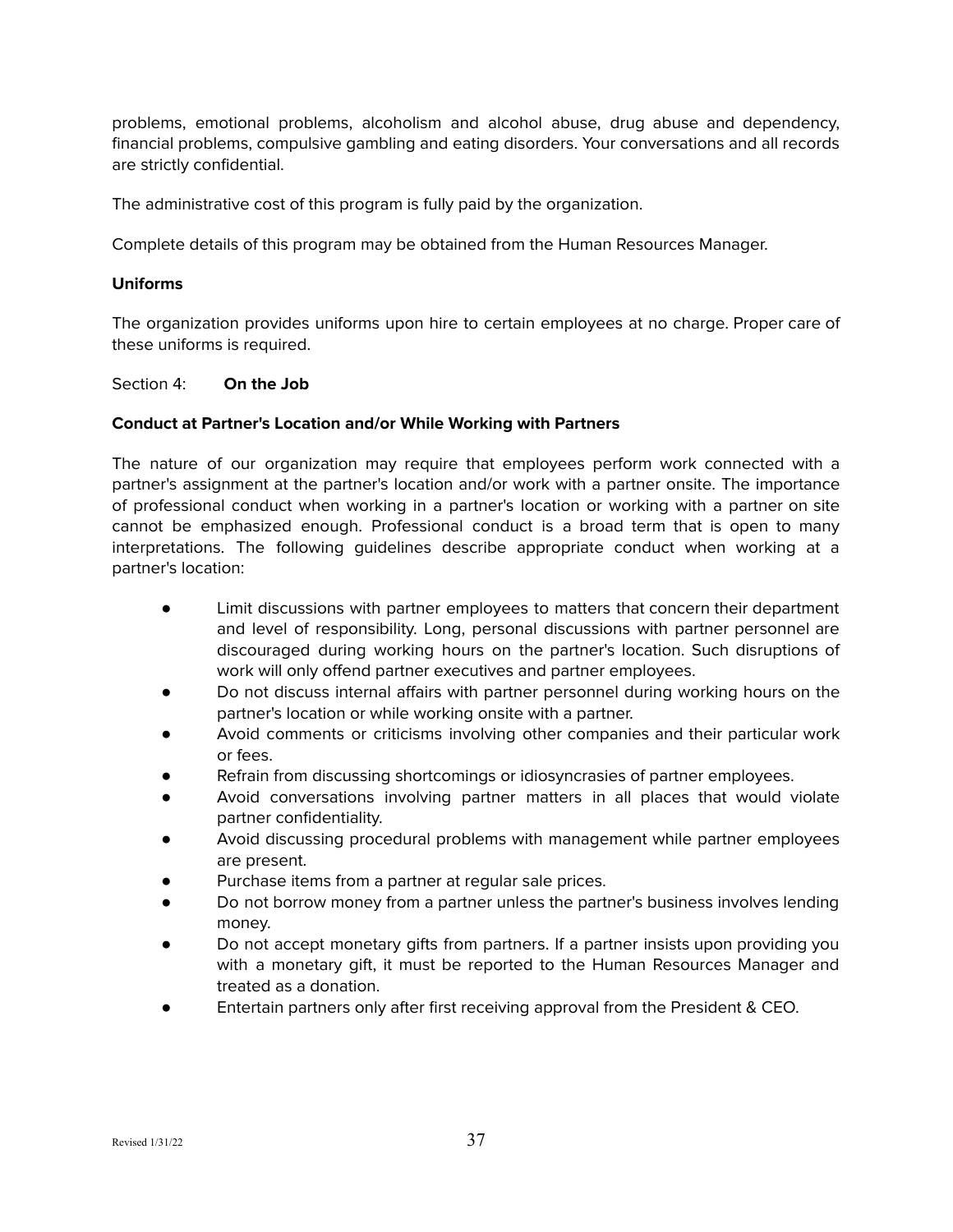problems, emotional problems, alcoholism and alcohol abuse, drug abuse and dependency, financial problems, compulsive gambling and eating disorders. Your conversations and all records are strictly confidential.

The administrative cost of this program is fully paid by the organization.

Complete details of this program may be obtained from the Human Resources Manager.

**Uniforms**

The organization provides uniforms upon hire to certain employees at no charge. Proper care of these uniforms is required.

## Section 4: **On the Job**

**Conduct at Partner's Location and/or While Working with Partners**

The nature of our organization may require that employees perform work connected with a partner's assignment at the partner's location and/or work with a partner onsite. The importance of professional conduct when working in a partner's location or working with a partner on site cannot be emphasized enough. Professional conduct is a broad term that is open to many interpretations. The following guidelines describe appropriate conduct when working at a partner's location:

- Limit discussions with partner employees to matters that concern their department and level of responsibility. Long, personal discussions with partner personnel are discouraged during working hours on the partner's location. Such disruptions of work will only offend partner executives and partner employees.
- Do not discuss internal affairs with partner personnel during working hours on the partner's location or while working onsite with a partner.
- Avoid comments or criticisms involving other companies and their particular work or fees.
- Refrain from discussing shortcomings or idiosyncrasies of partner employees.
- Avoid conversations involving partner matters in all places that would violate partner confidentiality.
- Avoid discussing procedural problems with management while partner employees are present.
- Purchase items from a partner at regular sale prices.
- Do not borrow money from a partner unless the partner's business involves lending money.
- Do not accept monetary gifts from partners. If a partner insists upon providing you with a monetary gift, it must be reported to the Human Resources Manager and treated as a donation.
- Entertain partners only after first receiving approval from the President & CEO.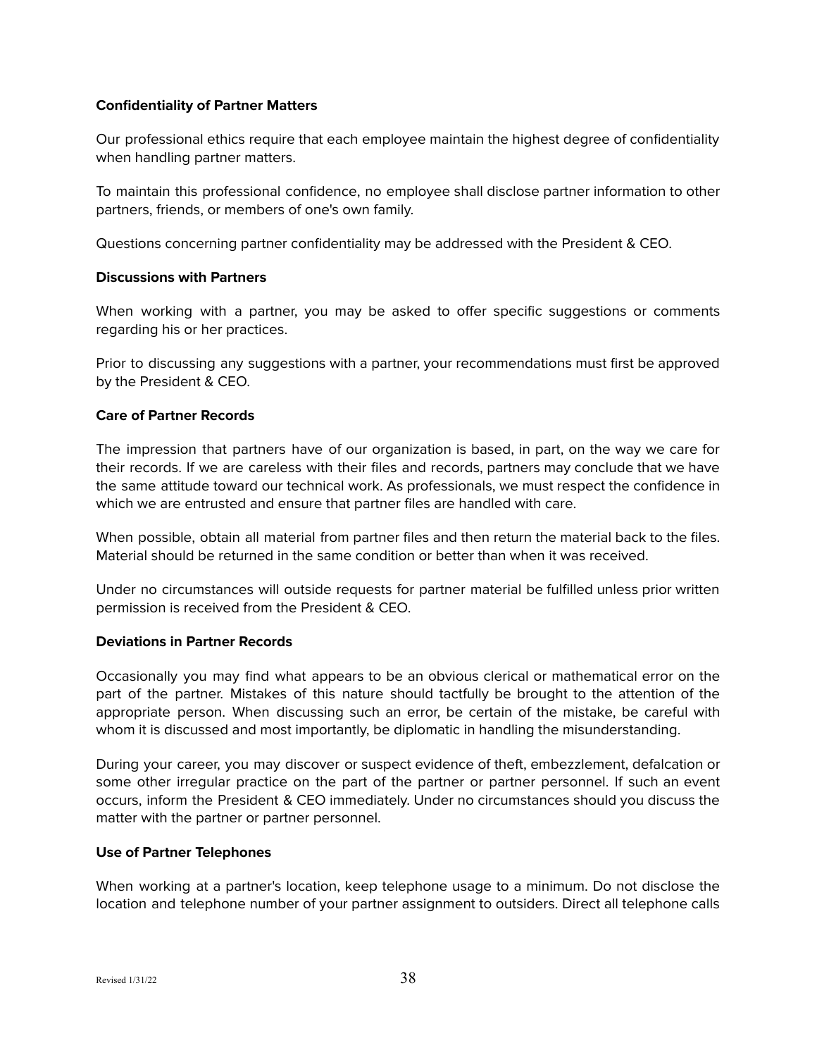**Confidentiality of Partner Matters**

Our professional ethics require that each employee maintain the highest degree of confidentiality when handling partner matters.

To maintain this professional confidence, no employee shall disclose partner information to other partners, friends, or members of one's own family.

Questions concerning partner confidentiality may be addressed with the President & CEO.

**Discussions with Partners**

When working with a partner, you may be asked to offer specific suggestions or comments regarding his or her practices.

Prior to discussing any suggestions with a partner, your recommendations must first be approved by the President & CEO.

**Care of Partner Records**

The impression that partners have of our organization is based, in part, on the way we care for their records. If we are careless with their files and records, partners may conclude that we have the same attitude toward our technical work. As professionals, we must respect the confidence in which we are entrusted and ensure that partner files are handled with care.

When possible, obtain all material from partner files and then return the material back to the files. Material should be returned in the same condition or better than when it was received.

Under no circumstances will outside requests for partner material be fulfilled unless prior written permission is received from the President & CEO.

**Deviations in Partner Records**

Occasionally you may find what appears to be an obvious clerical or mathematical error on the part of the partner. Mistakes of this nature should tactfully be brought to the attention of the appropriate person. When discussing such an error, be certain of the mistake, be careful with whom it is discussed and most importantly, be diplomatic in handling the misunderstanding.

During your career, you may discover or suspect evidence of theft, embezzlement, defalcation or some other irregular practice on the part of the partner or partner personnel. If such an event occurs, inform the President & CEO immediately. Under no circumstances should you discuss the matter with the partner or partner personnel.

**Use of Partner Telephones**

When working at a partner's location, keep telephone usage to a minimum. Do not disclose the location and telephone number of your partner assignment to outsiders. Direct all telephone calls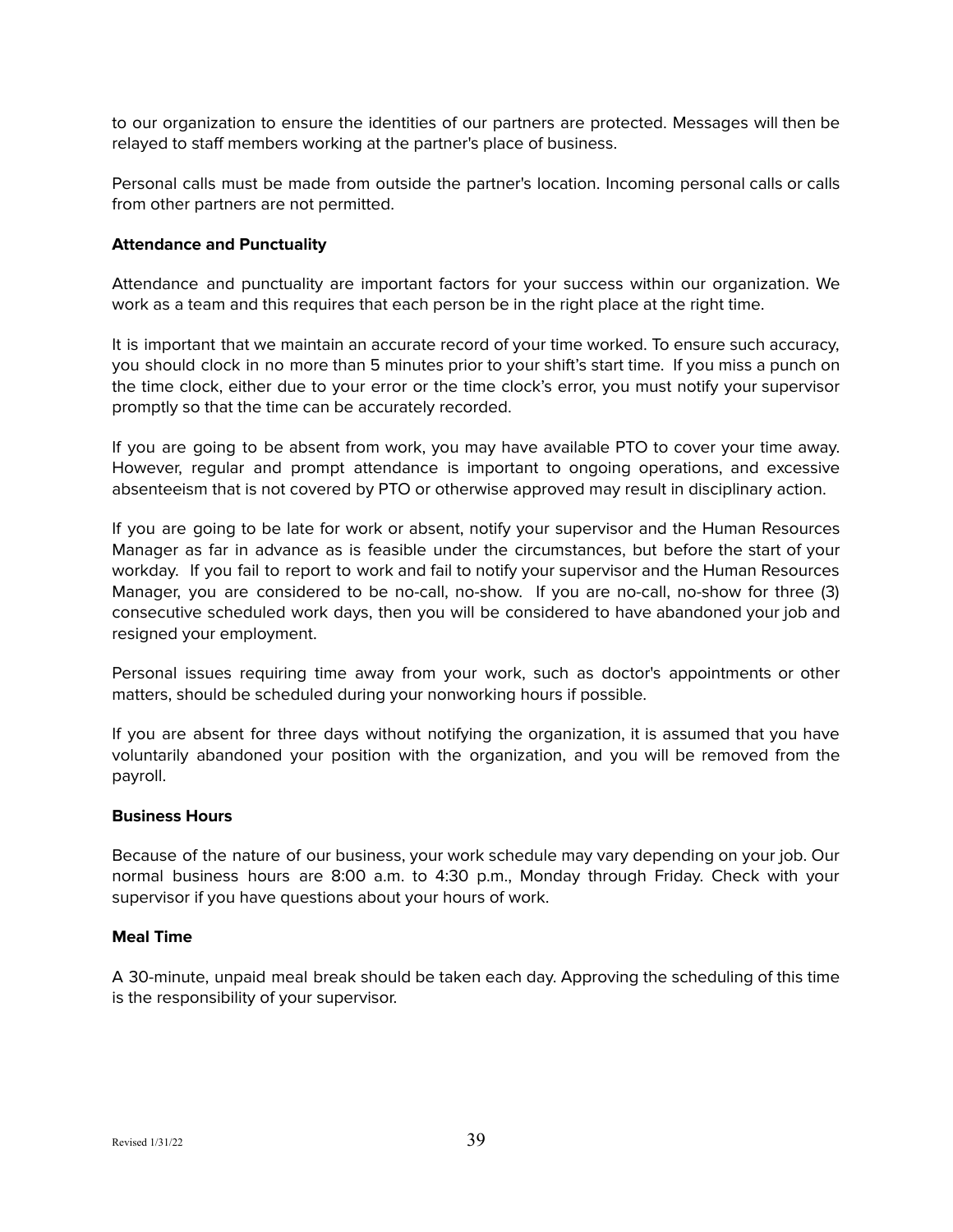to our organization to ensure the identities of our partners are protected. Messages will then be relayed to staff members working at the partner's place of business.

Personal calls must be made from outside the partner's location. Incoming personal calls or calls from other partners are not permitted.

**Attendance and Punctuality**

Attendance and punctuality are important factors for your success within our organization. We work as a team and this requires that each person be in the right place at the right time.

It is important that we maintain an accurate record of your time worked. To ensure such accuracy, you should clock in no more than 5 minutes prior to your shift's start time. If you miss a punch on the time clock, either due to your error or the time clock's error, you must notify your supervisor promptly so that the time can be accurately recorded.

If you are going to be absent from work, you may have available PTO to cover your time away. However, regular and prompt attendance is important to ongoing operations, and excessive absenteeism that is not covered by PTO or otherwise approved may result in disciplinary action.

If you are going to be late for work or absent, notify your supervisor and the Human Resources Manager as far in advance as is feasible under the circumstances, but before the start of your workday. If you fail to report to work and fail to notify your supervisor and the Human Resources Manager, you are considered to be no-call, no-show. If you are no-call, no-show for three (3) consecutive scheduled work days, then you will be considered to have abandoned your job and resigned your employment.

Personal issues requiring time away from your work, such as doctor's appointments or other matters, should be scheduled during your nonworking hours if possible.

If you are absent for three days without notifying the organization, it is assumed that you have voluntarily abandoned your position with the organization, and you will be removed from the payroll.

**Business Hours**

Because of the nature of our business, your work schedule may vary depending on your job. Our normal business hours are 8:00 a.m. to 4:30 p.m., Monday through Friday. Check with your supervisor if you have questions about your hours of work.

**Meal Time**

A 30-minute, unpaid meal break should be taken each day. Approving the scheduling of this time is the responsibility of your supervisor.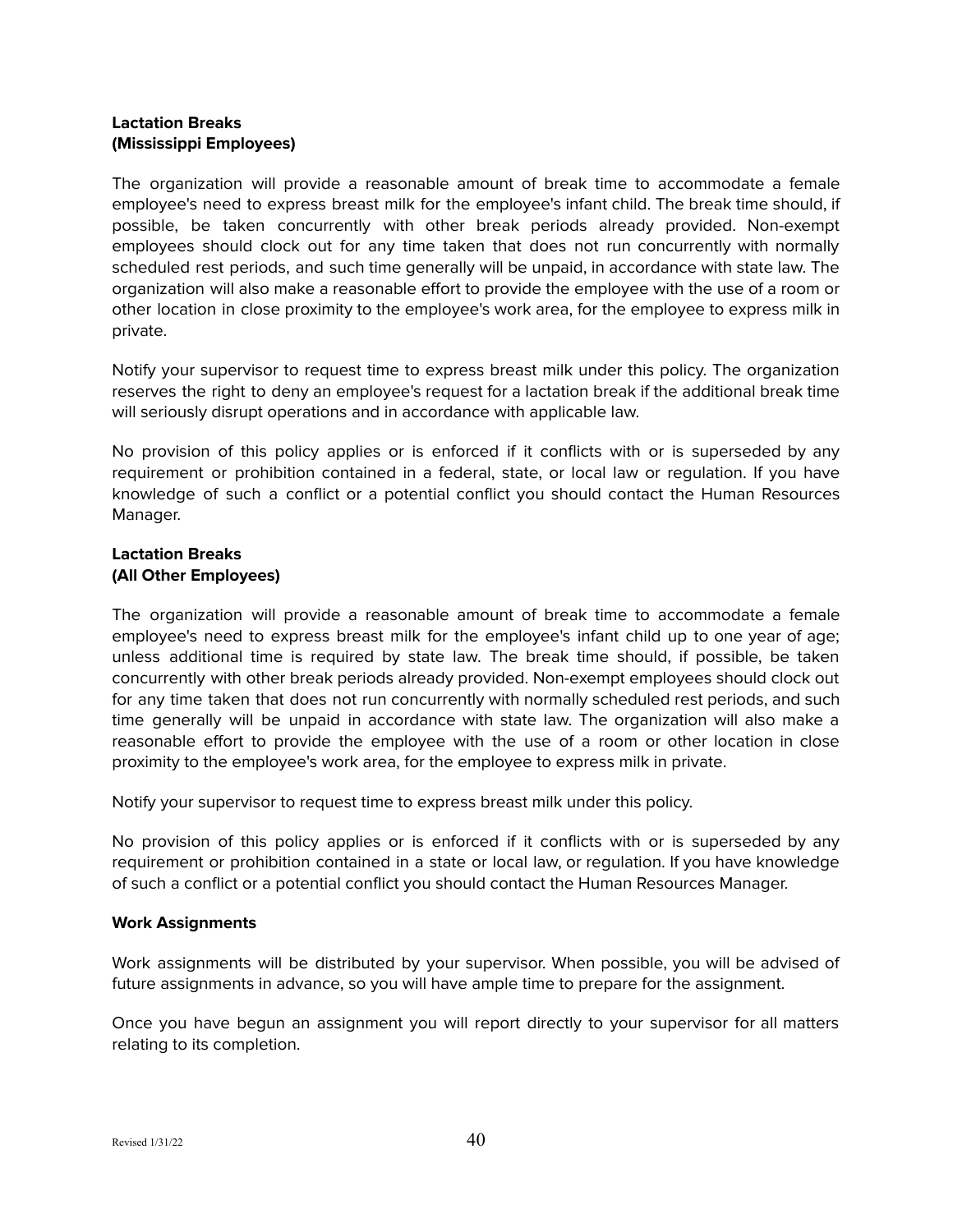**Lactation Breaks**
**(Mississippi Employees)**

The organization will provide a reasonable amount of break time to accommodate a female employee's need to express breast milk for the employee's infant child. The break time should, if possible, be taken concurrently with other break periods already provided. Non-exempt employees should clock out for any time taken that does not run concurrently with normally scheduled rest periods, and such time generally will be unpaid, in accordance with state law. The organization will also make a reasonable effort to provide the employee with the use of a room or other location in close proximity to the employee's work area, for the employee to express milk in private.

Notify your supervisor to request time to express breast milk under this policy. The organization reserves the right to deny an employee's request for a lactation break if the additional break time will seriously disrupt operations and in accordance with applicable law.

No provision of this policy applies or is enforced if it conflicts with or is superseded by any requirement or prohibition contained in a federal, state, or local law or regulation. If you have knowledge of such a conflict or a potential conflict you should contact the Human Resources Manager.

**Lactation Breaks**
**(All Other Employees)**

The organization will provide a reasonable amount of break time to accommodate a female employee's need to express breast milk for the employee's infant child up to one year of age; unless additional time is required by state law. The break time should, if possible, be taken concurrently with other break periods already provided. Non-exempt employees should clock out for any time taken that does not run concurrently with normally scheduled rest periods, and such time generally will be unpaid in accordance with state law. The organization will also make a reasonable effort to provide the employee with the use of a room or other location in close proximity to the employee's work area, for the employee to express milk in private.

Notify your supervisor to request time to express breast milk under this policy.

No provision of this policy applies or is enforced if it conflicts with or is superseded by any requirement or prohibition contained in a state or local law, or regulation. If you have knowledge of such a conflict or a potential conflict you should contact the Human Resources Manager.

**Work Assignments**

Work assignments will be distributed by your supervisor. When possible, you will be advised of future assignments in advance, so you will have ample time to prepare for the assignment.

Once you have begun an assignment you will report directly to your supervisor for all matters relating to its completion.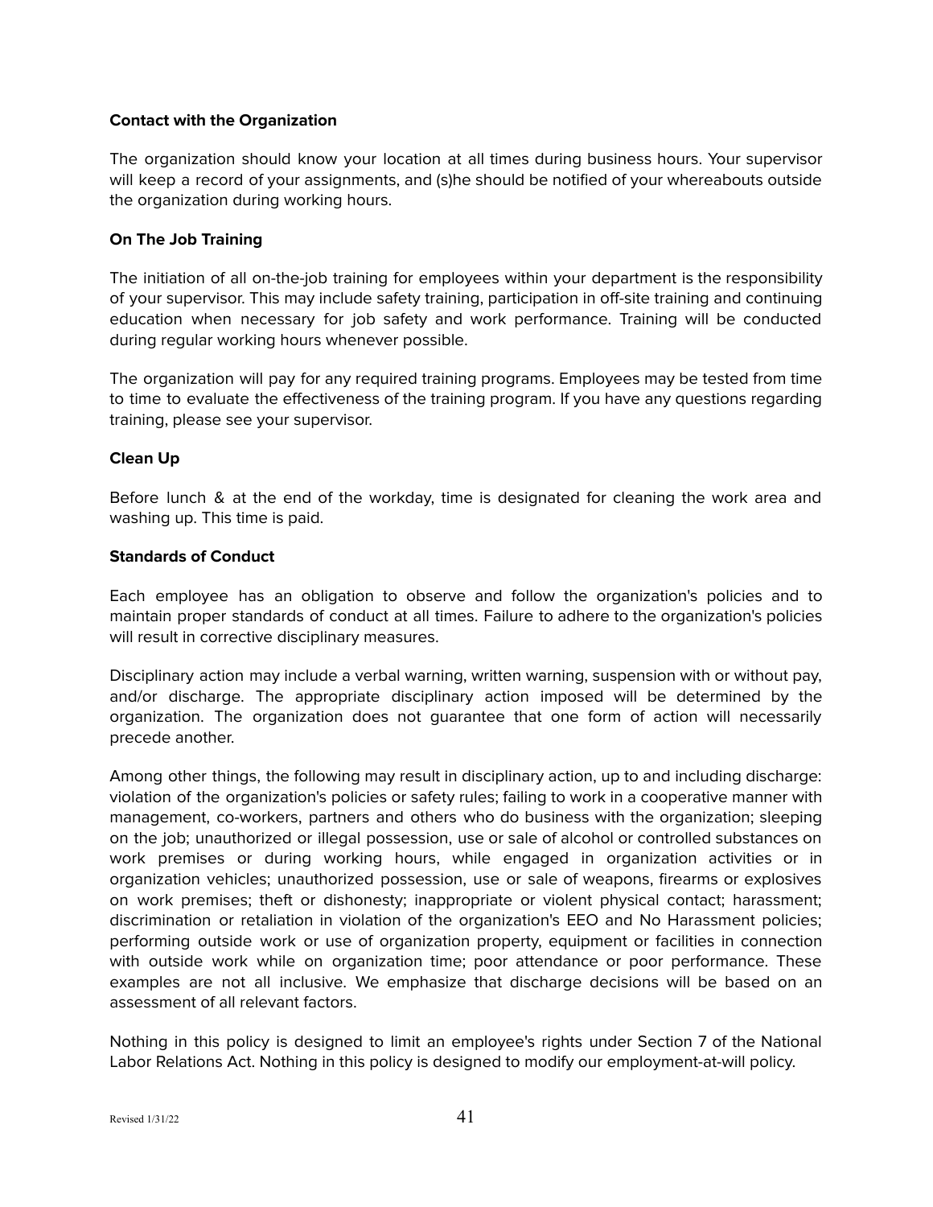**Contact with the Organization**

The organization should know your location at all times during business hours. Your supervisor will keep a record of your assignments, and (s)he should be notified of your whereabouts outside the organization during working hours.

**On The Job Training**

The initiation of all on-the-job training for employees within your department is the responsibility of your supervisor. This may include safety training, participation in off-site training and continuing education when necessary for job safety and work performance. Training will be conducted during regular working hours whenever possible.

The organization will pay for any required training programs. Employees may be tested from time to time to evaluate the effectiveness of the training program. If you have any questions regarding training, please see your supervisor.

**Clean Up**

Before lunch & at the end of the workday, time is designated for cleaning the work area and washing up. This time is paid.

**Standards of Conduct**

Each employee has an obligation to observe and follow the organization's policies and to maintain proper standards of conduct at all times. Failure to adhere to the organization's policies will result in corrective disciplinary measures.

Disciplinary action may include a verbal warning, written warning, suspension with or without pay, and/or discharge. The appropriate disciplinary action imposed will be determined by the organization. The organization does not guarantee that one form of action will necessarily precede another.

Among other things, the following may result in disciplinary action, up to and including discharge: violation of the organization's policies or safety rules; failing to work in a cooperative manner with management, co-workers, partners and others who do business with the organization; sleeping on the job; unauthorized or illegal possession, use or sale of alcohol or controlled substances on work premises or during working hours, while engaged in organization activities or in organization vehicles; unauthorized possession, use or sale of weapons, firearms or explosives on work premises; theft or dishonesty; inappropriate or violent physical contact; harassment; discrimination or retaliation in violation of the organization's EEO and No Harassment policies; performing outside work or use of organization property, equipment or facilities in connection with outside work while on organization time; poor attendance or poor performance. These examples are not all inclusive. We emphasize that discharge decisions will be based on an assessment of all relevant factors.

Nothing in this policy is designed to limit an employee's rights under Section 7 of the National Labor Relations Act. Nothing in this policy is designed to modify our employment-at-will policy.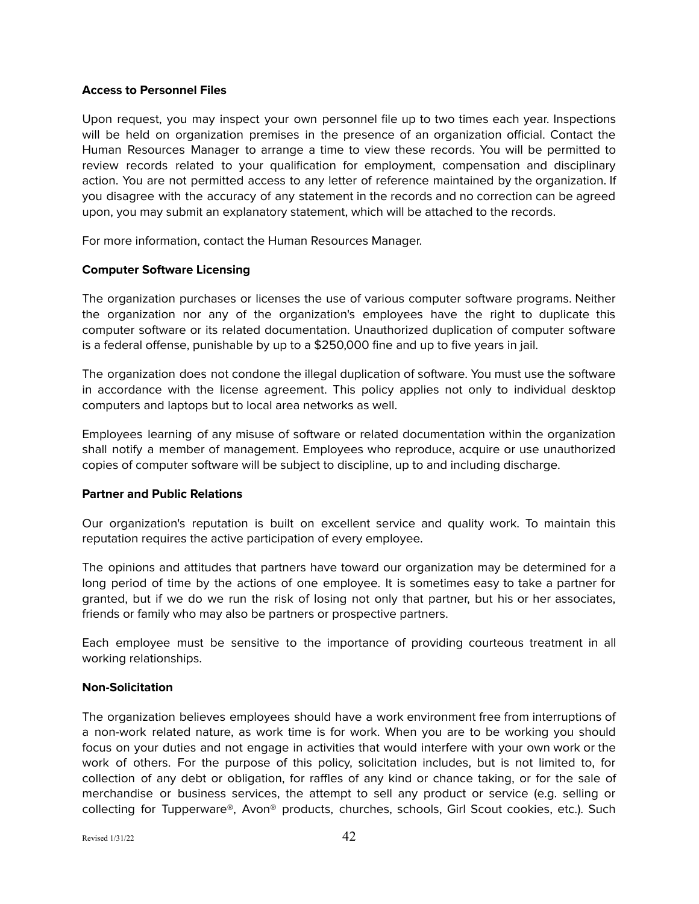**Access to Personnel Files**

Upon request, you may inspect your own personnel file up to two times each year. Inspections will be held on organization premises in the presence of an organization official. Contact the Human Resources Manager to arrange a time to view these records. You will be permitted to review records related to your qualification for employment, compensation and disciplinary action. You are not permitted access to any letter of reference maintained by the organization. If you disagree with the accuracy of any statement in the records and no correction can be agreed upon, you may submit an explanatory statement, which will be attached to the records.

For more information, contact the Human Resources Manager.

**Computer Software Licensing**

The organization purchases or licenses the use of various computer software programs. Neither the organization nor any of the organization's employees have the right to duplicate this computer software or its related documentation. Unauthorized duplication of computer software is a federal offense, punishable by up to a $250,000 fine and up to five years in jail.

The organization does not condone the illegal duplication of software. You must use the software in accordance with the license agreement. This policy applies not only to individual desktop computers and laptops but to local area networks as well.

Employees learning of any misuse of software or related documentation within the organization shall notify a member of management. Employees who reproduce, acquire or use unauthorized copies of computer software will be subject to discipline, up to and including discharge.

**Partner and Public Relations**

Our organization's reputation is built on excellent service and quality work. To maintain this reputation requires the active participation of every employee.

The opinions and attitudes that partners have toward our organization may be determined for a long period of time by the actions of one employee. It is sometimes easy to take a partner for granted, but if we do we run the risk of losing not only that partner, but his or her associates, friends or family who may also be partners or prospective partners.

Each employee must be sensitive to the importance of providing courteous treatment in all working relationships.

**Non-Solicitation**

The organization believes employees should have a work environment free from interruptions of a non-work related nature, as work time is for work. When you are to be working you should focus on your duties and not engage in activities that would interfere with your own work or the work of others. For the purpose of this policy, solicitation includes, but is not limited to, for collection of any debt or obligation, for raffles of any kind or chance taking, or for the sale of merchandise or business services, the attempt to sell any product or service (e.g. selling or collecting for Tupperware®, Avon® products, churches, schools, Girl Scout cookies, etc.). Such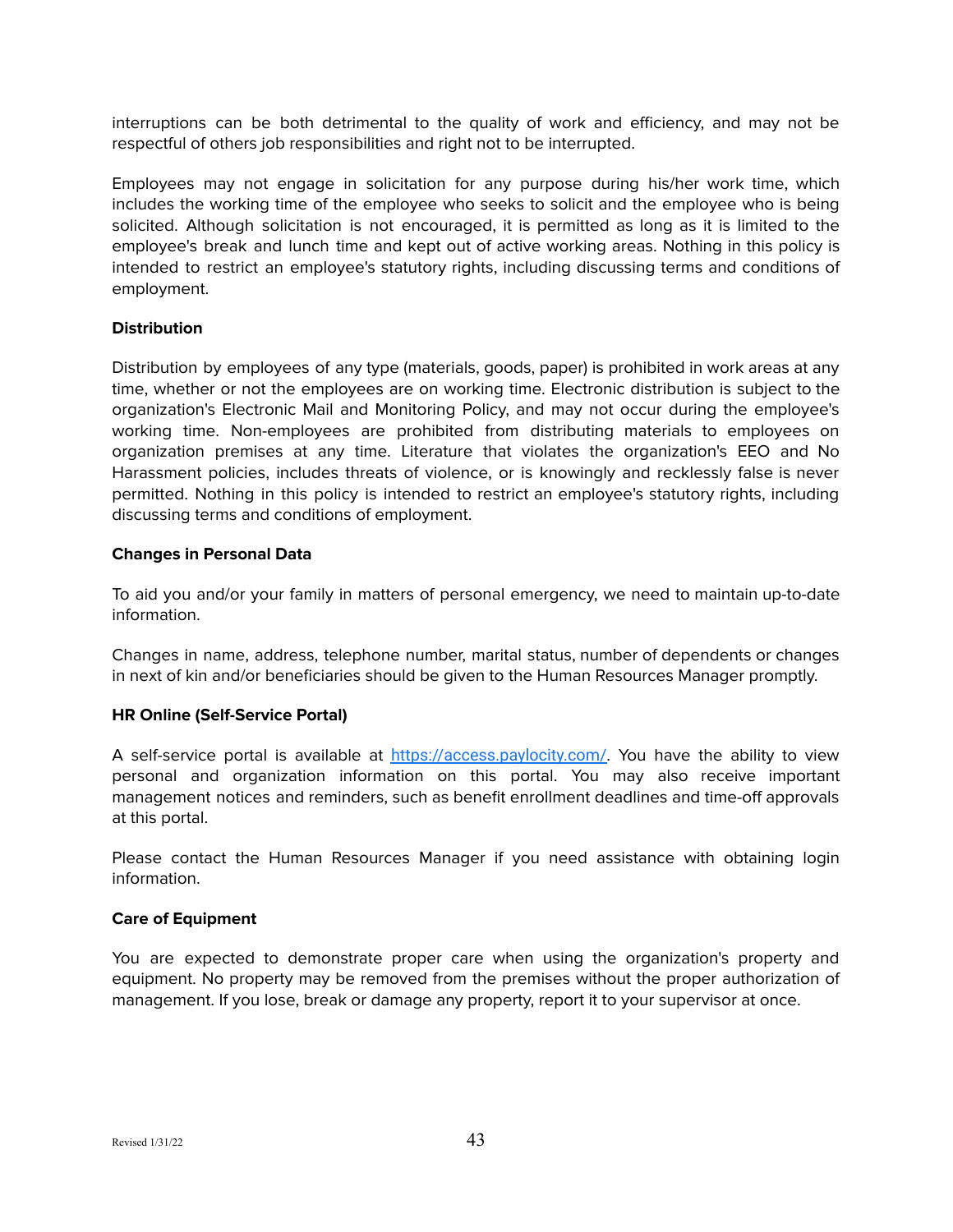interruptions can be both detrimental to the quality of work and efficiency, and may not be respectful of others job responsibilities and right not to be interrupted.

Employees may not engage in solicitation for any purpose during his/her work time, which includes the working time of the employee who seeks to solicit and the employee who is being solicited. Although solicitation is not encouraged, it is permitted as long as it is limited to the employee's break and lunch time and kept out of active working areas. Nothing in this policy is intended to restrict an employee's statutory rights, including discussing terms and conditions of employment.

**Distribution**

Distribution by employees of any type (materials, goods, paper) is prohibited in work areas at any time, whether or not the employees are on working time. Electronic distribution is subject to the organization's Electronic Mail and Monitoring Policy, and may not occur during the employee's working time. Non-employees are prohibited from distributing materials to employees on organization premises at any time. Literature that violates the organization's EEO and No Harassment policies, includes threats of violence, or is knowingly and recklessly false is never permitted. Nothing in this policy is intended to restrict an employee's statutory rights, including discussing terms and conditions of employment.

**Changes in Personal Data**

To aid you and/or your family in matters of personal emergency, we need to maintain up-to-date information.

Changes in name, address, telephone number, marital status, number of dependents or changes in next of kin and/or beneficiaries should be given to the Human Resources Manager promptly.

**HR Online (Self-Service Portal)**

A self-service portal is available at [https://access.paylocity.com/](https://access.paylocity.com/). You have the ability to view personal and organization information on this portal. You may also receive important management notices and reminders, such as benefit enrollment deadlines and time-off approvals at this portal.

Please contact the Human Resources Manager if you need assistance with obtaining login information.

**Care of Equipment**

You are expected to demonstrate proper care when using the organization's property and equipment. No property may be removed from the premises without the proper authorization of management. If you lose, break or damage any property, report it to your supervisor at once.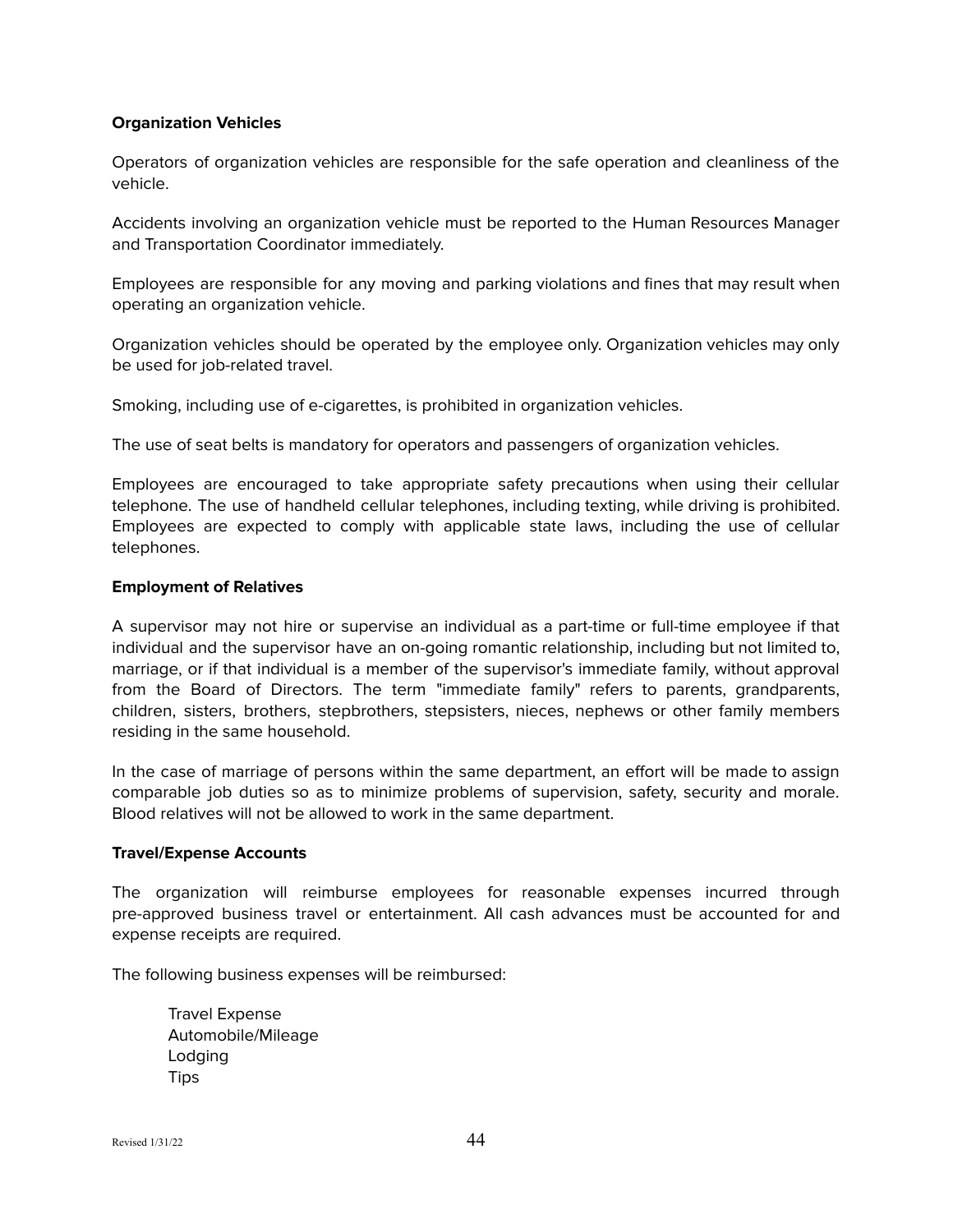**Organization Vehicles**

Operators of organization vehicles are responsible for the safe operation and cleanliness of the vehicle.

Accidents involving an organization vehicle must be reported to the Human Resources Manager and Transportation Coordinator immediately.

Employees are responsible for any moving and parking violations and fines that may result when operating an organization vehicle.

Organization vehicles should be operated by the employee only. Organization vehicles may only be used for job-related travel.

Smoking, including use of e-cigarettes, is prohibited in organization vehicles.

The use of seat belts is mandatory for operators and passengers of organization vehicles.

Employees are encouraged to take appropriate safety precautions when using their cellular telephone. The use of handheld cellular telephones, including texting, while driving is prohibited. Employees are expected to comply with applicable state laws, including the use of cellular telephones.

**Employment of Relatives**

A supervisor may not hire or supervise an individual as a part-time or full-time employee if that individual and the supervisor have an on-going romantic relationship, including but not limited to, marriage, or if that individual is a member of the supervisor's immediate family, without approval from the Board of Directors. The term "immediate family" refers to parents, grandparents, children, sisters, brothers, stepbrothers, stepsisters, nieces, nephews or other family members residing in the same household.

In the case of marriage of persons within the same department, an effort will be made to assign comparable job duties so as to minimize problems of supervision, safety, security and morale. Blood relatives will not be allowed to work in the same department.

**Travel/Expense Accounts**

The organization will reimburse employees for reasonable expenses incurred through pre-approved business travel or entertainment. All cash advances must be accounted for and expense receipts are required.

The following business expenses will be reimbursed:

- Travel Expense
- Automobile/Mileage
- Lodging
- Tips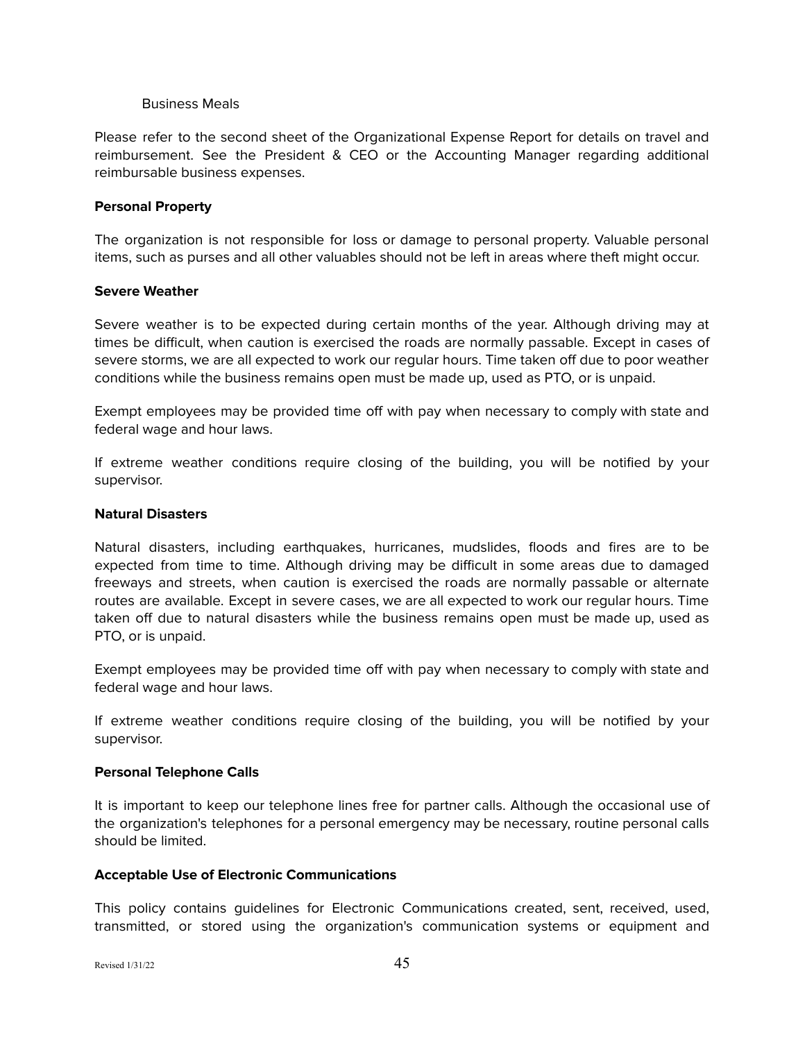Business Meals

Please refer to the second sheet of the Organizational Expense Report for details on travel and reimbursement. See the President & CEO or the Accounting Manager regarding additional reimbursable business expenses.

**Personal Property**

The organization is not responsible for loss or damage to personal property. Valuable personal items, such as purses and all other valuables should not be left in areas where theft might occur.

**Severe Weather**

Severe weather is to be expected during certain months of the year. Although driving may at times be difficult, when caution is exercised the roads are normally passable. Except in cases of severe storms, we are all expected to work our regular hours. Time taken off due to poor weather conditions while the business remains open must be made up, used as PTO, or is unpaid.

Exempt employees may be provided time off with pay when necessary to comply with state and federal wage and hour laws.

If extreme weather conditions require closing of the building, you will be notified by your supervisor.

**Natural Disasters**

Natural disasters, including earthquakes, hurricanes, mudslides, floods and fires are to be expected from time to time. Although driving may be difficult in some areas due to damaged freeways and streets, when caution is exercised the roads are normally passable or alternate routes are available. Except in severe cases, we are all expected to work our regular hours. Time taken off due to natural disasters while the business remains open must be made up, used as PTO, or is unpaid.

Exempt employees may be provided time off with pay when necessary to comply with state and federal wage and hour laws.

If extreme weather conditions require closing of the building, you will be notified by your supervisor.

**Personal Telephone Calls**

It is important to keep our telephone lines free for partner calls. Although the occasional use of the organization's telephones for a personal emergency may be necessary, routine personal calls should be limited.

**Acceptable Use of Electronic Communications**

This policy contains guidelines for Electronic Communications created, sent, received, used, transmitted, or stored using the organization's communication systems or equipment and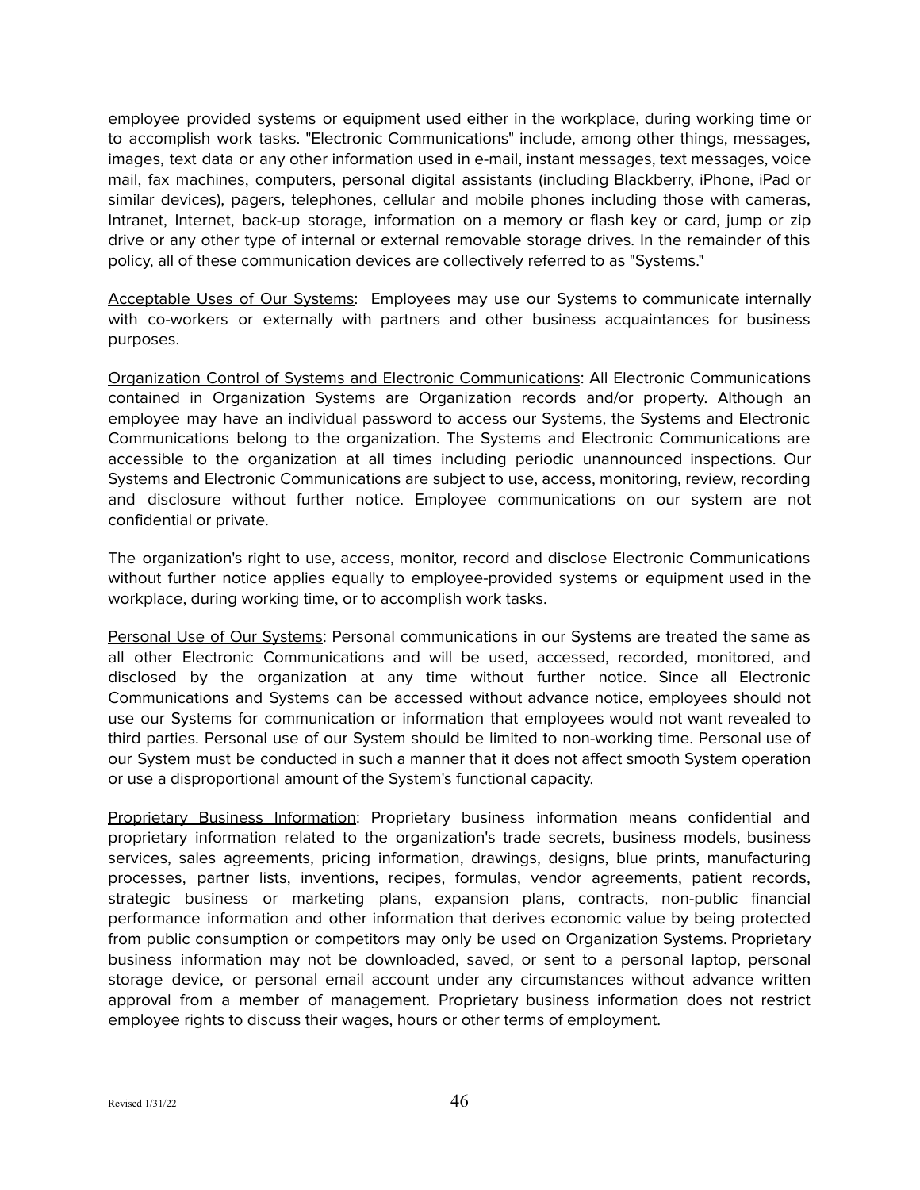employee provided systems or equipment used either in the workplace, during working time or to accomplish work tasks. "Electronic Communications" include, among other things, messages, images, text data or any other information used in e-mail, instant messages, text messages, voice mail, fax machines, computers, personal digital assistants (including Blackberry, iPhone, iPad or similar devices), pagers, telephones, cellular and mobile phones including those with cameras, Intranet, Internet, back-up storage, information on a memory or flash key or card, jump or zip drive or any other type of internal or external removable storage drives. In the remainder of this policy, all of these communication devices are collectively referred to as "Systems."

<u>Acceptable Uses of Our Systems</u>: Employees may use our Systems to communicate internally with co-workers or externally with partners and other business acquaintances for business purposes.

<u>Organization Control of Systems and Electronic Communications</u>: All Electronic Communications contained in Organization Systems are Organization records and/or property. Although an employee may have an individual password to access our Systems, the Systems and Electronic Communications belong to the organization. The Systems and Electronic Communications are accessible to the organization at all times including periodic unannounced inspections. Our Systems and Electronic Communications are subject to use, access, monitoring, review, recording and disclosure without further notice. Employee communications on our system are not confidential or private.

The organization's right to use, access, monitor, record and disclose Electronic Communications without further notice applies equally to employee-provided systems or equipment used in the workplace, during working time, or to accomplish work tasks.

<u>Personal Use of Our Systems</u>: Personal communications in our Systems are treated the same as all other Electronic Communications and will be used, accessed, recorded, monitored, and disclosed by the organization at any time without further notice. Since all Electronic Communications and Systems can be accessed without advance notice, employees should not use our Systems for communication or information that employees would not want revealed to third parties. Personal use of our System should be limited to non-working time. Personal use of our System must be conducted in such a manner that it does not affect smooth System operation or use a disproportional amount of the System's functional capacity.

<u>Proprietary Business Information</u>: Proprietary business information means confidential and proprietary information related to the organization's trade secrets, business models, business services, sales agreements, pricing information, drawings, designs, blue prints, manufacturing processes, partner lists, inventions, recipes, formulas, vendor agreements, patient records, strategic business or marketing plans, expansion plans, contracts, non-public financial performance information and other information that derives economic value by being protected from public consumption or competitors may only be used on Organization Systems. Proprietary business information may not be downloaded, saved, or sent to a personal laptop, personal storage device, or personal email account under any circumstances without advance written approval from a member of management. Proprietary business information does not restrict employee rights to discuss their wages, hours or other terms of employment.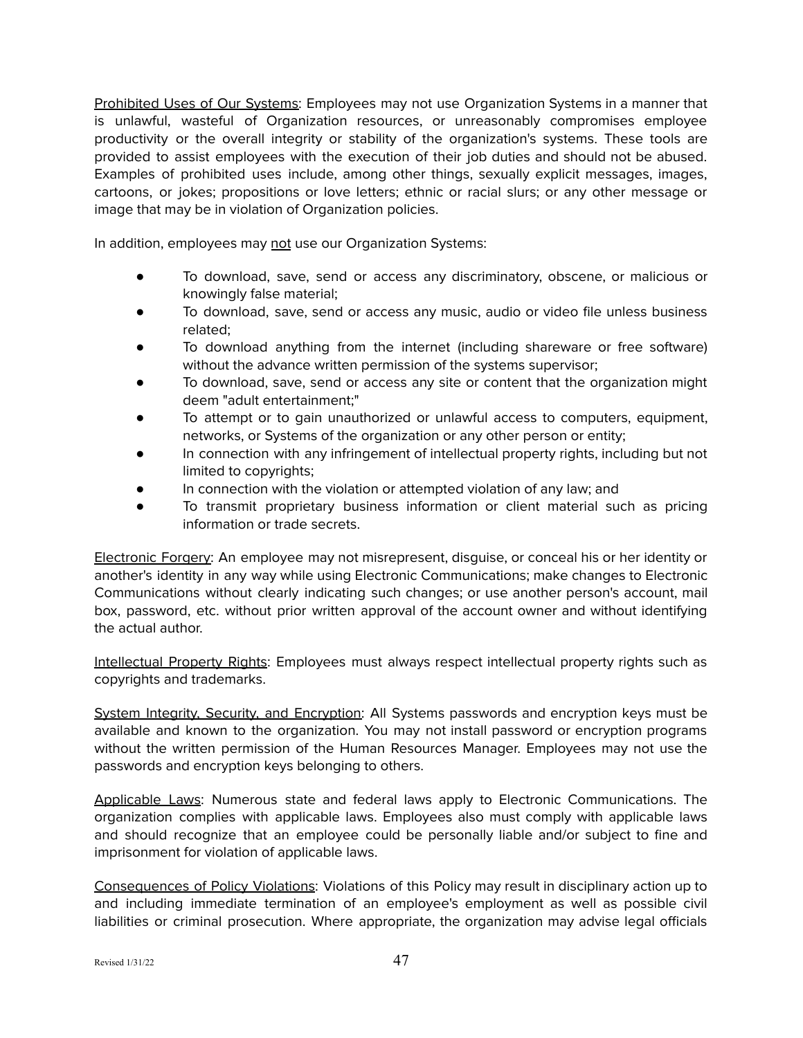Prohibited Uses of Our Systems: Employees may not use Organization Systems in a manner that is unlawful, wasteful of Organization resources, or unreasonably compromises employee productivity or the overall integrity or stability of the organization's systems. These tools are provided to assist employees with the execution of their job duties and should not be abused. Examples of prohibited uses include, among other things, sexually explicit messages, images, cartoons, or jokes; propositions or love letters; ethnic or racial slurs; or any other message or image that may be in violation of Organization policies.

In addition, employees may not use our Organization Systems:

- To download, save, send or access any discriminatory, obscene, or malicious or knowingly false material;
- To download, save, send or access any music, audio or video file unless business related;
- To download anything from the internet (including shareware or free software) without the advance written permission of the systems supervisor;
- To download, save, send or access any site or content that the organization might deem "adult entertainment;"
- To attempt or to gain unauthorized or unlawful access to computers, equipment, networks, or Systems of the organization or any other person or entity;
- In connection with any infringement of intellectual property rights, including but not limited to copyrights;
- In connection with the violation or attempted violation of any law; and
- To transmit proprietary business information or client material such as pricing information or trade secrets.

Electronic Forgery: An employee may not misrepresent, disguise, or conceal his or her identity or another's identity in any way while using Electronic Communications; make changes to Electronic Communications without clearly indicating such changes; or use another person's account, mail box, password, etc. without prior written approval of the account owner and without identifying the actual author.

Intellectual Property Rights: Employees must always respect intellectual property rights such as copyrights and trademarks.

System Integrity, Security, and Encryption: All Systems passwords and encryption keys must be available and known to the organization. You may not install password or encryption programs without the written permission of the Human Resources Manager. Employees may not use the passwords and encryption keys belonging to others.

Applicable Laws: Numerous state and federal laws apply to Electronic Communications. The organization complies with applicable laws. Employees also must comply with applicable laws and should recognize that an employee could be personally liable and/or subject to fine and imprisonment for violation of applicable laws.

Consequences of Policy Violations: Violations of this Policy may result in disciplinary action up to and including immediate termination of an employee's employment as well as possible civil liabilities or criminal prosecution. Where appropriate, the organization may advise legal officials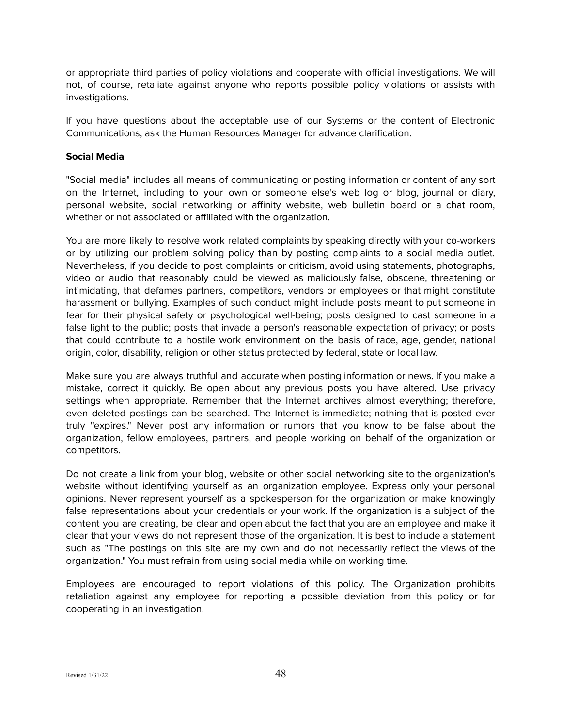or appropriate third parties of policy violations and cooperate with official investigations. We will not, of course, retaliate against anyone who reports possible policy violations or assists with investigations.

If you have questions about the acceptable use of our Systems or the content of Electronic Communications, ask the Human Resources Manager for advance clarification.

**Social Media**

"Social media" includes all means of communicating or posting information or content of any sort on the Internet, including to your own or someone else's web log or blog, journal or diary, personal website, social networking or affinity website, web bulletin board or a chat room, whether or not associated or affiliated with the organization.

You are more likely to resolve work related complaints by speaking directly with your co-workers or by utilizing our problem solving policy than by posting complaints to a social media outlet. Nevertheless, if you decide to post complaints or criticism, avoid using statements, photographs, video or audio that reasonably could be viewed as maliciously false, obscene, threatening or intimidating, that defames partners, competitors, vendors or employees or that might constitute harassment or bullying. Examples of such conduct might include posts meant to put someone in fear for their physical safety or psychological well-being; posts designed to cast someone in a false light to the public; posts that invade a person's reasonable expectation of privacy; or posts that could contribute to a hostile work environment on the basis of race, age, gender, national origin, color, disability, religion or other status protected by federal, state or local law.

Make sure you are always truthful and accurate when posting information or news. If you make a mistake, correct it quickly. Be open about any previous posts you have altered. Use privacy settings when appropriate. Remember that the Internet archives almost everything; therefore, even deleted postings can be searched. The Internet is immediate; nothing that is posted ever truly "expires." Never post any information or rumors that you know to be false about the organization, fellow employees, partners, and people working on behalf of the organization or competitors.

Do not create a link from your blog, website or other social networking site to the organization's website without identifying yourself as an organization employee. Express only your personal opinions. Never represent yourself as a spokesperson for the organization or make knowingly false representations about your credentials or your work. If the organization is a subject of the content you are creating, be clear and open about the fact that you are an employee and make it clear that your views do not represent those of the organization. It is best to include a statement such as "The postings on this site are my own and do not necessarily reflect the views of the organization." You must refrain from using social media while on working time.

Employees are encouraged to report violations of this policy. The Organization prohibits retaliation against any employee for reporting a possible deviation from this policy or for cooperating in an investigation.

Revised 1/31/22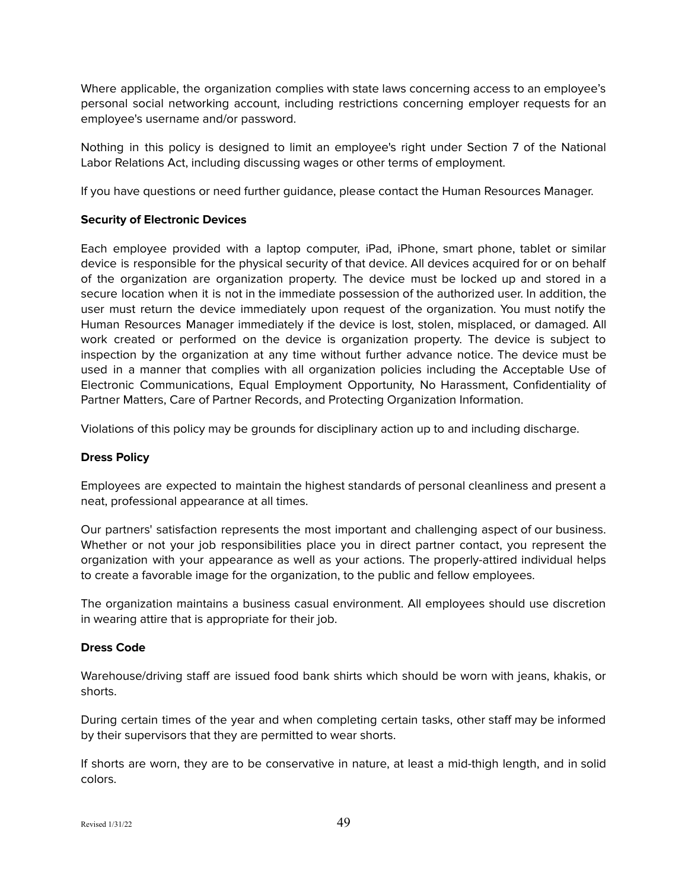Where applicable, the organization complies with state laws concerning access to an employee's personal social networking account, including restrictions concerning employer requests for an employee's username and/or password.

Nothing in this policy is designed to limit an employee's right under Section 7 of the National Labor Relations Act, including discussing wages or other terms of employment.

If you have questions or need further guidance, please contact the Human Resources Manager.

**Security of Electronic Devices**

Each employee provided with a laptop computer, iPad, iPhone, smart phone, tablet or similar device is responsible for the physical security of that device. All devices acquired for or on behalf of the organization are organization property. The device must be locked up and stored in a secure location when it is not in the immediate possession of the authorized user. In addition, the user must return the device immediately upon request of the organization. You must notify the Human Resources Manager immediately if the device is lost, stolen, misplaced, or damaged. All work created or performed on the device is organization property. The device is subject to inspection by the organization at any time without further advance notice. The device must be used in a manner that complies with all organization policies including the Acceptable Use of Electronic Communications, Equal Employment Opportunity, No Harassment, Confidentiality of Partner Matters, Care of Partner Records, and Protecting Organization Information.

Violations of this policy may be grounds for disciplinary action up to and including discharge.

**Dress Policy**

Employees are expected to maintain the highest standards of personal cleanliness and present a neat, professional appearance at all times.

Our partners' satisfaction represents the most important and challenging aspect of our business. Whether or not your job responsibilities place you in direct partner contact, you represent the organization with your appearance as well as your actions. The properly-attired individual helps to create a favorable image for the organization, to the public and fellow employees.

The organization maintains a business casual environment. All employees should use discretion in wearing attire that is appropriate for their job.

**Dress Code**

Warehouse/driving staff are issued food bank shirts which should be worn with jeans, khakis, or shorts.

During certain times of the year and when completing certain tasks, other staff may be informed by their supervisors that they are permitted to wear shorts.

If shorts are worn, they are to be conservative in nature, at least a mid-thigh length, and in solid colors.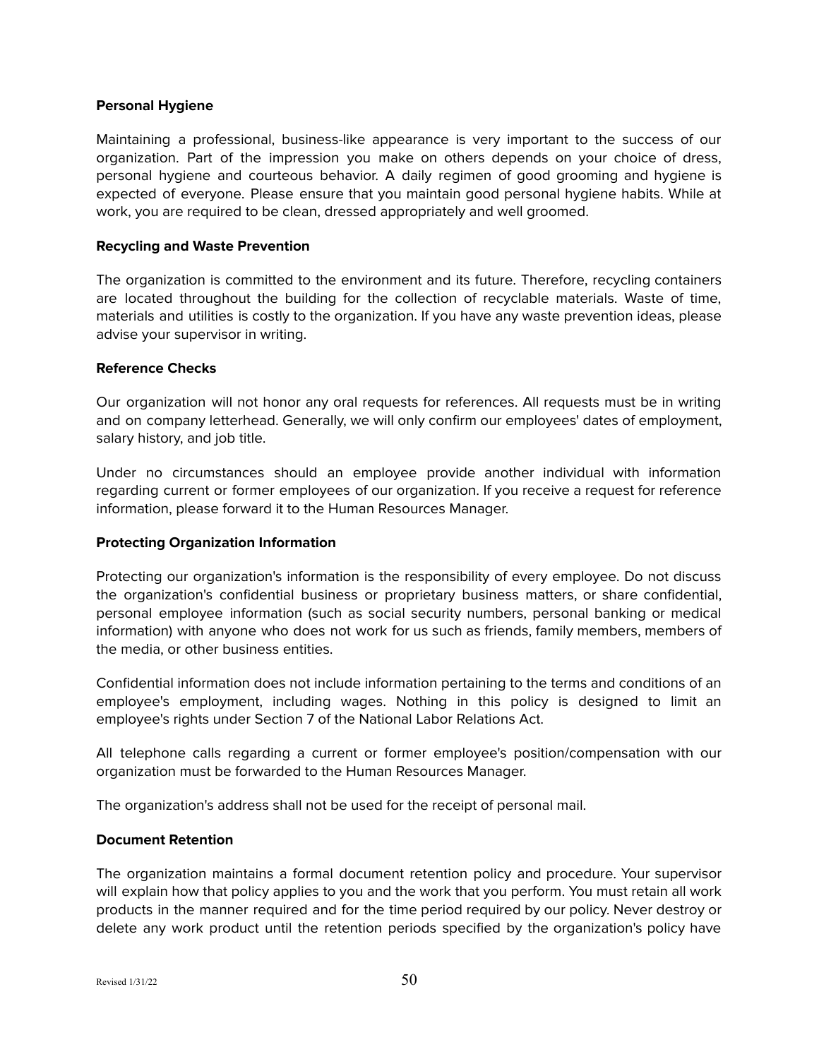**Personal Hygiene**

Maintaining a professional, business-like appearance is very important to the success of our organization. Part of the impression you make on others depends on your choice of dress, personal hygiene and courteous behavior. A daily regimen of good grooming and hygiene is expected of everyone. Please ensure that you maintain good personal hygiene habits. While at work, you are required to be clean, dressed appropriately and well groomed.

**Recycling and Waste Prevention**

The organization is committed to the environment and its future. Therefore, recycling containers are located throughout the building for the collection of recyclable materials. Waste of time, materials and utilities is costly to the organization. If you have any waste prevention ideas, please advise your supervisor in writing.

**Reference Checks**

Our organization will not honor any oral requests for references. All requests must be in writing and on company letterhead. Generally, we will only confirm our employees' dates of employment, salary history, and job title.

Under no circumstances should an employee provide another individual with information regarding current or former employees of our organization. If you receive a request for reference information, please forward it to the Human Resources Manager.

**Protecting Organization Information**

Protecting our organization's information is the responsibility of every employee. Do not discuss the organization's confidential business or proprietary business matters, or share confidential, personal employee information (such as social security numbers, personal banking or medical information) with anyone who does not work for us such as friends, family members, members of the media, or other business entities.

Confidential information does not include information pertaining to the terms and conditions of an employee's employment, including wages. Nothing in this policy is designed to limit an employee's rights under Section 7 of the National Labor Relations Act.

All telephone calls regarding a current or former employee's position/compensation with our organization must be forwarded to the Human Resources Manager.

The organization's address shall not be used for the receipt of personal mail.

**Document Retention**

The organization maintains a formal document retention policy and procedure. Your supervisor will explain how that policy applies to you and the work that you perform. You must retain all work products in the manner required and for the time period required by our policy. Never destroy or delete any work product until the retention periods specified by the organization's policy have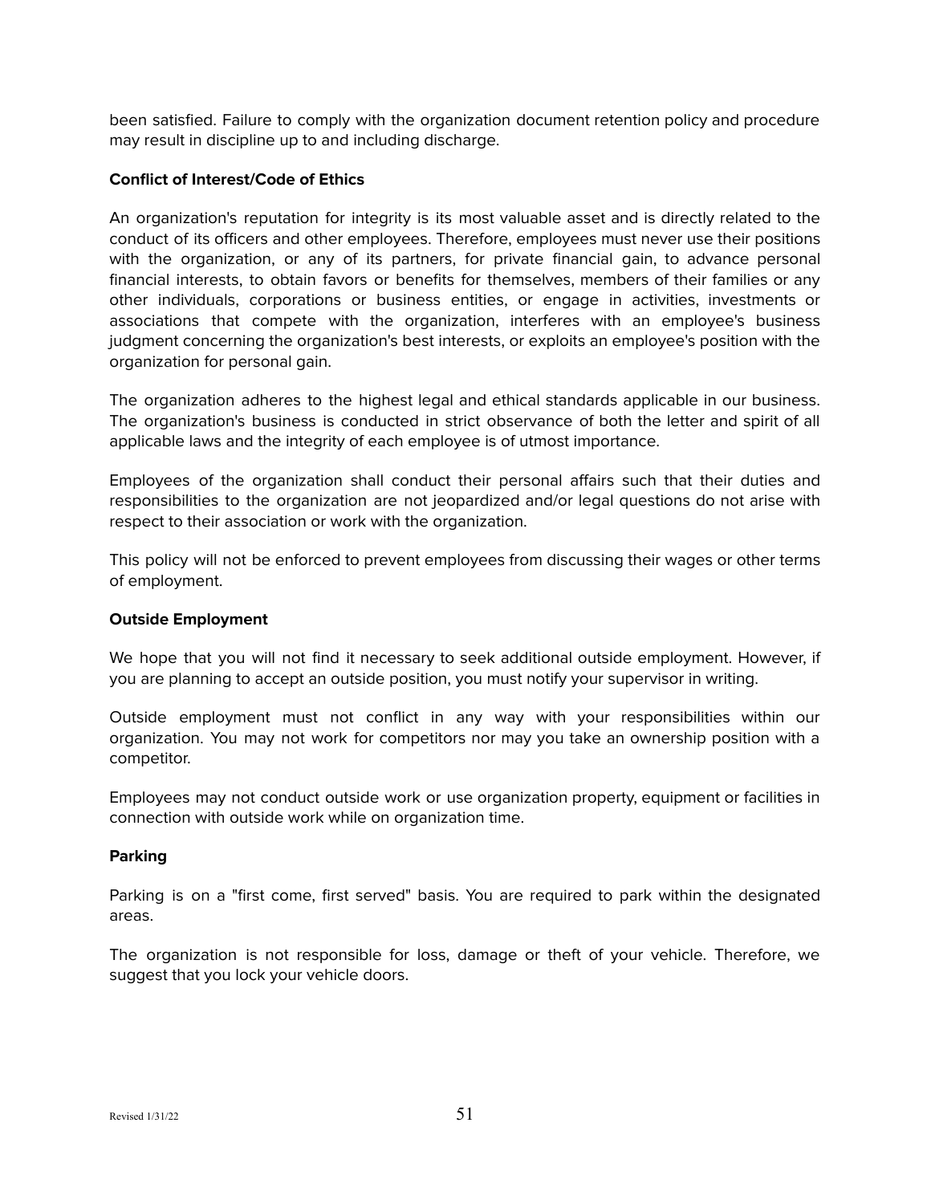been satisfied. Failure to comply with the organization document retention policy and procedure may result in discipline up to and including discharge.

**Conflict of Interest/Code of Ethics**

An organization's reputation for integrity is its most valuable asset and is directly related to the conduct of its officers and other employees. Therefore, employees must never use their positions with the organization, or any of its partners, for private financial gain, to advance personal financial interests, to obtain favors or benefits for themselves, members of their families or any other individuals, corporations or business entities, or engage in activities, investments or associations that compete with the organization, interferes with an employee's business judgment concerning the organization's best interests, or exploits an employee's position with the organization for personal gain.

The organization adheres to the highest legal and ethical standards applicable in our business. The organization's business is conducted in strict observance of both the letter and spirit of all applicable laws and the integrity of each employee is of utmost importance.

Employees of the organization shall conduct their personal affairs such that their duties and responsibilities to the organization are not jeopardized and/or legal questions do not arise with respect to their association or work with the organization.

This policy will not be enforced to prevent employees from discussing their wages or other terms of employment.

**Outside Employment**

We hope that you will not find it necessary to seek additional outside employment. However, if you are planning to accept an outside position, you must notify your supervisor in writing.

Outside employment must not conflict in any way with your responsibilities within our organization. You may not work for competitors nor may you take an ownership position with a competitor.

Employees may not conduct outside work or use organization property, equipment or facilities in connection with outside work while on organization time.

**Parking**

Parking is on a "first come, first served" basis. You are required to park within the designated areas.

The organization is not responsible for loss, damage or theft of your vehicle. Therefore, we suggest that you lock your vehicle doors.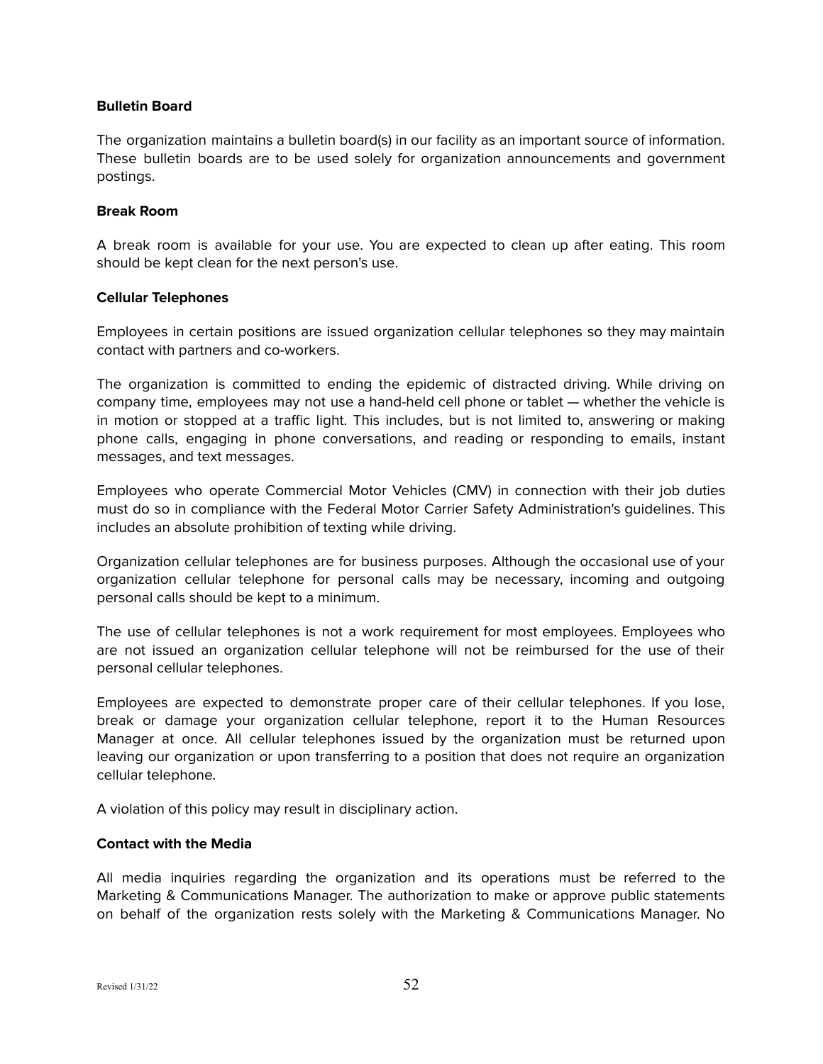**Bulletin Board**

The organization maintains a bulletin board(s) in our facility as an important source of information. These bulletin boards are to be used solely for organization announcements and government postings.

**Break Room**

A break room is available for your use. You are expected to clean up after eating. This room should be kept clean for the next person's use.

**Cellular Telephones**

Employees in certain positions are issued organization cellular telephones so they may maintain contact with partners and co-workers.

The organization is committed to ending the epidemic of distracted driving. While driving on company time, employees may not use a hand-held cell phone or tablet — whether the vehicle is in motion or stopped at a traffic light. This includes, but is not limited to, answering or making phone calls, engaging in phone conversations, and reading or responding to emails, instant messages, and text messages.

Employees who operate Commercial Motor Vehicles (CMV) in connection with their job duties must do so in compliance with the Federal Motor Carrier Safety Administration's guidelines. This includes an absolute prohibition of texting while driving.

Organization cellular telephones are for business purposes. Although the occasional use of your organization cellular telephone for personal calls may be necessary, incoming and outgoing personal calls should be kept to a minimum.

The use of cellular telephones is not a work requirement for most employees. Employees who are not issued an organization cellular telephone will not be reimbursed for the use of their personal cellular telephones.

Employees are expected to demonstrate proper care of their cellular telephones. If you lose, break or damage your organization cellular telephone, report it to the Human Resources Manager at once. All cellular telephones issued by the organization must be returned upon leaving our organization or upon transferring to a position that does not require an organization cellular telephone.

A violation of this policy may result in disciplinary action.

**Contact with the Media**

All media inquiries regarding the organization and its operations must be referred to the Marketing & Communications Manager. The authorization to make or approve public statements on behalf of the organization rests solely with the Marketing & Communications Manager. No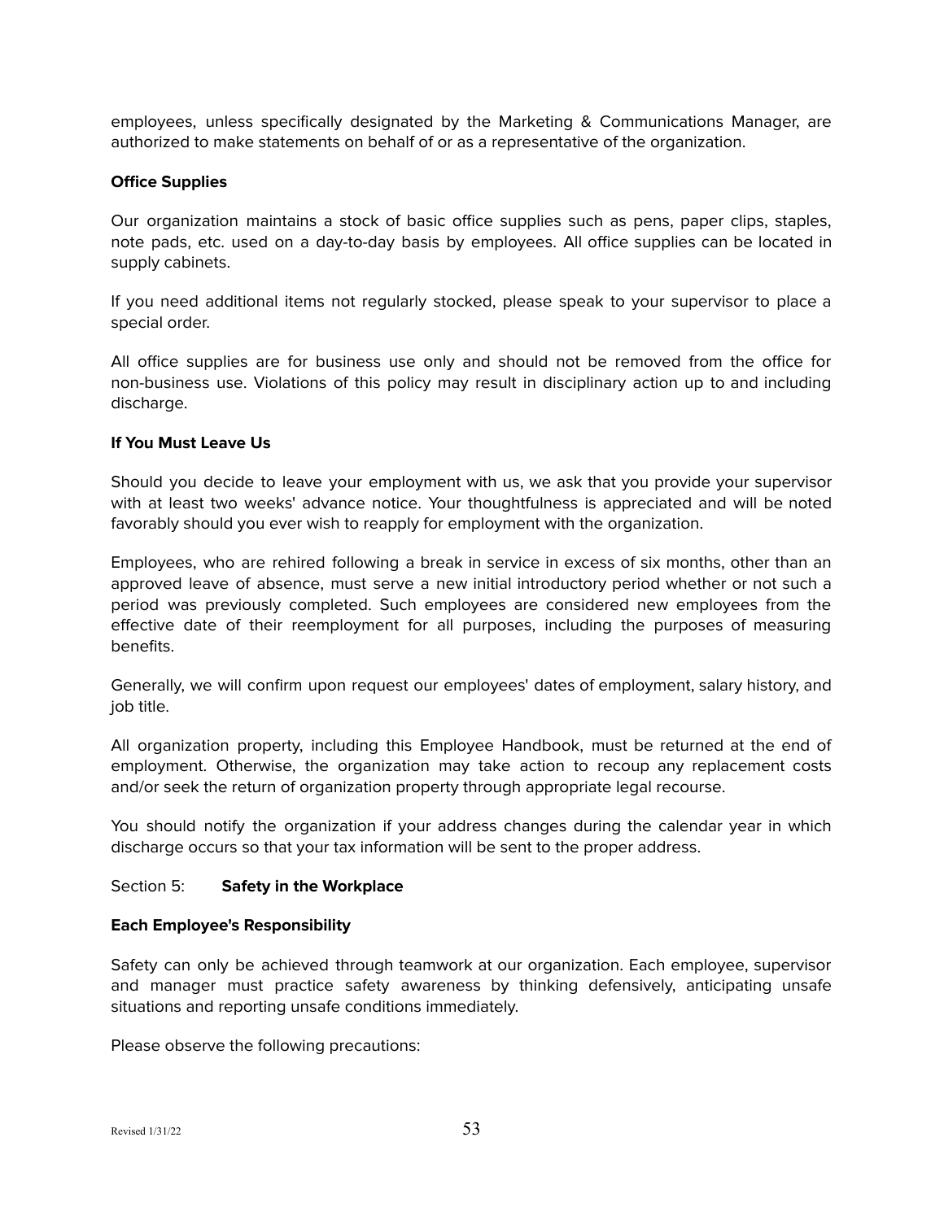employees, unless specifically designated by the Marketing & Communications Manager, are authorized to make statements on behalf of or as a representative of the organization.

**Office Supplies**

Our organization maintains a stock of basic office supplies such as pens, paper clips, staples, note pads, etc. used on a day-to-day basis by employees. All office supplies can be located in supply cabinets.

If you need additional items not regularly stocked, please speak to your supervisor to place a special order.

All office supplies are for business use only and should not be removed from the office for non-business use. Violations of this policy may result in disciplinary action up to and including discharge.

**If You Must Leave Us**

Should you decide to leave your employment with us, we ask that you provide your supervisor with at least two weeks' advance notice. Your thoughtfulness is appreciated and will be noted favorably should you ever wish to reapply for employment with the organization.

Employees, who are rehired following a break in service in excess of six months, other than an approved leave of absence, must serve a new initial introductory period whether or not such a period was previously completed. Such employees are considered new employees from the effective date of their reemployment for all purposes, including the purposes of measuring benefits.

Generally, we will confirm upon request our employees' dates of employment, salary history, and job title.

All organization property, including this Employee Handbook, must be returned at the end of employment. Otherwise, the organization may take action to recoup any replacement costs and/or seek the return of organization property through appropriate legal recourse.

You should notify the organization if your address changes during the calendar year in which discharge occurs so that your tax information will be sent to the proper address.

## Section 5: **Safety in the Workplace**

**Each Employee's Responsibility**

Safety can only be achieved through teamwork at our organization. Each employee, supervisor and manager must practice safety awareness by thinking defensively, anticipating unsafe situations and reporting unsafe conditions immediately.

Please observe the following precautions: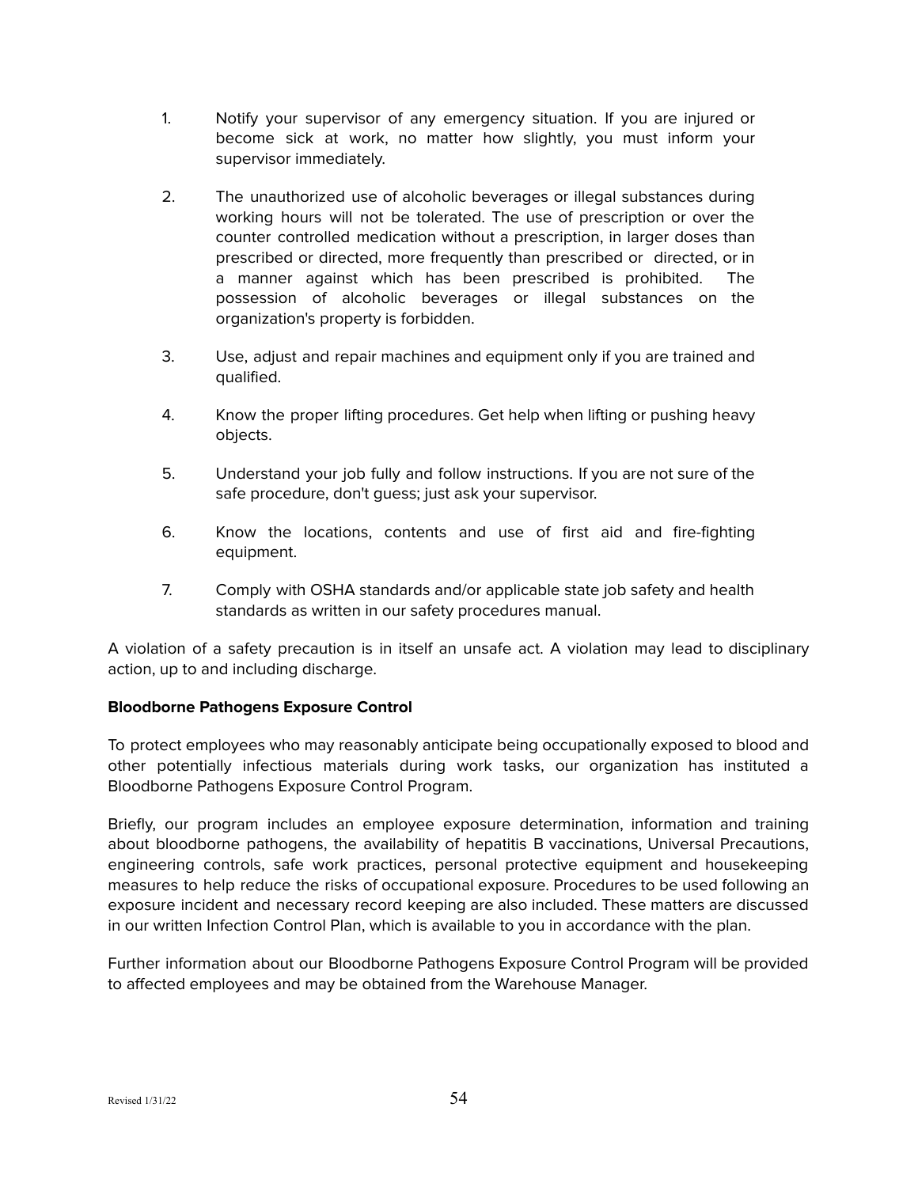1. Notify your supervisor of any emergency situation. If you are injured or become sick at work, no matter how slightly, you must inform your supervisor immediately.

2. The unauthorized use of alcoholic beverages or illegal substances during working hours will not be tolerated. The use of prescription or over the counter controlled medication without a prescription, in larger doses than prescribed or directed, more frequently than prescribed or directed, or in a manner against which has been prescribed is prohibited. The possession of alcoholic beverages or illegal substances on the organization's property is forbidden.

3. Use, adjust and repair machines and equipment only if you are trained and qualified.

4. Know the proper lifting procedures. Get help when lifting or pushing heavy objects.

5. Understand your job fully and follow instructions. If you are not sure of the safe procedure, don't guess; just ask your supervisor.

6. Know the locations, contents and use of first aid and fire-fighting equipment.

7. Comply with OSHA standards and/or applicable state job safety and health standards as written in our safety procedures manual.

A violation of a safety precaution is in itself an unsafe act. A violation may lead to disciplinary action, up to and including discharge.

**Bloodborne Pathogens Exposure Control**

To protect employees who may reasonably anticipate being occupationally exposed to blood and other potentially infectious materials during work tasks, our organization has instituted a Bloodborne Pathogens Exposure Control Program.

Briefly, our program includes an employee exposure determination, information and training about bloodborne pathogens, the availability of hepatitis B vaccinations, Universal Precautions, engineering controls, safe work practices, personal protective equipment and housekeeping measures to help reduce the risks of occupational exposure. Procedures to be used following an exposure incident and necessary record keeping are also included. These matters are discussed in our written Infection Control Plan, which is available to you in accordance with the plan.

Further information about our Bloodborne Pathogens Exposure Control Program will be provided to affected employees and may be obtained from the Warehouse Manager.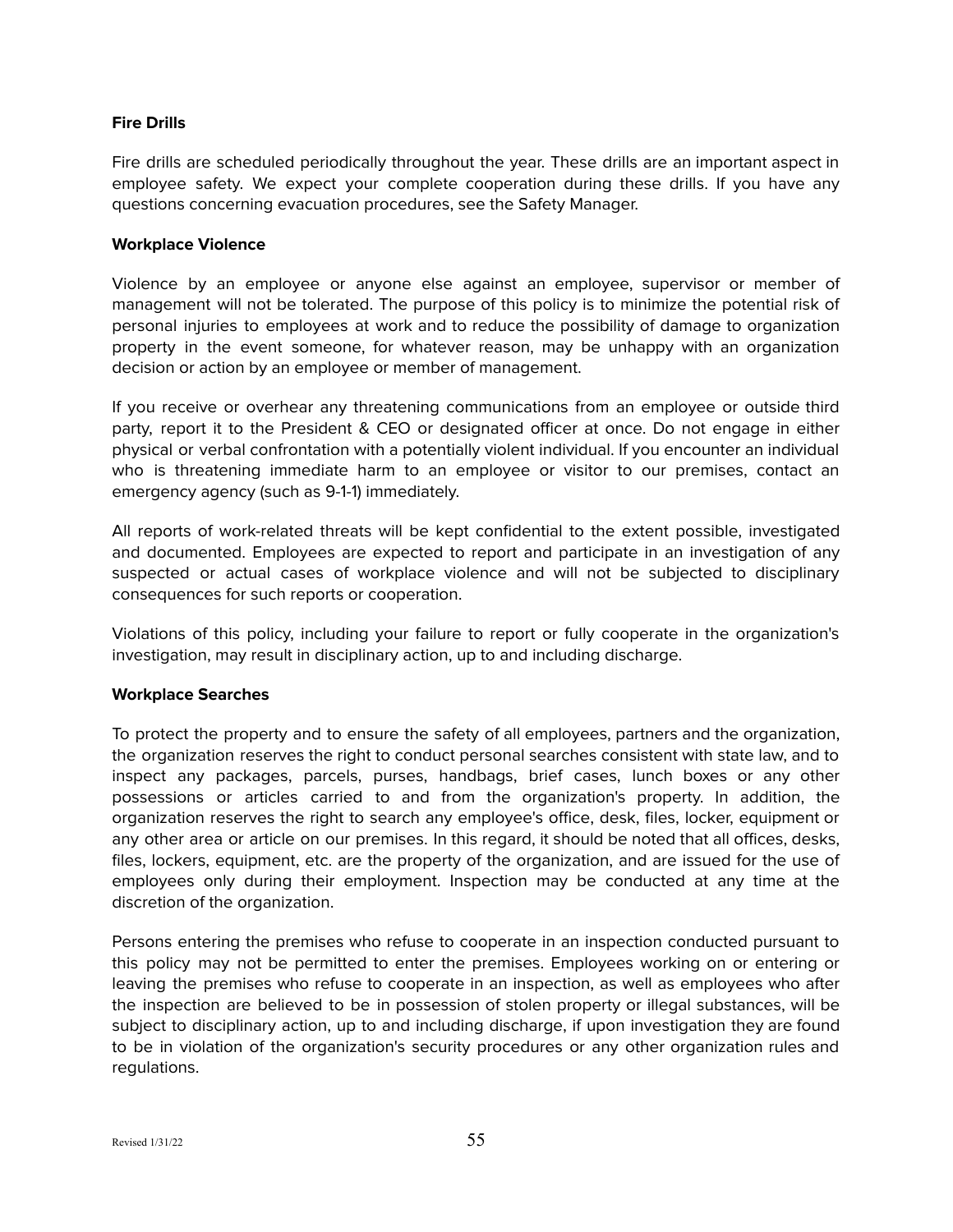**Fire Drills**

Fire drills are scheduled periodically throughout the year. These drills are an important aspect in employee safety. We expect your complete cooperation during these drills. If you have any questions concerning evacuation procedures, see the Safety Manager.

**Workplace Violence**

Violence by an employee or anyone else against an employee, supervisor or member of management will not be tolerated. The purpose of this policy is to minimize the potential risk of personal injuries to employees at work and to reduce the possibility of damage to organization property in the event someone, for whatever reason, may be unhappy with an organization decision or action by an employee or member of management.

If you receive or overhear any threatening communications from an employee or outside third party, report it to the President & CEO or designated officer at once. Do not engage in either physical or verbal confrontation with a potentially violent individual. If you encounter an individual who is threatening immediate harm to an employee or visitor to our premises, contact an emergency agency (such as 9-1-1) immediately.

All reports of work-related threats will be kept confidential to the extent possible, investigated and documented. Employees are expected to report and participate in an investigation of any suspected or actual cases of workplace violence and will not be subjected to disciplinary consequences for such reports or cooperation.

Violations of this policy, including your failure to report or fully cooperate in the organization's investigation, may result in disciplinary action, up to and including discharge.

**Workplace Searches**

To protect the property and to ensure the safety of all employees, partners and the organization, the organization reserves the right to conduct personal searches consistent with state law, and to inspect any packages, parcels, purses, handbags, brief cases, lunch boxes or any other possessions or articles carried to and from the organization's property. In addition, the organization reserves the right to search any employee's office, desk, files, locker, equipment or any other area or article on our premises. In this regard, it should be noted that all offices, desks, files, lockers, equipment, etc. are the property of the organization, and are issued for the use of employees only during their employment. Inspection may be conducted at any time at the discretion of the organization.

Persons entering the premises who refuse to cooperate in an inspection conducted pursuant to this policy may not be permitted to enter the premises. Employees working on or entering or leaving the premises who refuse to cooperate in an inspection, as well as employees who after the inspection are believed to be in possession of stolen property or illegal substances, will be subject to disciplinary action, up to and including discharge, if upon investigation they are found to be in violation of the organization's security procedures or any other organization rules and regulations.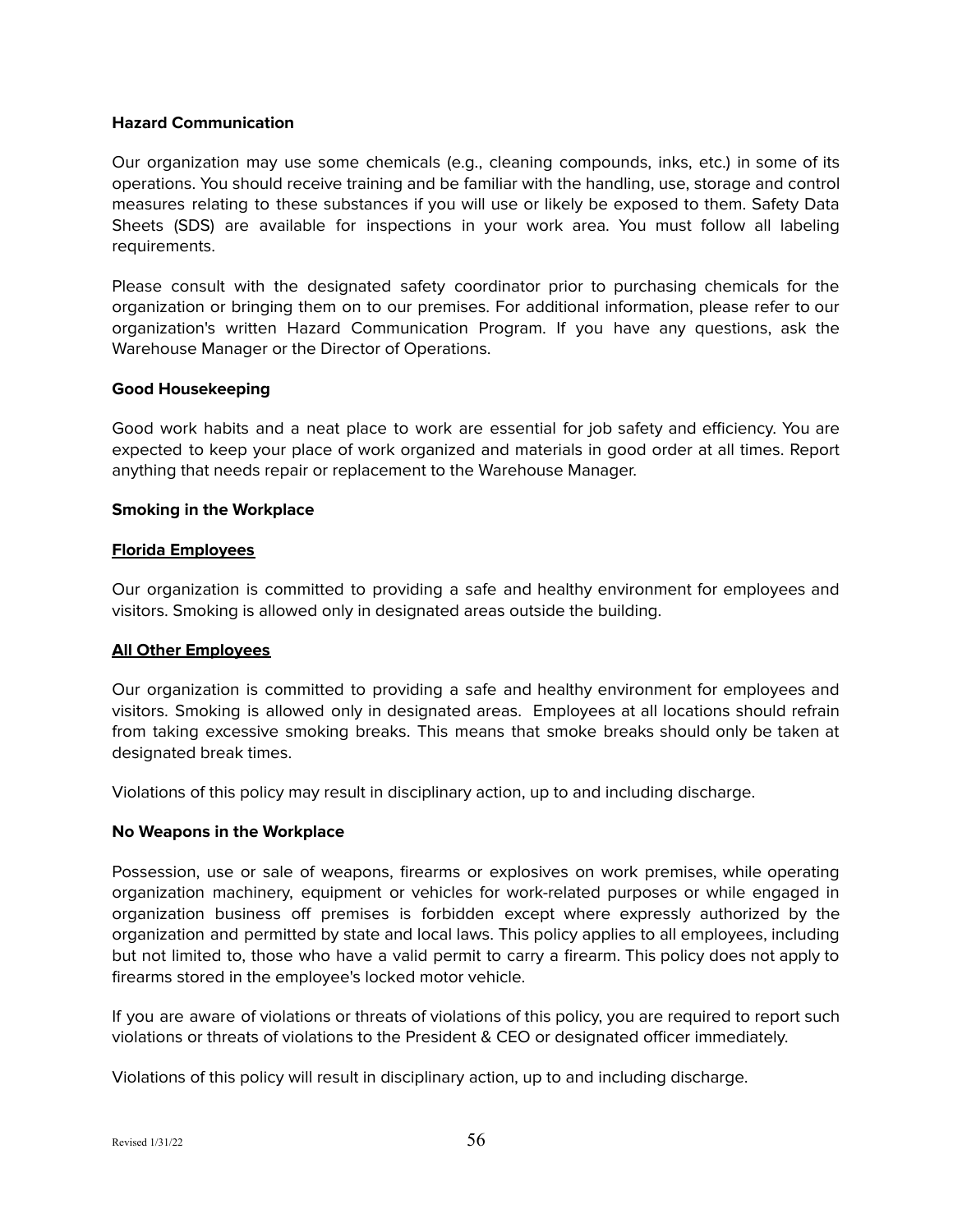**Hazard Communication**

Our organization may use some chemicals (e.g., cleaning compounds, inks, etc.) in some of its operations. You should receive training and be familiar with the handling, use, storage and control measures relating to these substances if you will use or likely be exposed to them. Safety Data Sheets (SDS) are available for inspections in your work area. You must follow all labeling requirements.

Please consult with the designated safety coordinator prior to purchasing chemicals for the organization or bringing them on to our premises. For additional information, please refer to our organization's written Hazard Communication Program. If you have any questions, ask the Warehouse Manager or the Director of Operations.

**Good Housekeeping**

Good work habits and a neat place to work are essential for job safety and efficiency. You are expected to keep your place of work organized and materials in good order at all times. Report anything that needs repair or replacement to the Warehouse Manager.

**Smoking in the Workplace**

**<u>Florida Employees</u>**

Our organization is committed to providing a safe and healthy environment for employees and visitors. Smoking is allowed only in designated areas outside the building.

**<u>All Other Employees</u>**

Our organization is committed to providing a safe and healthy environment for employees and visitors. Smoking is allowed only in designated areas. Employees at all locations should refrain from taking excessive smoking breaks. This means that smoke breaks should only be taken at designated break times.

Violations of this policy may result in disciplinary action, up to and including discharge.

**No Weapons in the Workplace**

Possession, use or sale of weapons, firearms or explosives on work premises, while operating organization machinery, equipment or vehicles for work-related purposes or while engaged in organization business off premises is forbidden except where expressly authorized by the organization and permitted by state and local laws. This policy applies to all employees, including but not limited to, those who have a valid permit to carry a firearm. This policy does not apply to firearms stored in the employee's locked motor vehicle.

If you are aware of violations or threats of violations of this policy, you are required to report such violations or threats of violations to the President & CEO or designated officer immediately.

Violations of this policy will result in disciplinary action, up to and including discharge.

Revised 1/31/22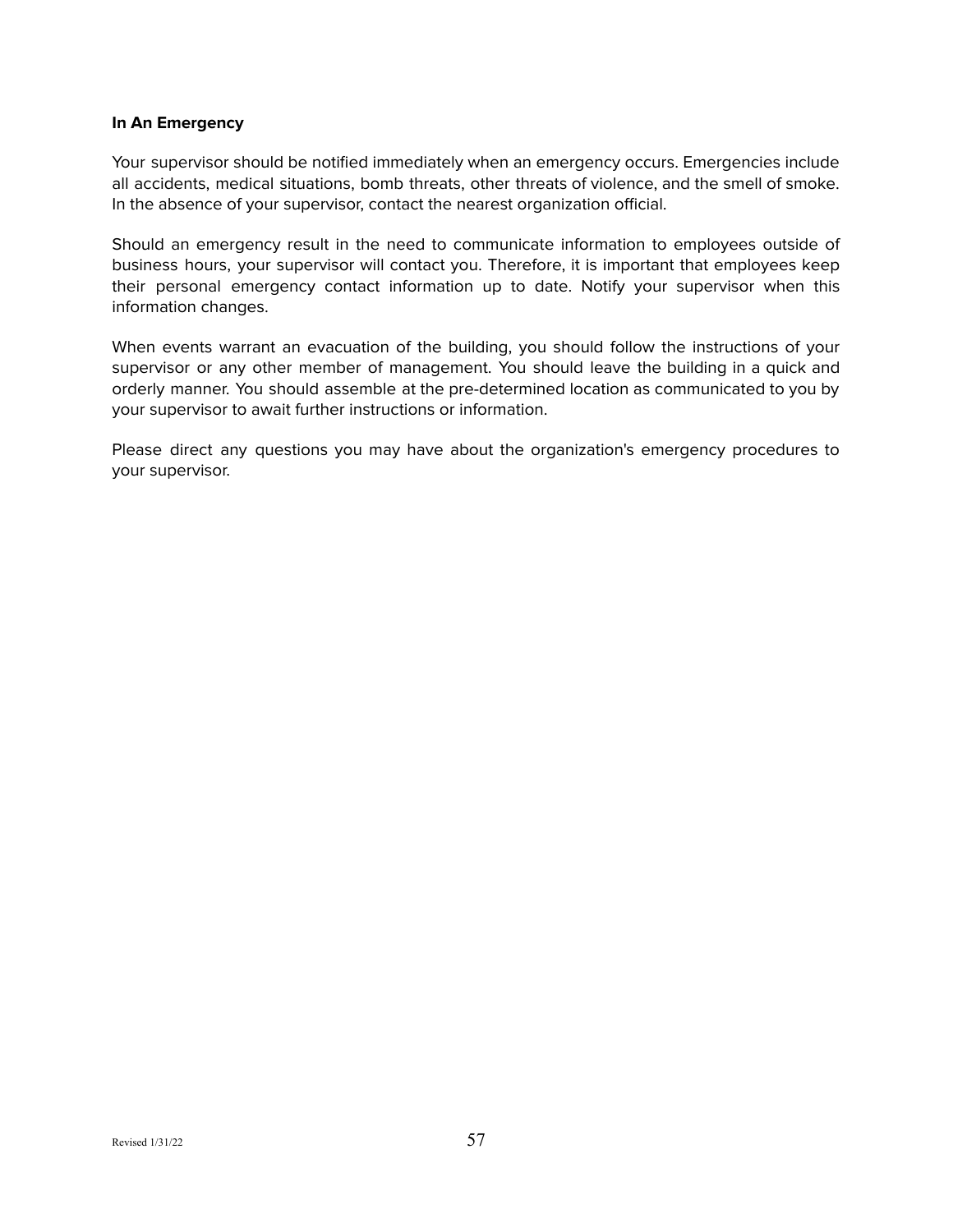**In An Emergency**

Your supervisor should be notified immediately when an emergency occurs. Emergencies include all accidents, medical situations, bomb threats, other threats of violence, and the smell of smoke. In the absence of your supervisor, contact the nearest organization official.

Should an emergency result in the need to communicate information to employees outside of business hours, your supervisor will contact you. Therefore, it is important that employees keep their personal emergency contact information up to date. Notify your supervisor when this information changes.

When events warrant an evacuation of the building, you should follow the instructions of your supervisor or any other member of management. You should leave the building in a quick and orderly manner. You should assemble at the pre-determined location as communicated to you by your supervisor to await further instructions or information.

Please direct any questions you may have about the organization's emergency procedures to your supervisor.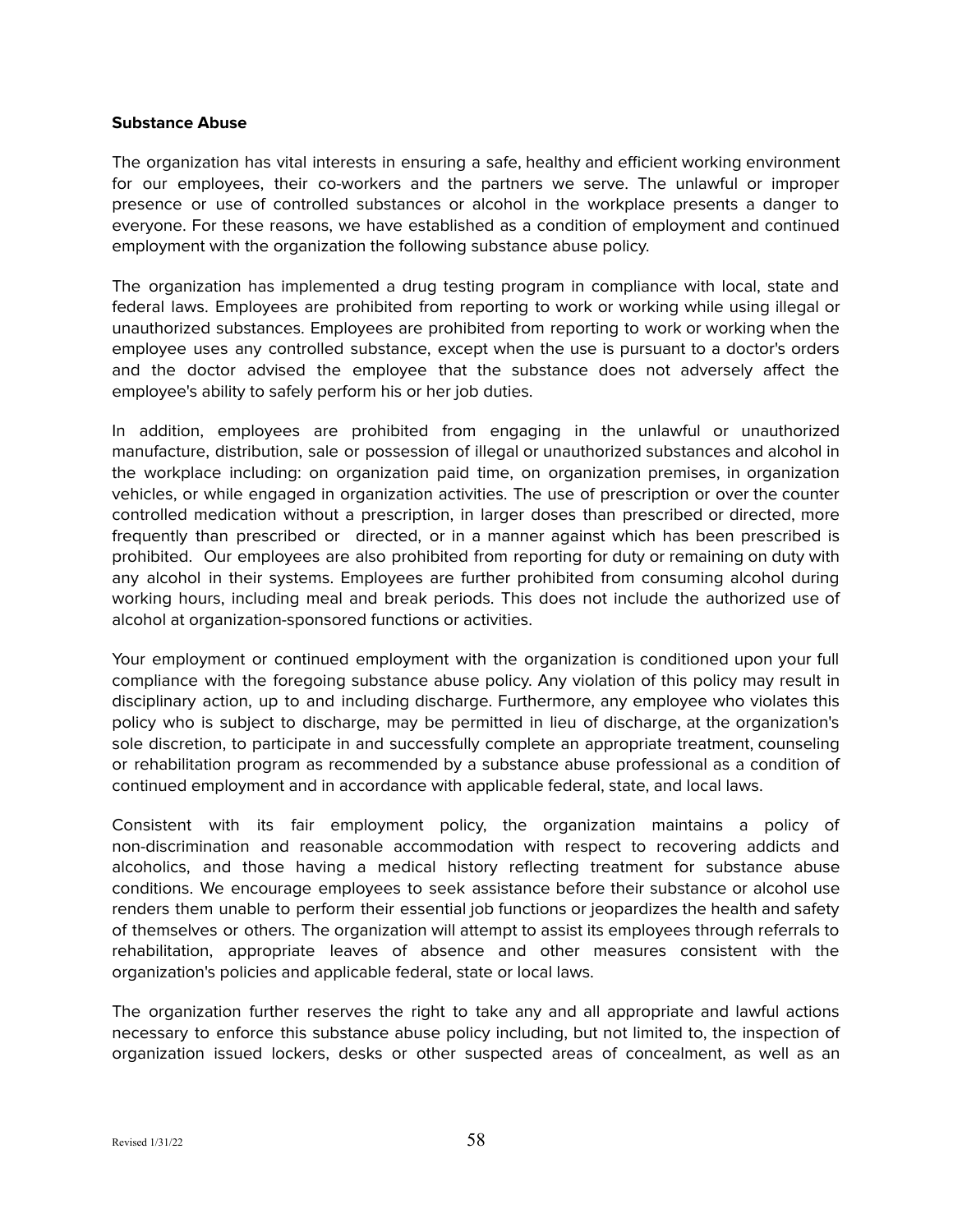**Substance Abuse**

The organization has vital interests in ensuring a safe, healthy and efficient working environment for our employees, their co-workers and the partners we serve. The unlawful or improper presence or use of controlled substances or alcohol in the workplace presents a danger to everyone. For these reasons, we have established as a condition of employment and continued employment with the organization the following substance abuse policy.

The organization has implemented a drug testing program in compliance with local, state and federal laws. Employees are prohibited from reporting to work or working while using illegal or unauthorized substances. Employees are prohibited from reporting to work or working when the employee uses any controlled substance, except when the use is pursuant to a doctor's orders and the doctor advised the employee that the substance does not adversely affect the employee's ability to safely perform his or her job duties.

In addition, employees are prohibited from engaging in the unlawful or unauthorized manufacture, distribution, sale or possession of illegal or unauthorized substances and alcohol in the workplace including: on organization paid time, on organization premises, in organization vehicles, or while engaged in organization activities. The use of prescription or over the counter controlled medication without a prescription, in larger doses than prescribed or directed, more frequently than prescribed or directed, or in a manner against which has been prescribed is prohibited. Our employees are also prohibited from reporting for duty or remaining on duty with any alcohol in their systems. Employees are further prohibited from consuming alcohol during working hours, including meal and break periods. This does not include the authorized use of alcohol at organization-sponsored functions or activities.

Your employment or continued employment with the organization is conditioned upon your full compliance with the foregoing substance abuse policy. Any violation of this policy may result in disciplinary action, up to and including discharge. Furthermore, any employee who violates this policy who is subject to discharge, may be permitted in lieu of discharge, at the organization's sole discretion, to participate in and successfully complete an appropriate treatment, counseling or rehabilitation program as recommended by a substance abuse professional as a condition of continued employment and in accordance with applicable federal, state, and local laws.

Consistent with its fair employment policy, the organization maintains a policy of non-discrimination and reasonable accommodation with respect to recovering addicts and alcoholics, and those having a medical history reflecting treatment for substance abuse conditions. We encourage employees to seek assistance before their substance or alcohol use renders them unable to perform their essential job functions or jeopardizes the health and safety of themselves or others. The organization will attempt to assist its employees through referrals to rehabilitation, appropriate leaves of absence and other measures consistent with the organization's policies and applicable federal, state or local laws.

The organization further reserves the right to take any and all appropriate and lawful actions necessary to enforce this substance abuse policy including, but not limited to, the inspection of organization issued lockers, desks or other suspected areas of concealment, as well as an

Revised 1/31/22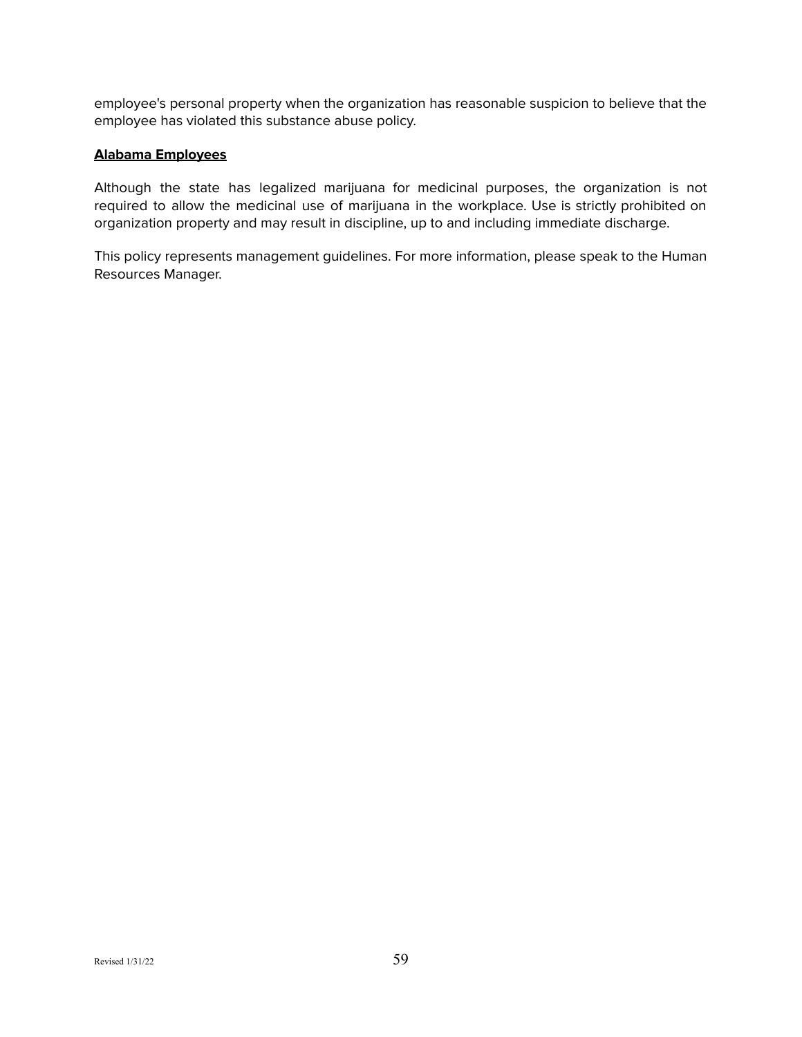employee's personal property when the organization has reasonable suspicion to believe that the employee has violated this substance abuse policy.

**Alabama Employees**

Although the state has legalized marijuana for medicinal purposes, the organization is not required to allow the medicinal use of marijuana in the workplace. Use is strictly prohibited on organization property and may result in discipline, up to and including immediate discharge.

This policy represents management guidelines. For more information, please speak to the Human Resources Manager.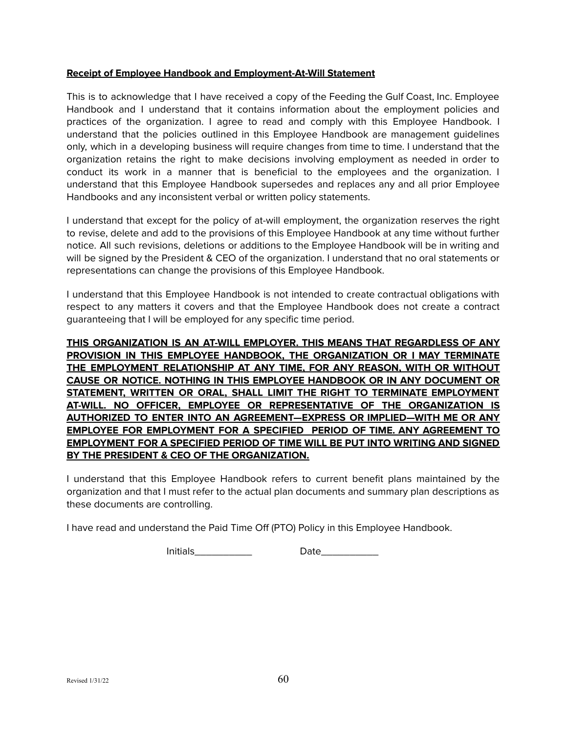**Receipt of Employee Handbook and Employment-At-Will Statement**

This is to acknowledge that I have received a copy of the Feeding the Gulf Coast, Inc. Employee Handbook and I understand that it contains information about the employment policies and practices of the organization. I agree to read and comply with this Employee Handbook. I understand that the policies outlined in this Employee Handbook are management guidelines only, which in a developing business will require changes from time to time. I understand that the organization retains the right to make decisions involving employment as needed in order to conduct its work in a manner that is beneficial to the employees and the organization. I understand that this Employee Handbook supersedes and replaces any and all prior Employee Handbooks and any inconsistent verbal or written policy statements.

I understand that except for the policy of at-will employment, the organization reserves the right to revise, delete and add to the provisions of this Employee Handbook at any time without further notice. All such revisions, deletions or additions to the Employee Handbook will be in writing and will be signed by the President & CEO of the organization. I understand that no oral statements or representations can change the provisions of this Employee Handbook.

I understand that this Employee Handbook is not intended to create contractual obligations with respect to any matters it covers and that the Employee Handbook does not create a contract guaranteeing that I will be employed for any specific time period.

**THIS ORGANIZATION IS AN AT-WILL EMPLOYER. THIS MEANS THAT REGARDLESS OF ANY PROVISION IN THIS EMPLOYEE HANDBOOK, THE ORGANIZATION OR I MAY TERMINATE THE EMPLOYMENT RELATIONSHIP AT ANY TIME, FOR ANY REASON, WITH OR WITHOUT CAUSE OR NOTICE. NOTHING IN THIS EMPLOYEE HANDBOOK OR IN ANY DOCUMENT OR STATEMENT, WRITTEN OR ORAL, SHALL LIMIT THE RIGHT TO TERMINATE EMPLOYMENT AT-WILL. NO OFFICER, EMPLOYEE OR REPRESENTATIVE OF THE ORGANIZATION IS AUTHORIZED TO ENTER INTO AN AGREEMENT—EXPRESS OR IMPLIED—WITH ME OR ANY EMPLOYEE FOR EMPLOYMENT FOR A SPECIFIED PERIOD OF TIME. ANY AGREEMENT TO EMPLOYMENT FOR A SPECIFIED PERIOD OF TIME WILL BE PUT INTO WRITING AND SIGNED BY THE PRESIDENT & CEO OF THE ORGANIZATION.**

I understand that this Employee Handbook refers to current benefit plans maintained by the organization and that I must refer to the actual plan documents and summary plan descriptions as these documents are controlling.

I have read and understand the Paid Time Off (PTO) Policy in this Employee Handbook.

Initials___________ Date___________

Revised 1/31/22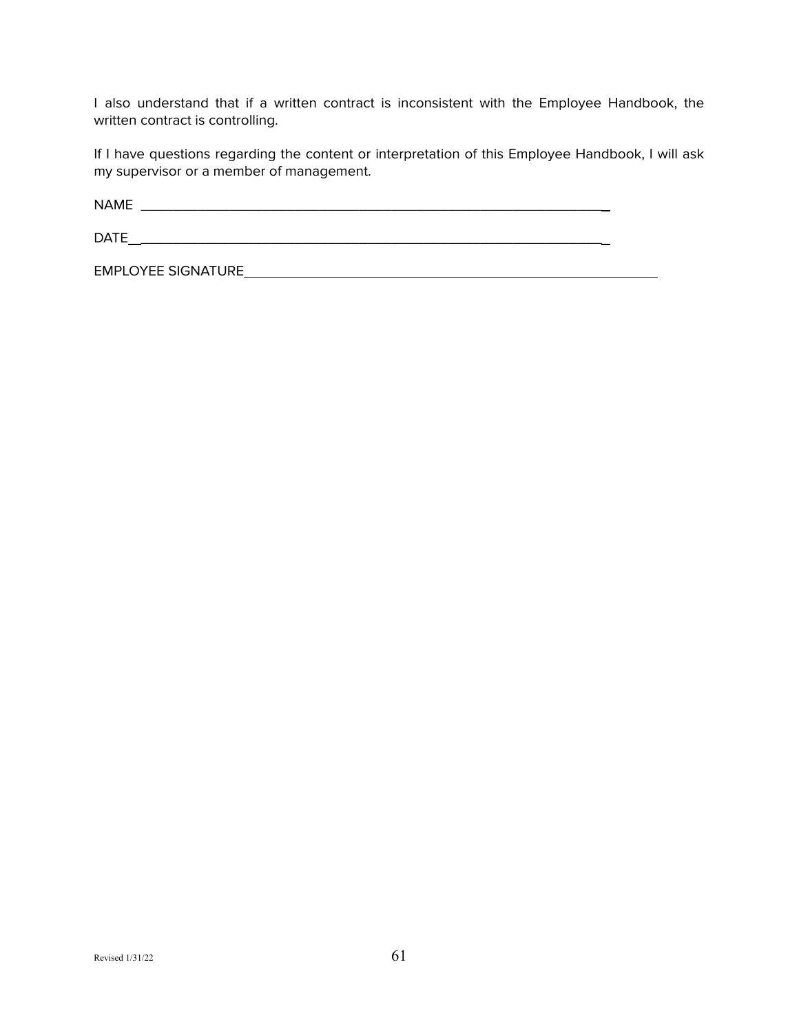I also understand that if a written contract is inconsistent with the Employee Handbook, the written contract is controlling.

If I have questions regarding the content or interpretation of this Employee Handbook, I will ask my supervisor or a member of management.

NAME ___________________________________________________________

DATE___________________________________________________________

EMPLOYEE SIGNATURE_____________________________________________

Revised 1/31/22